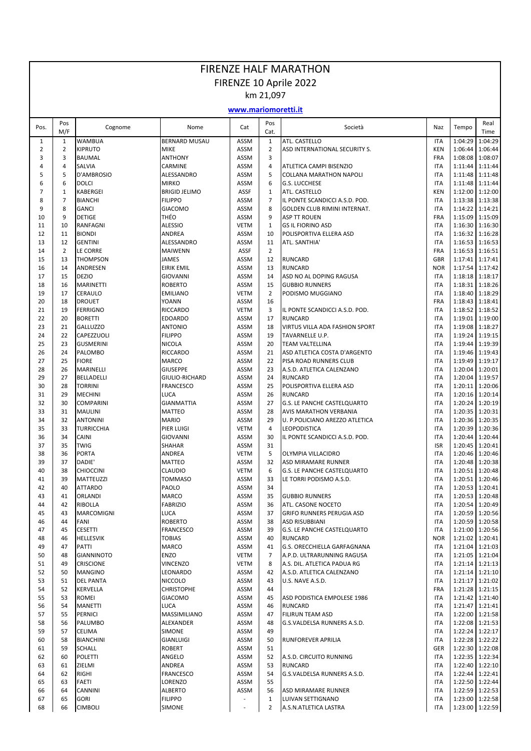# FIRENZE HALF MARATHON

## FIRENZE 10 Aprile 2022

km 21,097

**www.mariomoretti.it**

| Pos. | Pos M/F | Cognome | Nome | Cat | Pos Cat. | Società | Naz | Tempo | Real Time |
|---|---|---|---|---|---|---|---|---|---|
| 1 | 1 | WAMBUA | BERNARD MUSAU | ASSM | 1 | ATL. CASTELLO | ITA | 1:04:29 | 1:04:29 |
| 2 | 2 | KIPRUTO | MIKE | ASSM | 2 | ASD INTERNATIONAL SECURITY S. | KEN | 1:06:44 | 1:06:44 |
| 3 | 3 | BAUMAL | ANTHONY | ASSM | 3 | | FRA | 1:08:08 | 1:08:07 |
| 4 | 4 | SALVIA | CARMINE | ASSM | 4 | ATLETICA CAMPI BISENZIO | ITA | 1:11:44 | 1:11:44 |
| 5 | 5 | D'AMBROSIO | ALESSANDRO | ASSM | 5 | COLLANA MARATHON NAPOLI | ITA | 1:11:48 | 1:11:48 |
| 6 | 6 | DOLCI | MIRKO | ASSM | 6 | G.S. LUCCHESE | ITA | 1:11:48 | 1:11:44 |
| 7 | 1 | KABERGEI | BRIGID JELIMO | ASSF | 1 | ATL. CASTELLO | KEN | 1:12:00 | 1:12:00 |
| 8 | 7 | BIANCHI | FILIPPO | ASSM | 7 | IL PONTE SCANDICCI A.S.D. POD. | ITA | 1:13:38 | 1:13:38 |
| 9 | 8 | GANCI | GIACOMO | ASSM | 8 | GOLDEN CLUB RIMINI INTERNAT. | ITA | 1:14:22 | 1:14:21 |
| 10 | 9 | DETIGE | THÉO | ASSM | 9 | ASP TT ROUEN | FRA | 1:15:09 | 1:15:09 |
| 11 | 10 | RANFAGNI | ALESSIO | VETM | 1 | GS IL FIORINO ASD | ITA | 1:16:30 | 1:16:30 |
| 12 | 11 | BIONDI | ANDREA | ASSM | 10 | POLISPORTIVA ELLERA ASD | ITA | 1:16:32 | 1:16:28 |
| 13 | 12 | GENTINI | ALESSANDRO | ASSM | 11 | ATL. SANTHIA' | ITA | 1:16:53 | 1:16:53 |
| 14 | 2 | LE CORRE | MAIWENN | ASSF | 2 | | FRA | 1:16:53 | 1:16:51 |
| 15 | 13 | THOMPSON | JAMES | ASSM | 12 | RUNCARD | GBR | 1:17:41 | 1:17:41 |
| 16 | 14 | ANDRESEN | EIRIK EMIL | ASSM | 13 | RUNCARD | NOR | 1:17:54 | 1:17:42 |
| 17 | 15 | DEZIO | GIOVANNI | ASSM | 14 | ASD NO AL DOPING RAGUSA | ITA | 1:18:18 | 1:18:17 |
| 18 | 16 | MARINETTI | ROBERTO | ASSM | 15 | GUBBIO RUNNERS | ITA | 1:18:31 | 1:18:26 |
| 19 | 17 | CERAULO | EMILIANO | VETM | 2 | PODISMO MUGGIANO | ITA | 1:18:40 | 1:18:29 |
| 20 | 18 | DROUET | YOANN | ASSM | 16 | | FRA | 1:18:43 | 1:18:41 |
| 21 | 19 | FERRIGNO | RICCARDO | VETM | 3 | IL PONTE SCANDICCI A.S.D. POD. | ITA | 1:18:52 | 1:18:52 |
| 22 | 20 | BORETTI | EDOARDO | ASSM | 17 | RUNCARD | ITA | 1:19:01 | 1:19:00 |
| 23 | 21 | GALLUZZO | ANTONIO | ASSM | 18 | VIRTUS VILLA ADA FASHION SPORT | ITA | 1:19:08 | 1:18:27 |
| 24 | 22 | CAPEZZUOLI | FILIPPO | ASSM | 19 | TAVARNELLE U.P. | ITA | 1:19:24 | 1:19:15 |
| 25 | 23 | GUSMERINI | NICOLA | ASSM | 20 | TEAM VALTELLINA | ITA | 1:19:44 | 1:19:39 |
| 26 | 24 | PALOMBO | RICCARDO | ASSM | 21 | ASD ATLETICA COSTA D'ARGENTO | ITA | 1:19:46 | 1:19:43 |
| 27 | 25 | FIORE | MARCO | ASSM | 22 | PISA ROAD RUNNERS CLUB | ITA | 1:19:49 | 1:19:17 |
| 28 | 26 | MARINELLI | GIUSEPPE | ASSM | 23 | A.S.D. ATLETICA CALENZANO | ITA | 1:20:04 | 1:20:01 |
| 29 | 27 | BELLADELLI | GIULIO-RICHARD | ASSM | 24 | RUNCARD | ITA | 1:20:04 | 1:19:57 |
| 30 | 28 | TORRINI | FRANCESCO | ASSM | 25 | POLISPORTIVA ELLERA ASD | ITA | 1:20:11 | 1:20:06 |
| 31 | 29 | MECHINI | LUCA | ASSM | 26 | RUNCARD | ITA | 1:20:16 | 1:20:14 |
| 32 | 30 | COMPARINI | GIANMATTIA | ASSM | 27 | G.S. LE PANCHE CASTELQUARTO | ITA | 1:20:24 | 1:20:19 |
| 33 | 31 | MAULINI | MATTEO | ASSM | 28 | AVIS MARATHON VERBANIA | ITA | 1:20:35 | 1:20:31 |
| 34 | 32 | ANTONINI | MARIO | ASSM | 29 | U. P.POLICIANO AREZZO ATLETICA | ITA | 1:20:36 | 1:20:35 |
| 35 | 33 | TURRICCHIA | PIER LUIGI | VETM | 4 | LEOPODISTICA | ITA | 1:20:39 | 1:20:36 |
| 36 | 34 | CAINI | GIOVANNI | ASSM | 30 | IL PONTE SCANDICCI A.S.D. POD. | ITA | 1:20:44 | 1:20:44 |
| 37 | 35 | TWIG | SHAHAR | ASSM | 31 | | ISR | 1:20:45 | 1:20:41 |
| 38 | 36 | PORTA | ANDREA | VETM | 5 | OLYMPIA VILLACIDRO | ITA | 1:20:46 | 1:20:46 |
| 39 | 37 | DADIE' | MATTEO | ASSM | 32 | ASD MIRAMARE RUNNER | ITA | 1:20:48 | 1:20:38 |
| 40 | 38 | CHIOCCINI | CLAUDIO | VETM | 6 | G.S. LE PANCHE CASTELQUARTO | ITA | 1:20:51 | 1:20:48 |
| 41 | 39 | MATTEUZZI | TOMMASO | ASSM | 33 | LE TORRI PODISMO A.S.D. | ITA | 1:20:51 | 1:20:46 |
| 42 | 40 | ATTARDO | PAOLO | ASSM | 34 | | ITA | 1:20:53 | 1:20:41 |
| 43 | 41 | ORLANDI | MARCO | ASSM | 35 | GUBBIO RUNNERS | ITA | 1:20:53 | 1:20:48 |
| 44 | 42 | RIBOLLA | FABRIZIO | ASSM | 36 | ATL. CASONE NOCETO | ITA | 1:20:54 | 1:20:49 |
| 45 | 43 | MARCOMIGNI | LUCA | ASSM | 37 | GRIFO RUNNERS PERUGIA ASD | ITA | 1:20:59 | 1:20:56 |
| 46 | 44 | FANI | ROBERTO | ASSM | 38 | ASD RISUBBIANI | ITA | 1:20:59 | 1:20:58 |
| 47 | 45 | CESETTI | FRANCESCO | ASSM | 39 | G.S. LE PANCHE CASTELQUARTO | ITA | 1:21:00 | 1:20:56 |
| 48 | 46 | HELLESVIK | TOBIAS | ASSM | 40 | RUNCARD | NOR | 1:21:02 | 1:20:41 |
| 49 | 47 | PATTI | MARCO | ASSM | 41 | G.S. ORECCHIELLA GARFAGNANA | ITA | 1:21:04 | 1:21:03 |
| 50 | 48 | GIANNINOTO | ENZO | VETM | 7 | A.P.D. ULTRARUNNING RAGUSA | ITA | 1:21:05 | 1:21:04 |
| 51 | 49 | CRISCIONE | VINCENZO | VETM | 8 | A.S. DIL. ATLETICA PADUA RG | ITA | 1:21:14 | 1:21:13 |
| 52 | 50 | MANGINO | LEONARDO | ASSM | 42 | A.S.D. ATLETICA CALENZANO | ITA | 1:21:14 | 1:21:10 |
| 53 | 51 | DEL PANTA | NICCOLO | ASSM | 43 | U.S. NAVE A.S.D. | ITA | 1:21:17 | 1:21:02 |
| 54 | 52 | KERVELLA | CHRISTOPHE | ASSM | 44 | | FRA | 1:21:28 | 1:21:15 |
| 55 | 53 | ROMEI | GIACOMO | ASSM | 45 | ASD PODISTICA EMPOLESE 1986 | ITA | 1:21:42 | 1:21:40 |
| 56 | 54 | MANETTI | LUCA | ASSM | 46 | RUNCARD | ITA | 1:21:47 | 1:21:41 |
| 57 | 55 | PERNICI | MASSIMILIANO | ASSM | 47 | FILIRUN TEAM ASD | ITA | 1:22:00 | 1:21:58 |
| 58 | 56 | PALUMBO | ALEXANDER | ASSM | 48 | G.S.VALDELSA RUNNERS A.S.D. | ITA | 1:22:08 | 1:21:53 |
| 59 | 57 | CELIMA | SIMONE | ASSM | 49 | | ITA | 1:22:24 | 1:22:17 |
| 60 | 58 | BIANCHINI | GIANLUIGI | ASSM | 50 | RUNFOREVER APRILIA | ITA | 1:22:28 | 1:22:22 |
| 61 | 59 | SCHALL | ROBERT | ASSM | 51 | | GER | 1:22:30 | 1:22:08 |
| 62 | 60 | POLETTI | ANGELO | ASSM | 52 | A.S.D. CIRCUITO RUNNING | ITA | 1:22:35 | 1:22:34 |
| 63 | 61 | ZIELMI | ANDREA | ASSM | 53 | RUNCARD | ITA | 1:22:40 | 1:22:10 |
| 64 | 62 | RIGHI | FRANCESCO | ASSM | 54 | G.S.VALDELSA RUNNERS A.S.D. | ITA | 1:22:44 | 1:22:41 |
| 65 | 63 | FAETI | LORENZO | ASSM | 55 | | ITA | 1:22:50 | 1:22:44 |
| 66 | 64 | CANNINI | ALBERTO | ASSM | 56 | ASD MIRAMARE RUNNER | ITA | 1:22:59 | 1:22:53 |
| 67 | 65 | GORI | FILIPPO | - | 1 | LUIVAN SETTIGNANO | ITA | 1:23:00 | 1:22:58 |
| 68 | 66 | CIMBOLI | SIMONE | - | 2 | A.S.N.ATLETICA LASTRA | ITA | 1:23:00 | 1:22:59 |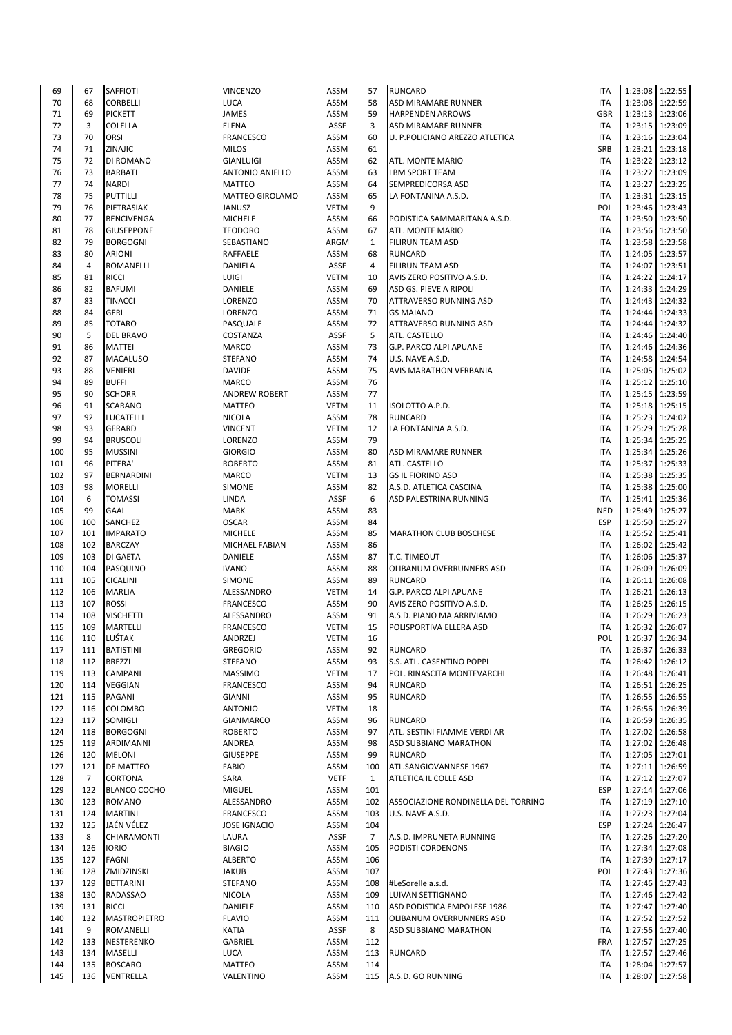| | | | | | | | | | |
|---|---|---|---|---|---|---|---|---|---|
| 69 | 67 | SAFFIOTI | VINCENZO | ASSM | 57 | RUNCARD | ITA | 1:23:08 | 1:22:55 |
| 70 | 68 | CORBELLI | LUCA | ASSM | 58 | ASD MIRAMARE RUNNER | ITA | 1:23:08 | 1:22:59 |
| 71 | 69 | PICKETT | JAMES | ASSM | 59 | HARPENDEN ARROWS | GBR | 1:23:13 | 1:23:06 |
| 72 | 3 | COLELLA | ELENA | ASSF | 3 | ASD MIRAMARE RUNNER | ITA | 1:23:15 | 1:23:09 |
| 73 | 70 | ORSI | FRANCESCO | ASSM | 60 | U. P.POLICIANO AREZZO ATLETICA | ITA | 1:23:16 | 1:23:04 |
| 74 | 71 | ZINAJIC | MILOS | ASSM | 61 | | SRB | 1:23:21 | 1:23:18 |
| 75 | 72 | DI ROMANO | GIANLUIGI | ASSM | 62 | ATL. MONTE MARIO | ITA | 1:23:22 | 1:23:12 |
| 76 | 73 | BARBATI | ANTONIO ANIELLO | ASSM | 63 | LBM SPORT TEAM | ITA | 1:23:22 | 1:23:09 |
| 77 | 74 | NARDI | MATTEO | ASSM | 64 | SEMPREDICORSA ASD | ITA | 1:23:27 | 1:23:25 |
| 78 | 75 | PUTTILLI | MATTEO GIROLAMO | ASSM | 65 | LA FONTANINA A.S.D. | ITA | 1:23:31 | 1:23:15 |
| 79 | 76 | PIETRASIAK | JANUSZ | VETM | 9 | | POL | 1:23:46 | 1:23:43 |
| 80 | 77 | BENCIVENGA | MICHELE | ASSM | 66 | PODISTICA SAMMARITANA A.S.D. | ITA | 1:23:50 | 1:23:50 |
| 81 | 78 | GIUSEPPONE | TEODORO | ASSM | 67 | ATL. MONTE MARIO | ITA | 1:23:56 | 1:23:50 |
| 82 | 79 | BORGOGNI | SEBASTIANO | ARGM | 1 | FILIRUN TEAM ASD | ITA | 1:23:58 | 1:23:58 |
| 83 | 80 | ARIONI | RAFFAELE | ASSM | 68 | RUNCARD | ITA | 1:24:05 | 1:23:57 |
| 84 | 4 | ROMANELLI | DANIELA | ASSF | 4 | FILIRUN TEAM ASD | ITA | 1:24:07 | 1:23:51 |
| 85 | 81 | RICCI | LUIGI | VETM | 10 | AVIS ZERO POSITIVO A.S.D. | ITA | 1:24:22 | 1:24:17 |
| 86 | 82 | BAFUMI | DANIELE | ASSM | 69 | ASD GS. PIEVE A RIPOLI | ITA | 1:24:33 | 1:24:29 |
| 87 | 83 | TINACCI | LORENZO | ASSM | 70 | ATTRAVERSO RUNNING ASD | ITA | 1:24:43 | 1:24:32 |
| 88 | 84 | GERI | LORENZO | ASSM | 71 | GS MAIANO | ITA | 1:24:44 | 1:24:33 |
| 89 | 85 | TOTARO | PASQUALE | ASSM | 72 | ATTRAVERSO RUNNING ASD | ITA | 1:24:44 | 1:24:32 |
| 90 | 5 | DEL BRAVO | COSTANZA | ASSF | 5 | ATL. CASTELLO | ITA | 1:24:46 | 1:24:40 |
| 91 | 86 | MATTEI | MARCO | ASSM | 73 | G.P. PARCO ALPI APUANE | ITA | 1:24:46 | 1:24:36 |
| 92 | 87 | MACALUSO | STEFANO | ASSM | 74 | U.S. NAVE A.S.D. | ITA | 1:24:58 | 1:24:54 |
| 93 | 88 | VENIERI | DAVIDE | ASSM | 75 | AVIS MARATHON VERBANIA | ITA | 1:25:05 | 1:25:02 |
| 94 | 89 | BUFFI | MARCO | ASSM | 76 | | ITA | 1:25:12 | 1:25:10 |
| 95 | 90 | SCHORR | ANDREW ROBERT | ASSM | 77 | | ITA | 1:25:15 | 1:23:59 |
| 96 | 91 | SCARANO | MATTEO | VETM | 11 | ISOLOTTO A.P.D. | ITA | 1:25:18 | 1:25:15 |
| 97 | 92 | LUCATELLI | NICOLA | ASSM | 78 | RUNCARD | ITA | 1:25:23 | 1:24:02 |
| 98 | 93 | GERARD | VINCENT | VETM | 12 | LA FONTANINA A.S.D. | ITA | 1:25:29 | 1:25:28 |
| 99 | 94 | BRUSCOLI | LORENZO | ASSM | 79 | | ITA | 1:25:34 | 1:25:25 |
| 100 | 95 | MUSSINI | GIORGIO | ASSM | 80 | ASD MIRAMARE RUNNER | ITA | 1:25:34 | 1:25:26 |
| 101 | 96 | PITERA' | ROBERTO | ASSM | 81 | ATL. CASTELLO | ITA | 1:25:37 | 1:25:33 |
| 102 | 97 | BERNARDINI | MARCO | VETM | 13 | GS IL FIORINO ASD | ITA | 1:25:38 | 1:25:35 |
| 103 | 98 | MORELLI | SIMONE | ASSM | 82 | A.S.D. ATLETICA CASCINA | ITA | 1:25:38 | 1:25:00 |
| 104 | 6 | TOMASSI | LINDA | ASSF | 6 | ASD PALESTRINA RUNNING | ITA | 1:25:41 | 1:25:36 |
| 105 | 99 | GAAL | MARK | ASSM | 83 | | NED | 1:25:49 | 1:25:27 |
| 106 | 100 | SANCHEZ | OSCAR | ASSM | 84 | | ESP | 1:25:50 | 1:25:27 |
| 107 | 101 | IMPARATO | MICHELE | ASSM | 85 | MARATHON CLUB BOSCHESE | ITA | 1:25:52 | 1:25:41 |
| 108 | 102 | BARCZAY | MICHAEL FABIAN | ASSM | 86 | | ITA | 1:26:02 | 1:25:42 |
| 109 | 103 | DI GAETA | DANIELE | ASSM | 87 | T.C. TIMEOUT | ITA | 1:26:06 | 1:25:37 |
| 110 | 104 | PASQUINO | IVANO | ASSM | 88 | OLIBANUM OVERRUNNERS ASD | ITA | 1:26:09 | 1:26:09 |
| 111 | 105 | CICALINI | SIMONE | ASSM | 89 | RUNCARD | ITA | 1:26:11 | 1:26:08 |
| 112 | 106 | MARLIA | ALESSANDRO | VETM | 14 | G.P. PARCO ALPI APUANE | ITA | 1:26:21 | 1:26:13 |
| 113 | 107 | ROSSI | FRANCESCO | ASSM | 90 | AVIS ZERO POSITIVO A.S.D. | ITA | 1:26:25 | 1:26:15 |
| 114 | 108 | VISCHETTI | ALESSANDRO | ASSM | 91 | A.S.D. PIANO MA ARRIVIAMO | ITA | 1:26:29 | 1:26:23 |
| 115 | 109 | MARTELLI | FRANCESCO | VETM | 15 | POLISPORTIVA ELLERA ASD | ITA | 1:26:32 | 1:26:07 |
| 116 | 110 | LUŚTAK | ANDRZEJ | VETM | 16 | | POL | 1:26:37 | 1:26:34 |
| 117 | 111 | BATISTINI | GREGORIO | ASSM | 92 | RUNCARD | ITA | 1:26:37 | 1:26:33 |
| 118 | 112 | BREZZI | STEFANO | ASSM | 93 | S.S. ATL. CASENTINO POPPI | ITA | 1:26:42 | 1:26:12 |
| 119 | 113 | CAMPANI | MASSIMO | VETM | 17 | POL. RINASCITA MONTEVARCHI | ITA | 1:26:48 | 1:26:41 |
| 120 | 114 | VEGGIAN | FRANCESCO | ASSM | 94 | RUNCARD | ITA | 1:26:51 | 1:26:25 |
| 121 | 115 | PAGANI | GIANNI | ASSM | 95 | RUNCARD | ITA | 1:26:55 | 1:26:55 |
| 122 | 116 | COLOMBO | ANTONIO | VETM | 18 | | ITA | 1:26:56 | 1:26:39 |
| 123 | 117 | SOMIGLI | GIANMARCO | ASSM | 96 | RUNCARD | ITA | 1:26:59 | 1:26:35 |
| 124 | 118 | BORGOGNI | ROBERTO | ASSM | 97 | ATL. SESTINI FIAMME VERDI AR | ITA | 1:27:02 | 1:26:58 |
| 125 | 119 | ARDIMANNI | ANDREA | ASSM | 98 | ASD SUBBIANO MARATHON | ITA | 1:27:02 | 1:26:48 |
| 126 | 120 | MELONI | GIUSEPPE | ASSM | 99 | RUNCARD | ITA | 1:27:05 | 1:27:01 |
| 127 | 121 | DE MATTEO | FABIO | ASSM | 100 | ATL.SANGIOVANNESE 1967 | ITA | 1:27:11 | 1:26:59 |
| 128 | 7 | CORTONA | SARA | VETF | 1 | ATLETICA IL COLLE ASD | ITA | 1:27:12 | 1:27:07 |
| 129 | 122 | BLANCO COCHO | MIGUEL | ASSM | 101 | | ESP | 1:27:14 | 1:27:06 |
| 130 | 123 | ROMANO | ALESSANDRO | ASSM | 102 | ASSOCIAZIONE RONDINELLA DEL TORRINO | ITA | 1:27:19 | 1:27:10 |
| 131 | 124 | MARTINI | FRANCESCO | ASSM | 103 | U.S. NAVE A.S.D. | ITA | 1:27:23 | 1:27:04 |
| 132 | 125 | JAÉN VÉLEZ | JOSE IGNACIO | ASSM | 104 | | ESP | 1:27:24 | 1:26:47 |
| 133 | 8 | CHIARAMONTI | LAURA | ASSF | 7 | A.S.D. IMPRUNETA RUNNING | ITA | 1:27:26 | 1:27:20 |
| 134 | 126 | IORIO | BIAGIO | ASSM | 105 | PODISTI CORDENONS | ITA | 1:27:34 | 1:27:08 |
| 135 | 127 | FAGNI | ALBERTO | ASSM | 106 | | ITA | 1:27:39 | 1:27:17 |
| 136 | 128 | ZMIDZINSKI | JAKUB | ASSM | 107 | | POL | 1:27:43 | 1:27:36 |
| 137 | 129 | BETTARINI | STEFANO | ASSM | 108 | #LeSorelle a.s.d. | ITA | 1:27:46 | 1:27:43 |
| 138 | 130 | RADASSAO | NICOLA | ASSM | 109 | LUIVAN SETTIGNANO | ITA | 1:27:46 | 1:27:42 |
| 139 | 131 | RICCI | DANIELE | ASSM | 110 | ASD PODISTICA EMPOLESE 1986 | ITA | 1:27:47 | 1:27:40 |
| 140 | 132 | MASTROPIETRO | FLAVIO | ASSM | 111 | OLIBANUM OVERRUNNERS ASD | ITA | 1:27:52 | 1:27:52 |
| 141 | 9 | ROMANELLI | KATIA | ASSF | 8 | ASD SUBBIANO MARATHON | ITA | 1:27:56 | 1:27:40 |
| 142 | 133 | NESTERENKO | GABRIEL | ASSM | 112 | | FRA | 1:27:57 | 1:27:25 |
| 143 | 134 | MASELLI | LUCA | ASSM | 113 | RUNCARD | ITA | 1:27:57 | 1:27:46 |
| 144 | 135 | BOSCARO | MATTEO | ASSM | 114 | | ITA | 1:28:04 | 1:27:57 |
| 145 | 136 | VENTRELLA | VALENTINO | ASSM | 115 | A.S.D. GO RUNNING | ITA | 1:28:07 | 1:27:58 |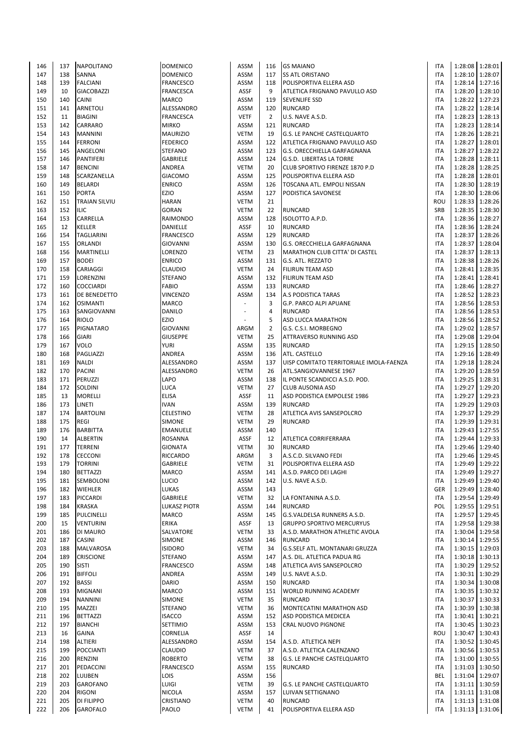| 146 | 137 | NAPOLITANO | DOMENICO | ASSM | 116 | GS MAIANO | ITA | 1:28:08 | 1:28:01 |
|---|---|---|---|---|---|---|---|---|---|
| 147 | 138 | SANNA | DOMENICO | ASSM | 117 | SS ATL ORISTANO | ITA | 1:28:10 | 1:28:07 |
| 148 | 139 | FALCIANI | FRANCESCO | ASSM | 118 | POLISPORTIVA ELLERA ASD | ITA | 1:28:14 | 1:27:16 |
| 149 | 10 | GIACOBAZZI | FRANCESCA | ASSF | 9 | ATLETICA FRIGNANO PAVULLO ASD | ITA | 1:28:20 | 1:28:10 |
| 150 | 140 | CAINI | MARCO | ASSM | 119 | SEVENLIFE SSD | ITA | 1:28:22 | 1:27:23 |
| 151 | 141 | ARNETOLI | ALESSANDRO | ASSM | 120 | RUNCARD | ITA | 1:28:22 | 1:28:14 |
| 152 | 11 | BIAGINI | FRANCESCA | VETF | 2 | U.S. NAVE A.S.D. | ITA | 1:28:23 | 1:28:13 |
| 153 | 142 | CARRARO | MIRKO | ASSM | 121 | RUNCARD | ITA | 1:28:23 | 1:28:14 |
| 154 | 143 | MANNINI | MAURIZIO | VETM | 19 | G.S. LE PANCHE CASTELQUARTO | ITA | 1:28:26 | 1:28:21 |
| 155 | 144 | FERRONI | FEDERICO | ASSM | 122 | ATLETICA FRIGNANO PAVULLO ASD | ITA | 1:28:27 | 1:28:01 |
| 156 | 145 | ANGELONI | STEFANO | ASSM | 123 | G.S. ORECCHIELLA GARFAGNANA | ITA | 1:28:27 | 1:28:22 |
| 157 | 146 | PANTIFERI | GABRIELE | ASSM | 124 | G.S.D. LIBERTAS LA TORRE | ITA | 1:28:28 | 1:28:11 |
| 158 | 147 | BENCINI | ANDREA | VETM | 20 | CLUB SPORTIVO FIRENZE 1870 P.D | ITA | 1:28:28 | 1:28:25 |
| 159 | 148 | SCARZANELLA | GIACOMO | ASSM | 125 | POLISPORTIVA ELLERA ASD | ITA | 1:28:28 | 1:28:01 |
| 160 | 149 | BELARDI | ENRICO | ASSM | 126 | TOSCANA ATL. EMPOLI NISSAN | ITA | 1:28:30 | 1:28:19 |
| 161 | 150 | PORTA | EZIO | ASSM | 127 | PODISTICA SAVONESE | ITA | 1:28:30 | 1:28:06 |
| 162 | 151 | TRAIAN SILVIU | HARAN | VETM | 21 | | ROU | 1:28:33 | 1:28:26 |
| 163 | 152 | ILIC | GORAN | VETM | 22 | RUNCARD | SRB | 1:28:35 | 1:28:30 |
| 164 | 153 | CARRELLA | RAIMONDO | ASSM | 128 | ISOLOTTO A.P.D. | ITA | 1:28:36 | 1:28:27 |
| 165 | 12 | KELLER | DANIELLE | ASSF | 10 | RUNCARD | ITA | 1:28:36 | 1:28:24 |
| 166 | 154 | TAGLIARINI | FRANCESCO | ASSM | 129 | RUNCARD | ITA | 1:28:37 | 1:28:26 |
| 167 | 155 | ORLANDI | GIOVANNI | ASSM | 130 | G.S. ORECCHIELLA GARFAGNANA | ITA | 1:28:37 | 1:28:04 |
| 168 | 156 | MARTINELLI | LORENZO | VETM | 23 | MARATHON CLUB CITTA' DI CASTEL | ITA | 1:28:37 | 1:28:13 |
| 169 | 157 | BODEI | ENRICO | ASSM | 131 | G.S. ATL. REZZATO | ITA | 1:28:38 | 1:28:26 |
| 170 | 158 | CARIAGGI | CLAUDIO | VETM | 24 | FILIRUN TEAM ASD | ITA | 1:28:41 | 1:28:35 |
| 171 | 159 | LORENZINI | STEFANO | ASSM | 132 | FILIRUN TEAM ASD | ITA | 1:28:41 | 1:28:41 |
| 172 | 160 | COCCIARDI | FABIO | ASSM | 133 | RUNCARD | ITA | 1:28:46 | 1:28:27 |
| 173 | 161 | DE BENEDETTO | VINCENZO | ASSM | 134 | A.S PODISTICA TARAS | ITA | 1:28:52 | 1:28:23 |
| 174 | 162 | OSIMANTI | MARCO | - | 3 | G.P. PARCO ALPI APUANE | ITA | 1:28:56 | 1:28:53 |
| 175 | 163 | SANGIOVANNI | DANILO | - | 4 | RUNCARD | ITA | 1:28:56 | 1:28:53 |
| 176 | 164 | RIOLO | EZIO | - | 5 | ASD LUCCA MARATHON | ITA | 1:28:56 | 1:28:52 |
| 177 | 165 | PIGNATARO | GIOVANNI | ARGM | 2 | G.S. C.S.I. MORBEGNO | ITA | 1:29:02 | 1:28:57 |
| 178 | 166 | GIARI | GIUSEPPE | VETM | 25 | ATTRAVERSO RUNNING ASD | ITA | 1:29:08 | 1:29:04 |
| 179 | 167 | VOLO | YURI | ASSM | 135 | RUNCARD | ITA | 1:29:15 | 1:28:50 |
| 180 | 168 | PAGLIAZZI | ANDREA | ASSM | 136 | ATL. CASTELLO | ITA | 1:29:16 | 1:28:49 |
| 181 | 169 | NALDI | ALESSANDRO | ASSM | 137 | UISP COMITATO TERRITORIALE IMOLA-FAENZA | ITA | 1:29:18 | 1:28:24 |
| 182 | 170 | PACINI | ALESSANDRO | VETM | 26 | ATL.SANGIOVANNESE 1967 | ITA | 1:29:20 | 1:28:59 |
| 183 | 171 | PERUZZI | LAPO | ASSM | 138 | IL PONTE SCANDICCI A.S.D. POD. | ITA | 1:29:25 | 1:28:31 |
| 184 | 172 | SOLDINI | LUCA | VETM | 27 | CLUB AUSONIA ASD | ITA | 1:29:27 | 1:29:20 |
| 185 | 13 | MORELLI | ELISA | ASSF | 11 | ASD PODISTICA EMPOLESE 1986 | ITA | 1:29:27 | 1:29:23 |
| 186 | 173 | LINETI | IVAN | ASSM | 139 | RUNCARD | ITA | 1:29:29 | 1:29:03 |
| 187 | 174 | BARTOLINI | CELESTINO | VETM | 28 | ATLETICA AVIS SANSEPOLCRO | ITA | 1:29:37 | 1:29:29 |
| 188 | 175 | REGI | SIMONE | VETM | 29 | RUNCARD | ITA | 1:29:39 | 1:29:31 |
| 189 | 176 | BARBITTA | EMANUELE | ASSM | 140 | | ITA | 1:29:43 | 1:27:55 |
| 190 | 14 | ALBERTIN | ROSANNA | ASSF | 12 | ATLETICA CORRIFERRARA | ITA | 1:29:44 | 1:29:33 |
| 191 | 177 | TERRENI | GIONATA | VETM | 30 | RUNCARD | ITA | 1:29:46 | 1:29:40 |
| 192 | 178 | CECCONI | RICCARDO | ARGM | 3 | A.S.C.D. SILVANO FEDI | ITA | 1:29:46 | 1:29:45 |
| 193 | 179 | TORRINI | GABRIELE | VETM | 31 | POLISPORTIVA ELLERA ASD | ITA | 1:29:49 | 1:29:22 |
| 194 | 180 | BETTAZZI | MARCO | ASSM | 141 | A.S.D. PARCO DEI LAGHI | ITA | 1:29:49 | 1:29:27 |
| 195 | 181 | SEMBOLONI | LUCIO | ASSM | 142 | U.S. NAVE A.S.D. | ITA | 1:29:49 | 1:29:40 |
| 196 | 182 | WIEHLER | LUKAS | ASSM | 143 | | GER | 1:29:49 | 1:28:40 |
| 197 | 183 | PICCARDI | GABRIELE | VETM | 32 | LA FONTANINA A.S.D. | ITA | 1:29:54 | 1:29:49 |
| 198 | 184 | KRASKA | LUKASZ PIOTR | ASSM | 144 | RUNCARD | POL | 1:29:55 | 1:29:51 |
| 199 | 185 | PULCINELLI | MARCO | ASSM | 145 | G.S.VALDELSA RUNNERS A.S.D. | ITA | 1:29:57 | 1:29:45 |
| 200 | 15 | VENTURINI | ERIKA | ASSF | 13 | GRUPPO SPORTIVO MERCURYUS | ITA | 1:29:58 | 1:29:38 |
| 201 | 186 | DI MAURO | SALVATORE | VETM | 33 | A.S.D. MARATHON ATHLETIC AVOLA | ITA | 1:30:04 | 1:29:58 |
| 202 | 187 | CASINI | SIMONE | ASSM | 146 | RUNCARD | ITA | 1:30:14 | 1:29:55 |
| 203 | 188 | MALVAROSA | ISIDORO | VETM | 34 | G.S.SELF ATL. MONTANARI GRUZZA | ITA | 1:30:15 | 1:29:03 |
| 204 | 189 | CRISCIONE | STEFANO | ASSM | 147 | A.S. DIL. ATLETICA PADUA RG | ITA | 1:30:18 | 1:30:13 |
| 205 | 190 | SISTI | FRANCESCO | ASSM | 148 | ATLETICA AVIS SANSEPOLCRO | ITA | 1:30:29 | 1:29:52 |
| 206 | 191 | BIFFOLI | ANDREA | ASSM | 149 | U.S. NAVE A.S.D. | ITA | 1:30:31 | 1:30:29 |
| 207 | 192 | BASSI | DARIO | ASSM | 150 | RUNCARD | ITA | 1:30:34 | 1:30:08 |
| 208 | 193 | MIGNANI | MARCO | ASSM | 151 | WORLD RUNNING ACADEMY | ITA | 1:30:35 | 1:30:32 |
| 209 | 194 | NANNINI | SIMONE | VETM | 35 | RUNCARD | ITA | 1:30:37 | 1:30:33 |
| 210 | 195 | MAZZEI | STEFANO | VETM | 36 | MONTECATINI MARATHON ASD | ITA | 1:30:39 | 1:30:38 |
| 211 | 196 | BETTAZZI | ISACCO | ASSM | 152 | ASD PODISTICA MEDICEA | ITA | 1:30:41 | 1:30:21 |
| 212 | 197 | BIANCHI | SETTIMIO | ASSM | 153 | CRAL NUOVO PIGNONE | ITA | 1:30:45 | 1:30:23 |
| 213 | 16 | GAINA | CORNELIA | ASSF | 14 | | ROU | 1:30:47 | 1:30:43 |
| 214 | 198 | ALTIERI | ALESSANDRO | ASSM | 154 | A.S.D. ATLETICA NEPI | ITA | 1:30:52 | 1:30:45 |
| 215 | 199 | POCCIANTI | CLAUDIO | VETM | 37 | A.S.D. ATLETICA CALENZANO | ITA | 1:30:56 | 1:30:53 |
| 216 | 200 | RENZINI | ROBERTO | VETM | 38 | G.S. LE PANCHE CASTELQUARTO | ITA | 1:31:00 | 1:30:55 |
| 217 | 201 | PEDACCINI | FRANCESCO | ASSM | 155 | RUNCARD | ITA | 1:31:03 | 1:30:50 |
| 218 | 202 | LUIJBEN | LOIS | ASSM | 156 | | BEL | 1:31:04 | 1:29:07 |
| 219 | 203 | GAROFANO | LUIGI | VETM | 39 | G.S. LE PANCHE CASTELQUARTO | ITA | 1:31:11 | 1:30:59 |
| 220 | 204 | RIGONI | NICOLA | ASSM | 157 | LUIVAN SETTIGNANO | ITA | 1:31:11 | 1:31:08 |
| 221 | 205 | DI FILIPPO | CRISTIANO | VETM | 40 | RUNCARD | ITA | 1:31:13 | 1:31:08 |
| 222 | 206 | GAROFALO | PAOLO | VETM | 41 | POLISPORTIVA ELLERA ASD | ITA | 1:31:13 | 1:31:06 |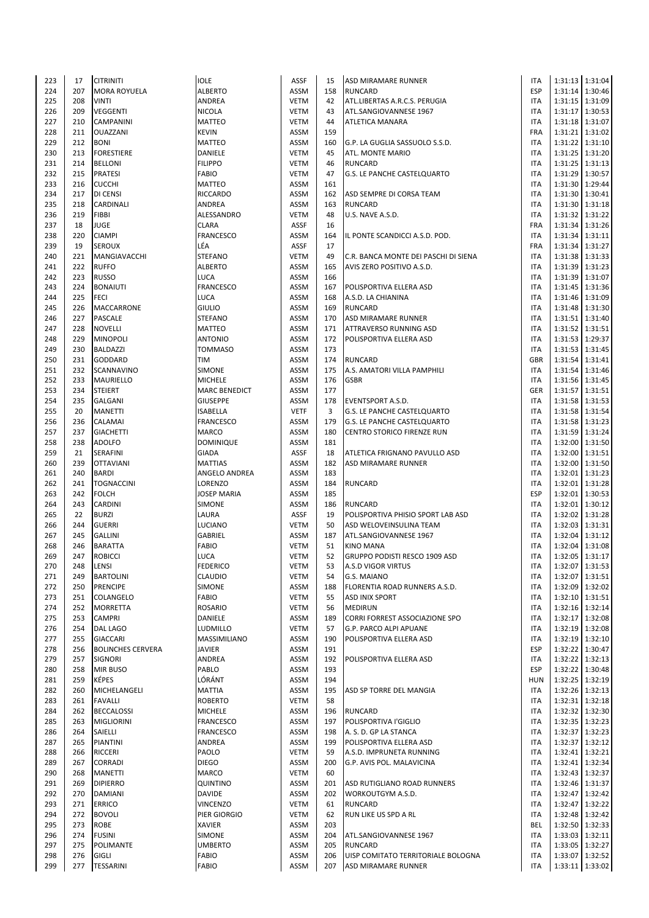| | | | | | | | | | |
|---|---|---|---|---|---|---|---|---|---|
| 223 | 17 | CITRINITI | IOLE | ASSF | 15 | ASD MIRAMARE RUNNER | ITA | 1:31:13 | 1:31:04 |
| 224 | 207 | MORA ROYUELA | ALBERTO | ASSM | 158 | RUNCARD | ESP | 1:31:14 | 1:30:46 |
| 225 | 208 | VINTI | ANDREA | VETM | 42 | ATL.LIBERTAS A.R.C.S. PERUGIA | ITA | 1:31:15 | 1:31:09 |
| 226 | 209 | VEGGENTI | NICOLA | VETM | 43 | ATL.SANGIOVANNESE 1967 | ITA | 1:31:17 | 1:30:53 |
| 227 | 210 | CAMPANINI | MATTEO | VETM | 44 | ATLETICA MANARA | ITA | 1:31:18 | 1:31:07 |
| 228 | 211 | OUAZZANI | KEVIN | ASSM | 159 | | FRA | 1:31:21 | 1:31:02 |
| 229 | 212 | BONI | MATTEO | ASSM | 160 | G.P. LA GUGLIA SASSUOLO S.S.D. | ITA | 1:31:22 | 1:31:10 |
| 230 | 213 | FORESTIERE | DANIELE | VETM | 45 | ATL. MONTE MARIO | ITA | 1:31:25 | 1:31:20 |
| 231 | 214 | BELLONI | FILIPPO | VETM | 46 | RUNCARD | ITA | 1:31:25 | 1:31:13 |
| 232 | 215 | PRATESI | FABIO | VETM | 47 | G.S. LE PANCHE CASTELQUARTO | ITA | 1:31:29 | 1:30:57 |
| 233 | 216 | CUCCHI | MATTEO | ASSM | 161 | | ITA | 1:31:30 | 1:29:44 |
| 234 | 217 | DI CENSI | RICCARDO | ASSM | 162 | ASD SEMPRE DI CORSA TEAM | ITA | 1:31:30 | 1:30:41 |
| 235 | 218 | CARDINALI | ANDREA | ASSM | 163 | RUNCARD | ITA | 1:31:30 | 1:31:18 |
| 236 | 219 | FIBBI | ALESSANDRO | VETM | 48 | U.S. NAVE A.S.D. | ITA | 1:31:32 | 1:31:22 |
| 237 | 18 | JUGE | CLARA | ASSF | 16 | | FRA | 1:31:34 | 1:31:26 |
| 238 | 220 | CIAMPI | FRANCESCO | ASSM | 164 | IL PONTE SCANDICCI A.S.D. POD. | ITA | 1:31:34 | 1:31:11 |
| 239 | 19 | SEROUX | LÉA | ASSF | 17 | | FRA | 1:31:34 | 1:31:27 |
| 240 | 221 | MANGIAVACCHI | STEFANO | VETM | 49 | C.R. BANCA MONTE DEI PASCHI DI SIENA | ITA | 1:31:38 | 1:31:33 |
| 241 | 222 | RUFFO | ALBERTO | ASSM | 165 | AVIS ZERO POSITIVO A.S.D. | ITA | 1:31:39 | 1:31:23 |
| 242 | 223 | RUSSO | LUCA | ASSM | 166 | | ITA | 1:31:39 | 1:31:07 |
| 243 | 224 | BONAIUTI | FRANCESCO | ASSM | 167 | POLISPORTIVA ELLERA ASD | ITA | 1:31:45 | 1:31:36 |
| 244 | 225 | FECI | LUCA | ASSM | 168 | A.S.D. LA CHIANINA | ITA | 1:31:46 | 1:31:09 |
| 245 | 226 | MACCARRONE | GIULIO | ASSM | 169 | RUNCARD | ITA | 1:31:48 | 1:31:30 |
| 246 | 227 | PASCALE | STEFANO | ASSM | 170 | ASD MIRAMARE RUNNER | ITA | 1:31:51 | 1:31:40 |
| 247 | 228 | NOVELLI | MATTEO | ASSM | 171 | ATTRAVERSO RUNNING ASD | ITA | 1:31:52 | 1:31:51 |
| 248 | 229 | MINOPOLI | ANTONIO | ASSM | 172 | POLISPORTIVA ELLERA ASD | ITA | 1:31:53 | 1:29:37 |
| 249 | 230 | BALDAZZI | TOMMASO | ASSM | 173 | | ITA | 1:31:53 | 1:31:45 |
| 250 | 231 | GODDARD | TIM | ASSM | 174 | RUNCARD | GBR | 1:31:54 | 1:31:41 |
| 251 | 232 | SCANNAVINO | SIMONE | ASSM | 175 | A.S. AMATORI VILLA PAMPHILI | ITA | 1:31:54 | 1:31:46 |
| 252 | 233 | MAURIELLO | MICHELE | ASSM | 176 | GSBR | ITA | 1:31:56 | 1:31:45 |
| 253 | 234 | STEIERT | MARC BENEDICT | ASSM | 177 | | GER | 1:31:57 | 1:31:51 |
| 254 | 235 | GALGANI | GIUSEPPE | ASSM | 178 | EVENTSPORT A.S.D. | ITA | 1:31:58 | 1:31:53 |
| 255 | 20 | MANETTI | ISABELLA | VETF | 3 | G.S. LE PANCHE CASTELQUARTO | ITA | 1:31:58 | 1:31:54 |
| 256 | 236 | CALAMAI | FRANCESCO | ASSM | 179 | G.S. LE PANCHE CASTELQUARTO | ITA | 1:31:58 | 1:31:23 |
| 257 | 237 | GIACHETTI | MARCO | ASSM | 180 | CENTRO STORICO FIRENZE RUN | ITA | 1:31:59 | 1:31:24 |
| 258 | 238 | ADOLFO | DOMINIQUE | ASSM | 181 | | ITA | 1:32:00 | 1:31:50 |
| 259 | 21 | SERAFINI | GIADA | ASSF | 18 | ATLETICA FRIGNANO PAVULLO ASD | ITA | 1:32:00 | 1:31:51 |
| 260 | 239 | OTTAVIANI | MATTIAS | ASSM | 182 | ASD MIRAMARE RUNNER | ITA | 1:32:00 | 1:31:50 |
| 261 | 240 | BARDI | ANGELO ANDREA | ASSM | 183 | | ITA | 1:32:01 | 1:31:23 |
| 262 | 241 | TOGNACCINI | LORENZO | ASSM | 184 | RUNCARD | ITA | 1:32:01 | 1:31:28 |
| 263 | 242 | FOLCH | JOSEP MARIA | ASSM | 185 | | ESP | 1:32:01 | 1:30:53 |
| 264 | 243 | CARDINI | SIMONE | ASSM | 186 | RUNCARD | ITA | 1:32:01 | 1:30:12 |
| 265 | 22 | BURZI | LAURA | ASSF | 19 | POLISPORTIVA PHISIO SPORT LAB ASD | ITA | 1:32:02 | 1:31:28 |
| 266 | 244 | GUERRI | LUCIANO | VETM | 50 | ASD WELOVEINSULINA TEAM | ITA | 1:32:03 | 1:31:31 |
| 267 | 245 | GALLINI | GABRIEL | ASSM | 187 | ATL.SANGIOVANNESE 1967 | ITA | 1:32:04 | 1:31:12 |
| 268 | 246 | BARATTA | FABIO | VETM | 51 | KINO MANA | ITA | 1:32:04 | 1:31:08 |
| 269 | 247 | ROBICCI | LUCA | VETM | 52 | GRUPPO PODISTI RESCO 1909 ASD | ITA | 1:32:05 | 1:31:17 |
| 270 | 248 | LENSI | FEDERICO | VETM | 53 | A.S.D VIGOR VIRTUS | ITA | 1:32:07 | 1:31:53 |
| 271 | 249 | BARTOLINI | CLAUDIO | VETM | 54 | G.S. MAIANO | ITA | 1:32:07 | 1:31:51 |
| 272 | 250 | PRENCIPE | SIMONE | ASSM | 188 | FLORENTIA ROAD RUNNERS A.S.D. | ITA | 1:32:09 | 1:32:02 |
| 273 | 251 | COLANGELO | FABIO | VETM | 55 | ASD INIX SPORT | ITA | 1:32:10 | 1:31:51 |
| 274 | 252 | MORRETTA | ROSARIO | VETM | 56 | MEDIRUN | ITA | 1:32:16 | 1:32:14 |
| 275 | 253 | CAMPRI | DANIELE | ASSM | 189 | CORRI FORREST ASSOCIAZIONE SPO | ITA | 1:32:17 | 1:32:08 |
| 276 | 254 | DAL LAGO | LUDMILLO | VETM | 57 | G.P. PARCO ALPI APUANE | ITA | 1:32:19 | 1:32:08 |
| 277 | 255 | GIACCARI | MASSIMILIANO | ASSM | 190 | POLISPORTIVA ELLERA ASD | ITA | 1:32:19 | 1:32:10 |
| 278 | 256 | BOLINCHES CERVERA | JAVIER | ASSM | 191 | | ESP | 1:32:22 | 1:30:47 |
| 279 | 257 | SIGNORI | ANDREA | ASSM | 192 | POLISPORTIVA ELLERA ASD | ITA | 1:32:22 | 1:32:13 |
| 280 | 258 | MIR BUSO | PABLO | ASSM | 193 | | ESP | 1:32:22 | 1:30:48 |
| 281 | 259 | KÉPES | LÓRÁNT | ASSM | 194 | | HUN | 1:32:25 | 1:32:19 |
| 282 | 260 | MICHELANGELI | MATTIA | ASSM | 195 | ASD SP TORRE DEL MANGIA | ITA | 1:32:26 | 1:32:13 |
| 283 | 261 | FAVALLI | ROBERTO | VETM | 58 | | ITA | 1:32:31 | 1:32:18 |
| 284 | 262 | BECCALOSSI | MICHELE | ASSM | 196 | RUNCARD | ITA | 1:32:32 | 1:32:30 |
| 285 | 263 | MIGLIORINI | FRANCESCO | ASSM | 197 | POLISPORTIVA l'GIGLIO | ITA | 1:32:35 | 1:32:23 |
| 286 | 264 | SAIELLI | FRANCESCO | ASSM | 198 | A. S. D. GP LA STANCA | ITA | 1:32:37 | 1:32:23 |
| 287 | 265 | PIANTINI | ANDREA | ASSM | 199 | POLISPORTIVA ELLERA ASD | ITA | 1:32:37 | 1:32:12 |
| 288 | 266 | RICCERI | PAOLO | VETM | 59 | A.S.D. IMPRUNETA RUNNING | ITA | 1:32:41 | 1:32:21 |
| 289 | 267 | CORRADI | DIEGO | ASSM | 200 | G.P. AVIS POL. MALAVICINA | ITA | 1:32:41 | 1:32:34 |
| 290 | 268 | MANETTI | MARCO | VETM | 60 | | ITA | 1:32:43 | 1:32:37 |
| 291 | 269 | DIPIERRO | QUINTINO | ASSM | 201 | ASD RUTIGLIANO ROAD RUNNERS | ITA | 1:32:46 | 1:31:37 |
| 292 | 270 | DAMIANI | DAVIDE | ASSM | 202 | WORKOUTGYM A.S.D. | ITA | 1:32:47 | 1:32:42 |
| 293 | 271 | ERRICO | VINCENZO | VETM | 61 | RUNCARD | ITA | 1:32:47 | 1:32:22 |
| 294 | 272 | BOVOLI | PIER GIORGIO | VETM | 62 | RUN LIKE US SPD A RL | ITA | 1:32:48 | 1:32:42 |
| 295 | 273 | ROBE | XAVIER | ASSM | 203 | | BEL | 1:32:50 | 1:32:33 |
| 296 | 274 | FUSINI | SIMONE | ASSM | 204 | ATL.SANGIOVANNESE 1967 | ITA | 1:33:03 | 1:32:11 |
| 297 | 275 | POLIMANTE | UMBERTO | ASSM | 205 | RUNCARD | ITA | 1:33:05 | 1:32:27 |
| 298 | 276 | GIGLI | FABIO | ASSM | 206 | UISP COMITATO TERRITORIALE BOLOGNA | ITA | 1:33:07 | 1:32:52 |
| 299 | 277 | TESSARINI | FABIO | ASSM | 207 | ASD MIRAMARE RUNNER | ITA | 1:33:11 | 1:33:02 |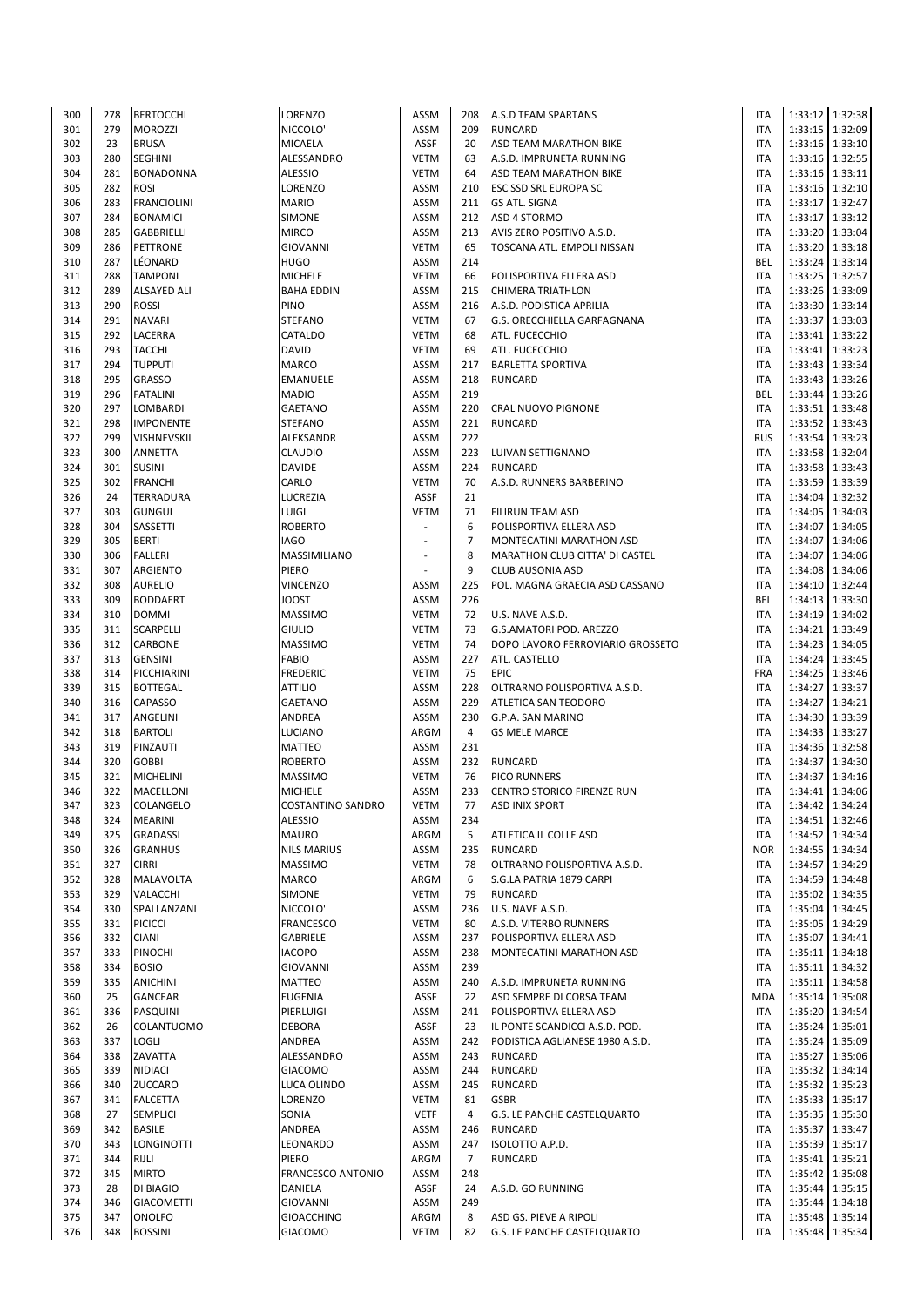| | | | | | | | | | |
|---|---|---|---|---|---|---|---|---|---|
| 300 | 278 | BERTOCCHI | LORENZO | ASSM | 208 | A.S.D TEAM SPARTANS | ITA | 1:33:12 | 1:32:38 |
| 301 | 279 | MOROZZI | NICCOLO' | ASSM | 209 | RUNCARD | ITA | 1:33:15 | 1:32:09 |
| 302 | 23 | BRUSA | MICAELA | ASSF | 20 | ASD TEAM MARATHON BIKE | ITA | 1:33:16 | 1:33:10 |
| 303 | 280 | SEGHINI | ALESSANDRO | VETM | 63 | A.S.D. IMPRUNETA RUNNING | ITA | 1:33:16 | 1:32:55 |
| 304 | 281 | BONADONNA | ALESSIO | VETM | 64 | ASD TEAM MARATHON BIKE | ITA | 1:33:16 | 1:33:11 |
| 305 | 282 | ROSI | LORENZO | ASSM | 210 | ESC SSD SRL EUROPA SC | ITA | 1:33:16 | 1:32:10 |
| 306 | 283 | FRANCIOLINI | MARIO | ASSM | 211 | GS ATL. SIGNA | ITA | 1:33:17 | 1:32:47 |
| 307 | 284 | BONAMICI | SIMONE | ASSM | 212 | ASD 4 STORMO | ITA | 1:33:17 | 1:33:12 |
| 308 | 285 | GABBRIELLI | MIRCO | ASSM | 213 | AVIS ZERO POSITIVO A.S.D. | ITA | 1:33:20 | 1:33:04 |
| 309 | 286 | PETTRONE | GIOVANNI | VETM | 65 | TOSCANA ATL. EMPOLI NISSAN | ITA | 1:33:20 | 1:33:18 |
| 310 | 287 | LÉONARD | HUGO | ASSM | 214 | | BEL | 1:33:24 | 1:33:14 |
| 311 | 288 | TAMPONI | MICHELE | VETM | 66 | POLISPORTIVA ELLERA ASD | ITA | 1:33:25 | 1:32:57 |
| 312 | 289 | ALSAYED ALI | BAHA EDDIN | ASSM | 215 | CHIMERA TRIATHLON | ITA | 1:33:26 | 1:33:09 |
| 313 | 290 | ROSSI | PINO | ASSM | 216 | A.S.D. PODISTICA APRILIA | ITA | 1:33:30 | 1:33:14 |
| 314 | 291 | NAVARI | STEFANO | VETM | 67 | G.S. ORECCHIELLA GARFAGNANA | ITA | 1:33:37 | 1:33:03 |
| 315 | 292 | LACERRA | CATALDO | VETM | 68 | ATL. FUCECCHIO | ITA | 1:33:41 | 1:33:22 |
| 316 | 293 | TACCHI | DAVID | VETM | 69 | ATL. FUCECCHIO | ITA | 1:33:41 | 1:33:23 |
| 317 | 294 | TUPPUTI | MARCO | ASSM | 217 | BARLETTA SPORTIVA | ITA | 1:33:43 | 1:33:34 |
| 318 | 295 | GRASSO | EMANUELE | ASSM | 218 | RUNCARD | ITA | 1:33:43 | 1:33:26 |
| 319 | 296 | FATALINI | MADIO | ASSM | 219 | | BEL | 1:33:44 | 1:33:26 |
| 320 | 297 | LOMBARDI | GAETANO | ASSM | 220 | CRAL NUOVO PIGNONE | ITA | 1:33:51 | 1:33:48 |
| 321 | 298 | IMPONENTE | STEFANO | ASSM | 221 | RUNCARD | ITA | 1:33:52 | 1:33:43 |
| 322 | 299 | VISHNEVSKII | ALEKSANDR | ASSM | 222 | | RUS | 1:33:54 | 1:33:23 |
| 323 | 300 | ANNETTA | CLAUDIO | ASSM | 223 | LUIVAN SETTIGNANO | ITA | 1:33:58 | 1:32:04 |
| 324 | 301 | SUSINI | DAVIDE | ASSM | 224 | RUNCARD | ITA | 1:33:58 | 1:33:43 |
| 325 | 302 | FRANCHI | CARLO | VETM | 70 | A.S.D. RUNNERS BARBERINO | ITA | 1:33:59 | 1:33:39 |
| 326 | 24 | TERRADURA | LUCREZIA | ASSF | 21 | | ITA | 1:34:04 | 1:32:32 |
| 327 | 303 | GUNGUI | LUIGI | VETM | 71 | FILIRUN TEAM ASD | ITA | 1:34:05 | 1:34:03 |
| 328 | 304 | SASSETTI | ROBERTO | - | 6 | POLISPORTIVA ELLERA ASD | ITA | 1:34:07 | 1:34:05 |
| 329 | 305 | BERTI | IAGO | - | 7 | MONTECATINI MARATHON ASD | ITA | 1:34:07 | 1:34:06 |
| 330 | 306 | FALLERI | MASSIMILIANO | - | 8 | MARATHON CLUB CITTA' DI CASTEL | ITA | 1:34:07 | 1:34:06 |
| 331 | 307 | ARGIENTO | PIERO | - | 9 | CLUB AUSONIA ASD | ITA | 1:34:08 | 1:34:06 |
| 332 | 308 | AURELIO | VINCENZO | ASSM | 225 | POL. MAGNA GRAECIA ASD CASSANO | ITA | 1:34:10 | 1:32:44 |
| 333 | 309 | BODDAERT | JOOST | ASSM | 226 | | BEL | 1:34:13 | 1:33:30 |
| 334 | 310 | DOMMI | MASSIMO | VETM | 72 | U.S. NAVE A.S.D. | ITA | 1:34:19 | 1:34:02 |
| 335 | 311 | SCARPELLI | GIULIO | VETM | 73 | G.S.AMATORI POD. AREZZO | ITA | 1:34:21 | 1:33:49 |
| 336 | 312 | CARBONE | MASSIMO | VETM | 74 | DOPO LAVORO FERROVIARIO GROSSETO | ITA | 1:34:23 | 1:34:05 |
| 337 | 313 | GENSINI | FABIO | ASSM | 227 | ATL. CASTELLO | ITA | 1:34:24 | 1:33:45 |
| 338 | 314 | PICCHIARINI | FREDERIC | VETM | 75 | EPIC | FRA | 1:34:25 | 1:33:46 |
| 339 | 315 | BOTTEGAL | ATTILIO | ASSM | 228 | OLTRARNO POLISPORTIVA A.S.D. | ITA | 1:34:27 | 1:33:37 |
| 340 | 316 | CAPASSO | GAETANO | ASSM | 229 | ATLETICA SAN TEODORO | ITA | 1:34:27 | 1:34:21 |
| 341 | 317 | ANGELINI | ANDREA | ASSM | 230 | G.P.A. SAN MARINO | ITA | 1:34:30 | 1:33:39 |
| 342 | 318 | BARTOLI | LUCIANO | ARGM | 4 | GS MELE MARCE | ITA | 1:34:33 | 1:33:27 |
| 343 | 319 | PINZAUTI | MATTEO | ASSM | 231 | | ITA | 1:34:36 | 1:32:58 |
| 344 | 320 | GOBBI | ROBERTO | ASSM | 232 | RUNCARD | ITA | 1:34:37 | 1:34:30 |
| 345 | 321 | MICHELINI | MASSIMO | VETM | 76 | PICO RUNNERS | ITA | 1:34:37 | 1:34:16 |
| 346 | 322 | MACELLONI | MICHELE | ASSM | 233 | CENTRO STORICO FIRENZE RUN | ITA | 1:34:41 | 1:34:06 |
| 347 | 323 | COLANGELO | COSTANTINO SANDRO | VETM | 77 | ASD INIX SPORT | ITA | 1:34:42 | 1:34:24 |
| 348 | 324 | MEARINI | ALESSIO | ASSM | 234 | | ITA | 1:34:51 | 1:32:46 |
| 349 | 325 | GRADASSI | MAURO | ARGM | 5 | ATLETICA IL COLLE ASD | ITA | 1:34:52 | 1:34:34 |
| 350 | 326 | GRANHUS | NILS MARIUS | ASSM | 235 | RUNCARD | NOR | 1:34:55 | 1:34:34 |
| 351 | 327 | CIRRI | MASSIMO | VETM | 78 | OLTRARNO POLISPORTIVA A.S.D. | ITA | 1:34:57 | 1:34:29 |
| 352 | 328 | MALAVOLTA | MARCO | ARGM | 6 | S.G.LA PATRIA 1879 CARPI | ITA | 1:34:59 | 1:34:48 |
| 353 | 329 | VALACCHI | SIMONE | VETM | 79 | RUNCARD | ITA | 1:35:02 | 1:34:35 |
| 354 | 330 | SPALLANZANI | NICCOLO' | ASSM | 236 | U.S. NAVE A.S.D. | ITA | 1:35:04 | 1:34:45 |
| 355 | 331 | PICICCI | FRANCESCO | VETM | 80 | A.S.D. VITERBO RUNNERS | ITA | 1:35:05 | 1:34:29 |
| 356 | 332 | CIANI | GABRIELE | ASSM | 237 | POLISPORTIVA ELLERA ASD | ITA | 1:35:07 | 1:34:41 |
| 357 | 333 | PINOCHI | IACOPO | ASSM | 238 | MONTECATINI MARATHON ASD | ITA | 1:35:11 | 1:34:18 |
| 358 | 334 | BOSIO | GIOVANNI | ASSM | 239 | | ITA | 1:35:11 | 1:34:32 |
| 359 | 335 | ANICHINI | MATTEO | ASSM | 240 | A.S.D. IMPRUNETA RUNNING | ITA | 1:35:11 | 1:34:58 |
| 360 | 25 | GANCEAR | EUGENIA | ASSF | 22 | ASD SEMPRE DI CORSA TEAM | MDA | 1:35:14 | 1:35:08 |
| 361 | 336 | PASQUINI | PIERLUIGI | ASSM | 241 | POLISPORTIVA ELLERA ASD | ITA | 1:35:20 | 1:34:54 |
| 362 | 26 | COLANTUOMO | DEBORA | ASSF | 23 | IL PONTE SCANDICCI A.S.D. POD. | ITA | 1:35:24 | 1:35:01 |
| 363 | 337 | LOGLI | ANDREA | ASSM | 242 | PODISTICA AGLIANESE 1980 A.S.D. | ITA | 1:35:24 | 1:35:09 |
| 364 | 338 | ZAVATTA | ALESSANDRO | ASSM | 243 | RUNCARD | ITA | 1:35:27 | 1:35:06 |
| 365 | 339 | NIDIACI | GIACOMO | ASSM | 244 | RUNCARD | ITA | 1:35:32 | 1:34:14 |
| 366 | 340 | ZUCCARO | LUCA OLINDO | ASSM | 245 | RUNCARD | ITA | 1:35:32 | 1:35:23 |
| 367 | 341 | FALCETTA | LORENZO | VETM | 81 | GSBR | ITA | 1:35:33 | 1:35:17 |
| 368 | 27 | SEMPLICI | SONIA | VETF | 4 | G.S. LE PANCHE CASTELQUARTO | ITA | 1:35:35 | 1:35:30 |
| 369 | 342 | BASILE | ANDREA | ASSM | 246 | RUNCARD | ITA | 1:35:37 | 1:33:47 |
| 370 | 343 | LONGINOTTI | LEONARDO | ASSM | 247 | ISOLOTTO A.P.D. | ITA | 1:35:39 | 1:35:17 |
| 371 | 344 | RIJLI | PIERO | ARGM | 7 | RUNCARD | ITA | 1:35:41 | 1:35:21 |
| 372 | 345 | MIRTO | FRANCESCO ANTONIO | ASSM | 248 | | ITA | 1:35:42 | 1:35:08 |
| 373 | 28 | DI BIAGIO | DANIELA | ASSF | 24 | A.S.D. GO RUNNING | ITA | 1:35:44 | 1:35:15 |
| 374 | 346 | GIACOMETTI | GIOVANNI | ASSM | 249 | | ITA | 1:35:44 | 1:34:18 |
| 375 | 347 | ONOLFO | GIOACCHINO | ARGM | 8 | ASD GS. PIEVE A RIPOLI | ITA | 1:35:48 | 1:35:14 |
| 376 | 348 | BOSSINI | GIACOMO | VETM | 82 | G.S. LE PANCHE CASTELQUARTO | ITA | 1:35:48 | 1:35:34 |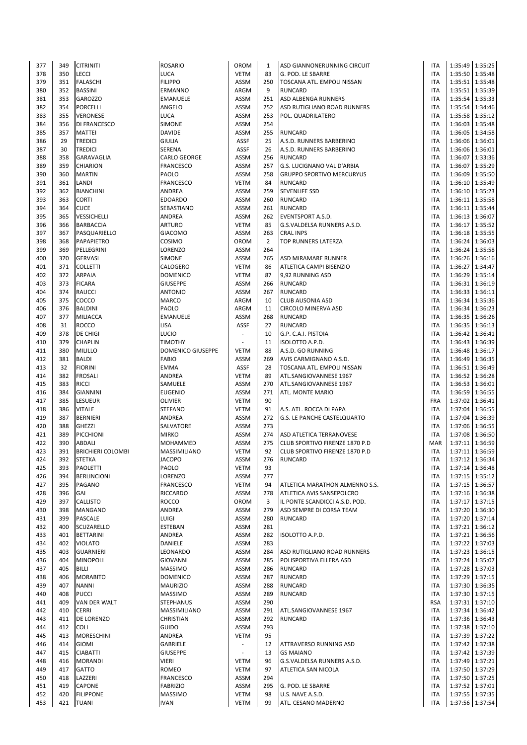| 377 | 349 | CITRINITI | ROSARIO | OROM | 1 | ASD GIANNONERUNNING CIRCUIT | ITA | 1:35:49 | 1:35:25 |
|---|---|---|---|---|---|---|---|---|---|
| 378 | 350 | LECCI | LUCA | VETM | 83 | G. POD. LE SBARRE | ITA | 1:35:50 | 1:35:48 |
| 379 | 351 | FALASCHI | FILIPPO | ASSM | 250 | TOSCANA ATL. EMPOLI NISSAN | ITA | 1:35:51 | 1:35:48 |
| 380 | 352 | BASSINI | ERMANNO | ARGM | 9 | RUNCARD | ITA | 1:35:51 | 1:35:39 |
| 381 | 353 | GAROZZO | EMANUELE | ASSM | 251 | ASD ALBENGA RUNNERS | ITA | 1:35:54 | 1:35:33 |
| 382 | 354 | PORCELLI | ANGELO | ASSM | 252 | ASD RUTIGLIANO ROAD RUNNERS | ITA | 1:35:54 | 1:34:46 |
| 383 | 355 | VERONESE | LUCA | ASSM | 253 | POL. QUADRILATERO | ITA | 1:35:58 | 1:35:12 |
| 384 | 356 | DI FRANCESCO | SIMONE | ASSM | 254 | | ITA | 1:36:03 | 1:35:48 |
| 385 | 357 | MATTEI | DAVIDE | ASSM | 255 | RUNCARD | ITA | 1:36:05 | 1:34:58 |
| 386 | 29 | TREDICI | GIULIA | ASSF | 25 | A.S.D. RUNNERS BARBERINO | ITA | 1:36:06 | 1:36:01 |
| 387 | 30 | TREDICI | SERENA | ASSF | 26 | A.S.D. RUNNERS BARBERINO | ITA | 1:36:06 | 1:36:01 |
| 388 | 358 | GARAVAGLIA | CARLO GEORGE | ASSM | 256 | RUNCARD | ITA | 1:36:07 | 1:33:36 |
| 389 | 359 | CHIARION | FRANCESCO | ASSM | 257 | G.S. LUCIGNANO VAL D'ARBIA | ITA | 1:36:07 | 1:35:29 |
| 390 | 360 | MARTIN | PAOLO | ASSM | 258 | GRUPPO SPORTIVO MERCURYUS | ITA | 1:36:09 | 1:35:50 |
| 391 | 361 | LANDI | FRANCESCO | VETM | 84 | RUNCARD | ITA | 1:36:10 | 1:35:49 |
| 392 | 362 | BIANCHINI | ANDREA | ASSM | 259 | SEVENLIFE SSD | ITA | 1:36:10 | 1:35:23 |
| 393 | 363 | CORTI | EDOARDO | ASSM | 260 | RUNCARD | ITA | 1:36:11 | 1:35:58 |
| 394 | 364 | CUCE | SEBASTIANO | ASSM | 261 | RUNCARD | ITA | 1:36:11 | 1:35:44 |
| 395 | 365 | VESSICHELLI | ANDREA | ASSM | 262 | EVENTSPORT A.S.D. | ITA | 1:36:13 | 1:36:07 |
| 396 | 366 | BARBACCIA | ARTURO | VETM | 85 | G.S.VALDELSA RUNNERS A.S.D. | ITA | 1:36:17 | 1:35:52 |
| 397 | 367 | PASQUARIELLO | GIACOMO | ASSM | 263 | CRAL INPS | ITA | 1:36:18 | 1:35:55 |
| 398 | 368 | PAPAPIETRO | COSIMO | OROM | 2 | TOP RUNNERS LATERZA | ITA | 1:36:24 | 1:36:03 |
| 399 | 369 | PELLEGRINI | LORENZO | ASSM | 264 | | ITA | 1:36:24 | 1:35:58 |
| 400 | 370 | GERVASI | SIMONE | ASSM | 265 | ASD MIRAMARE RUNNER | ITA | 1:36:26 | 1:36:16 |
| 401 | 371 | COLLETTI | CALOGERO | VETM | 86 | ATLETICA CAMPI BISENZIO | ITA | 1:36:27 | 1:34:47 |
| 402 | 372 | ARPAIA | DOMENICO | VETM | 87 | 9,92 RUNNING ASD | ITA | 1:36:29 | 1:35:14 |
| 403 | 373 | FICARA | GIUSEPPE | ASSM | 266 | RUNCARD | ITA | 1:36:31 | 1:36:19 |
| 404 | 374 | RAUCCI | ANTONIO | ASSM | 267 | RUNCARD | ITA | 1:36:33 | 1:36:11 |
| 405 | 375 | COCCO | MARCO | ARGM | 10 | CLUB AUSONIA ASD | ITA | 1:36:34 | 1:35:36 |
| 406 | 376 | BALDINI | PAOLO | ARGM | 11 | CIRCOLO MINERVA ASD | ITA | 1:36:34 | 1:36:23 |
| 407 | 377 | MILIACCA | EMANUELE | ASSM | 268 | RUNCARD | ITA | 1:36:35 | 1:36:26 |
| 408 | 31 | ROCCO | LISA | ASSF | 27 | RUNCARD | ITA | 1:36:35 | 1:36:13 |
| 409 | 378 | DE CHIGI | LUCIO | - | 10 | G.P. C.A.I. PISTOIA | ITA | 1:36:42 | 1:36:41 |
| 410 | 379 | CHAPLIN | TIMOTHY | - | 11 | ISOLOTTO A.P.D. | ITA | 1:36:43 | 1:36:39 |
| 411 | 380 | MILILLO | DOMENICO GIUSEPPE | VETM | 88 | A.S.D. GO RUNNING | ITA | 1:36:48 | 1:36:17 |
| 412 | 381 | BALDI | FABIO | ASSM | 269 | AVIS CARMIGNANO A.S.D. | ITA | 1:36:49 | 1:36:35 |
| 413 | 32 | FIORINI | EMMA | ASSF | 28 | TOSCANA ATL. EMPOLI NISSAN | ITA | 1:36:51 | 1:36:49 |
| 414 | 382 | FROSALI | ANDREA | VETM | 89 | ATL.SANGIOVANNESE 1967 | ITA | 1:36:52 | 1:36:28 |
| 415 | 383 | RICCI | SAMUELE | ASSM | 270 | ATL.SANGIOVANNESE 1967 | ITA | 1:36:53 | 1:36:01 |
| 416 | 384 | GIANNINI | EUGENIO | ASSM | 271 | ATL. MONTE MARIO | ITA | 1:36:59 | 1:36:55 |
| 417 | 385 | LESUEUR | OLIVIER | VETM | 90 | | FRA | 1:37:02 | 1:36:41 |
| 418 | 386 | VITALE | STEFANO | VETM | 91 | A.S. ATL. ROCCA DI PAPA | ITA | 1:37:04 | 1:36:55 |
| 419 | 387 | BERNIERI | ANDREA | ASSM | 272 | G.S. LE PANCHE CASTELQUARTO | ITA | 1:37:04 | 1:36:39 |
| 420 | 388 | GHEZZI | SALVATORE | ASSM | 273 | | ITA | 1:37:06 | 1:36:55 |
| 421 | 389 | PICCHIONI | MIRKO | ASSM | 274 | ASD ATLETICA TERRANOVESE | ITA | 1:37:08 | 1:36:50 |
| 422 | 390 | ABDALI | MOHAMMED | ASSM | 275 | CLUB SPORTIVO FIRENZE 1870 P.D | MAR | 1:37:11 | 1:36:59 |
| 423 | 391 | BRICHIERI COLOMBI | MASSIMILIANO | VETM | 92 | CLUB SPORTIVO FIRENZE 1870 P.D | ITA | 1:37:11 | 1:36:59 |
| 424 | 392 | STETKA | JACOPO | ASSM | 276 | RUNCARD | ITA | 1:37:12 | 1:36:34 |
| 425 | 393 | PAOLETTI | PAOLO | VETM | 93 | | ITA | 1:37:14 | 1:36:48 |
| 426 | 394 | BERLINCIONI | LORENZO | ASSM | 277 | | ITA | 1:37:15 | 1:35:12 |
| 427 | 395 | PAGANO | FRANCESCO | VETM | 94 | ATLETICA MARATHON ALMENNO S.S. | ITA | 1:37:15 | 1:36:57 |
| 428 | 396 | GAI | RICCARDO | ASSM | 278 | ATLETICA AVIS SANSEPOLCRO | ITA | 1:37:16 | 1:36:38 |
| 429 | 397 | CALLISTO | ROCCO | OROM | 3 | IL PONTE SCANDICCI A.S.D. POD. | ITA | 1:37:17 | 1:37:15 |
| 430 | 398 | MANGANO | ANDREA | ASSM | 279 | ASD SEMPRE DI CORSA TEAM | ITA | 1:37:20 | 1:36:30 |
| 431 | 399 | PASCALE | LUIGI | ASSM | 280 | RUNCARD | ITA | 1:37:20 | 1:37:14 |
| 432 | 400 | SCUZARELLO | ESTEBAN | ASSM | 281 | | ITA | 1:37:21 | 1:36:12 |
| 433 | 401 | BETTARINI | ANDREA | ASSM | 282 | ISOLOTTO A.P.D. | ITA | 1:37:21 | 1:36:56 |
| 434 | 402 | VIOLATO | DANIELE | ASSM | 283 | | ITA | 1:37:22 | 1:37:03 |
| 435 | 403 | GUARNIERI | LEONARDO | ASSM | 284 | ASD RUTIGLIANO ROAD RUNNERS | ITA | 1:37:23 | 1:36:15 |
| 436 | 404 | MINOPOLI | GIOVANNI | ASSM | 285 | POLISPORTIVA ELLERA ASD | ITA | 1:37:24 | 1:35:07 |
| 437 | 405 | BILLI | MASSIMO | ASSM | 286 | RUNCARD | ITA | 1:37:28 | 1:37:03 |
| 438 | 406 | MORABITO | DOMENICO | ASSM | 287 | RUNCARD | ITA | 1:37:29 | 1:37:15 |
| 439 | 407 | NANNI | MAURIZIO | ASSM | 288 | RUNCARD | ITA | 1:37:30 | 1:36:35 |
| 440 | 408 | PUCCI | MASSIMO | ASSM | 289 | RUNCARD | ITA | 1:37:30 | 1:37:15 |
| 441 | 409 | VAN DER WALT | STEPHANUS | ASSM | 290 | | RSA | 1:37:31 | 1:37:10 |
| 442 | 410 | CERRI | MASSIMILIANO | ASSM | 291 | ATL.SANGIOVANNESE 1967 | ITA | 1:37:34 | 1:36:42 |
| 443 | 411 | DE LORENZO | CHRISTIAN | ASSM | 292 | RUNCARD | ITA | 1:37:36 | 1:36:43 |
| 444 | 412 | COLI | GUIDO | ASSM | 293 | | ITA | 1:37:38 | 1:37:10 |
| 445 | 413 | MORESCHINI | ANDREA | VETM | 95 | | ITA | 1:37:39 | 1:37:22 |
| 446 | 414 | GIOMI | GABRIELE | - | 12 | ATTRAVERSO RUNNING ASD | ITA | 1:37:42 | 1:37:38 |
| 447 | 415 | CIABATTI | GIUSEPPE | - | 13 | GS MAIANO | ITA | 1:37:42 | 1:37:39 |
| 448 | 416 | MORANDI | VIERI | VETM | 96 | G.S.VALDELSA RUNNERS A.S.D. | ITA | 1:37:49 | 1:37:21 |
| 449 | 417 | GATTO | ROMEO | VETM | 97 | ATLETICA SAN NICOLA | ITA | 1:37:50 | 1:37:29 |
| 450 | 418 | LAZZERI | FRANCESCO | ASSM | 294 | | ITA | 1:37:50 | 1:37:25 |
| 451 | 419 | CAPONE | FABRIZIO | ASSM | 295 | G. POD. LE SBARRE | ITA | 1:37:52 | 1:37:01 |
| 452 | 420 | FILIPPONE | MASSIMO | VETM | 98 | U.S. NAVE A.S.D. | ITA | 1:37:55 | 1:37:35 |
| 453 | 421 | TUANI | IVAN | VETM | 99 | ATL. CESANO MADERNO | ITA | 1:37:56 | 1:37:54 |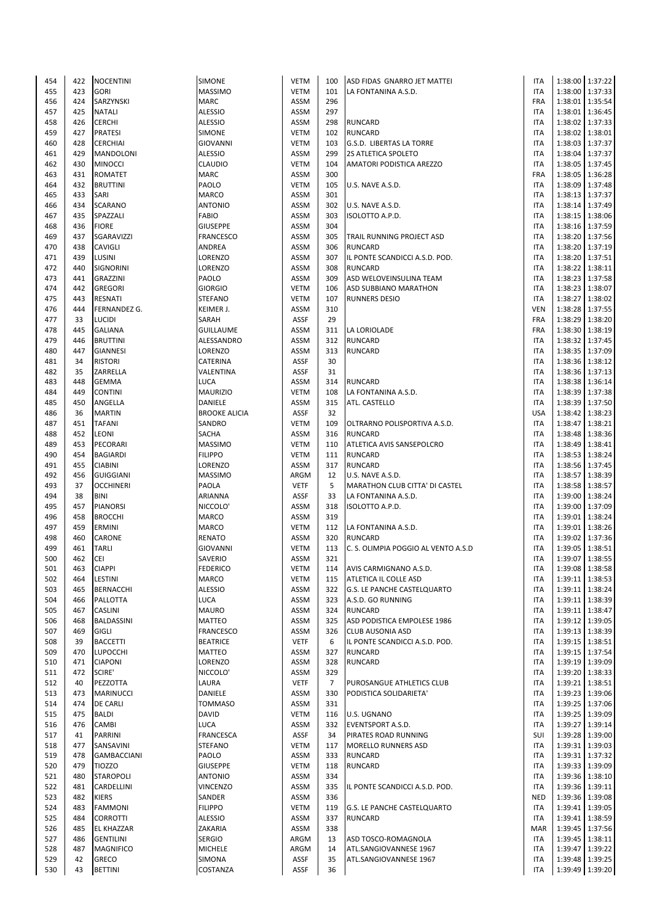| | | | | | | | | | |
|---|---|---|---|---|---|---|---|---|---|
| 454 | 422 | NOCENTINI | SIMONE | VETM | 100 | ASD FIDAS GNARRO JET MATTEI | ITA | 1:38:00 | 1:37:22 |
| 455 | 423 | GORI | MASSIMO | VETM | 101 | LA FONTANINA A.S.D. | ITA | 1:38:00 | 1:37:33 |
| 456 | 424 | SARZYNSKI | MARC | ASSM | 296 | | FRA | 1:38:01 | 1:35:54 |
| 457 | 425 | NATALI | ALESSIO | ASSM | 297 | | ITA | 1:38:01 | 1:36:45 |
| 458 | 426 | CERCHI | ALESSIO | ASSM | 298 | RUNCARD | ITA | 1:38:02 | 1:37:33 |
| 459 | 427 | PRATESI | SIMONE | VETM | 102 | RUNCARD | ITA | 1:38:02 | 1:38:01 |
| 460 | 428 | CERCHIAI | GIOVANNI | VETM | 103 | G.S.D. LIBERTAS LA TORRE | ITA | 1:38:03 | 1:37:37 |
| 461 | 429 | MANDOLONI | ALESSIO | ASSM | 299 | 2S ATLETICA SPOLETO | ITA | 1:38:04 | 1:37:37 |
| 462 | 430 | MINOCCI | CLAUDIO | VETM | 104 | AMATORI PODISTICA AREZZO | ITA | 1:38:05 | 1:37:45 |
| 463 | 431 | ROMATET | MARC | ASSM | 300 | | FRA | 1:38:05 | 1:36:28 |
| 464 | 432 | BRUTTINI | PAOLO | VETM | 105 | U.S. NAVE A.S.D. | ITA | 1:38:09 | 1:37:48 |
| 465 | 433 | SARI | MARCO | ASSM | 301 | | ITA | 1:38:13 | 1:37:37 |
| 466 | 434 | SCARANO | ANTONIO | ASSM | 302 | U.S. NAVE A.S.D. | ITA | 1:38:14 | 1:37:49 |
| 467 | 435 | SPAZZALI | FABIO | ASSM | 303 | ISOLOTTO A.P.D. | ITA | 1:38:15 | 1:38:06 |
| 468 | 436 | FIORE | GIUSEPPE | ASSM | 304 | | ITA | 1:38:16 | 1:37:59 |
| 469 | 437 | SGARAVIZZI | FRANCESCO | ASSM | 305 | TRAIL RUNNING PROJECT ASD | ITA | 1:38:20 | 1:37:56 |
| 470 | 438 | CAVIGLI | ANDREA | ASSM | 306 | RUNCARD | ITA | 1:38:20 | 1:37:19 |
| 471 | 439 | LUSINI | LORENZO | ASSM | 307 | IL PONTE SCANDICCI A.S.D. POD. | ITA | 1:38:20 | 1:37:51 |
| 472 | 440 | SIGNORINI | LORENZO | ASSM | 308 | RUNCARD | ITA | 1:38:22 | 1:38:11 |
| 473 | 441 | GRAZZINI | PAOLO | ASSM | 309 | ASD WELOVEINSULINA TEAM | ITA | 1:38:23 | 1:37:58 |
| 474 | 442 | GREGORI | GIORGIO | VETM | 106 | ASD SUBBIANO MARATHON | ITA | 1:38:23 | 1:38:07 |
| 475 | 443 | RESNATI | STEFANO | VETM | 107 | RUNNERS DESIO | ITA | 1:38:27 | 1:38:02 |
| 476 | 444 | FERNANDEZ G. | KEIMER J. | ASSM | 310 | | VEN | 1:38:28 | 1:37:55 |
| 477 | 33 | LUCIDI | SARAH | ASSF | 29 | | FRA | 1:38:29 | 1:38:20 |
| 478 | 445 | GALIANA | GUILLAUME | ASSM | 311 | LA LORIOLADE | FRA | 1:38:30 | 1:38:19 |
| 479 | 446 | BRUTTINI | ALESSANDRO | ASSM | 312 | RUNCARD | ITA | 1:38:32 | 1:37:45 |
| 480 | 447 | GIANNESI | LORENZO | ASSM | 313 | RUNCARD | ITA | 1:38:35 | 1:37:09 |
| 481 | 34 | RISTORI | CATERINA | ASSF | 30 | | ITA | 1:38:36 | 1:38:12 |
| 482 | 35 | ZARRELLA | VALENTINA | ASSF | 31 | | ITA | 1:38:36 | 1:37:13 |
| 483 | 448 | GEMMA | LUCA | ASSM | 314 | RUNCARD | ITA | 1:38:38 | 1:36:14 |
| 484 | 449 | CONTINI | MAURIZIO | VETM | 108 | LA FONTANINA A.S.D. | ITA | 1:38:39 | 1:37:38 |
| 485 | 450 | ANGELLA | DANIELE | ASSM | 315 | ATL. CASTELLO | ITA | 1:38:39 | 1:37:50 |
| 486 | 36 | MARTIN | BROOKE ALICIA | ASSF | 32 | | USA | 1:38:42 | 1:38:23 |
| 487 | 451 | TAFANI | SANDRO | VETM | 109 | OLTRARNO POLISPORTIVA A.S.D. | ITA | 1:38:47 | 1:38:21 |
| 488 | 452 | LEONI | SACHA | ASSM | 316 | RUNCARD | ITA | 1:38:48 | 1:38:36 |
| 489 | 453 | PECORARI | MASSIMO | VETM | 110 | ATLETICA AVIS SANSEPOLCRO | ITA | 1:38:49 | 1:38:41 |
| 490 | 454 | BAGIARDI | FILIPPO | VETM | 111 | RUNCARD | ITA | 1:38:53 | 1:38:24 |
| 491 | 455 | CIABINI | LORENZO | ASSM | 317 | RUNCARD | ITA | 1:38:56 | 1:37:45 |
| 492 | 456 | GUIGGIANI | MASSIMO | ARGM | 12 | U.S. NAVE A.S.D. | ITA | 1:38:57 | 1:38:39 |
| 493 | 37 | OCCHINERI | PAOLA | VETF | 5 | MARATHON CLUB CITTA' DI CASTEL | ITA | 1:38:58 | 1:38:57 |
| 494 | 38 | BINI | ARIANNA | ASSF | 33 | LA FONTANINA A.S.D. | ITA | 1:39:00 | 1:38:24 |
| 495 | 457 | PIANORSI | NICCOLO' | ASSM | 318 | ISOLOTTO A.P.D. | ITA | 1:39:00 | 1:37:09 |
| 496 | 458 | BROCCHI | MARCO | ASSM | 319 | | ITA | 1:39:01 | 1:38:24 |
| 497 | 459 | ERMINI | MARCO | VETM | 112 | LA FONTANINA A.S.D. | ITA | 1:39:01 | 1:38:26 |
| 498 | 460 | CARONE | RENATO | ASSM | 320 | RUNCARD | ITA | 1:39:02 | 1:37:36 |
| 499 | 461 | TARLI | GIOVANNI | VETM | 113 | C. S. OLIMPIA POGGIO AL VENTO A.S.D | ITA | 1:39:05 | 1:38:51 |
| 500 | 462 | CEI | SAVERIO | ASSM | 321 | | ITA | 1:39:07 | 1:38:55 |
| 501 | 463 | CIAPPI | FEDERICO | VETM | 114 | AVIS CARMIGNANO A.S.D. | ITA | 1:39:08 | 1:38:58 |
| 502 | 464 | LESTINI | MARCO | VETM | 115 | ATLETICA IL COLLE ASD | ITA | 1:39:11 | 1:38:53 |
| 503 | 465 | BERNACCHI | ALESSIO | ASSM | 322 | G.S. LE PANCHE CASTELQUARTO | ITA | 1:39:11 | 1:38:24 |
| 504 | 466 | PALLOTTA | LUCA | ASSM | 323 | A.S.D. GO RUNNING | ITA | 1:39:11 | 1:38:39 |
| 505 | 467 | CASLINI | MAURO | ASSM | 324 | RUNCARD | ITA | 1:39:11 | 1:38:47 |
| 506 | 468 | BALDASSINI | MATTEO | ASSM | 325 | ASD PODISTICA EMPOLESE 1986 | ITA | 1:39:12 | 1:39:05 |
| 507 | 469 | GIGLI | FRANCESCO | ASSM | 326 | CLUB AUSONIA ASD | ITA | 1:39:13 | 1:38:39 |
| 508 | 39 | BACCETTI | BEATRICE | VETF | 6 | IL PONTE SCANDICCI A.S.D. POD. | ITA | 1:39:15 | 1:38:51 |
| 509 | 470 | LUPOCCHI | MATTEO | ASSM | 327 | RUNCARD | ITA | 1:39:15 | 1:37:54 |
| 510 | 471 | CIAPONI | LORENZO | ASSM | 328 | RUNCARD | ITA | 1:39:19 | 1:39:09 |
| 511 | 472 | SCIRE' | NICCOLO' | ASSM | 329 | | ITA | 1:39:20 | 1:38:33 |
| 512 | 40 | PEZZOTTA | LAURA | VETF | 7 | PUROSANGUE ATHLETICS CLUB | ITA | 1:39:21 | 1:38:51 |
| 513 | 473 | MARINUCCI | DANIELE | ASSM | 330 | PODISTICA SOLIDARIETA' | ITA | 1:39:23 | 1:39:06 |
| 514 | 474 | DE CARLI | TOMMASO | ASSM | 331 | | ITA | 1:39:25 | 1:37:06 |
| 515 | 475 | BALDI | DAVID | VETM | 116 | U.S. UGNANO | ITA | 1:39:25 | 1:39:09 |
| 516 | 476 | CAMBI | LUCA | ASSM | 332 | EVENTSPORT A.S.D. | ITA | 1:39:27 | 1:39:14 |
| 517 | 41 | PARRINI | FRANCESCA | ASSF | 34 | PIRATES ROAD RUNNING | SUI | 1:39:28 | 1:39:00 |
| 518 | 477 | SANSAVINI | STEFANO | VETM | 117 | MORELLO RUNNERS ASD | ITA | 1:39:31 | 1:39:03 |
| 519 | 478 | GAMBACCIANI | PAOLO | ASSM | 333 | RUNCARD | ITA | 1:39:31 | 1:37:32 |
| 520 | 479 | TIOZZO | GIUSEPPE | VETM | 118 | RUNCARD | ITA | 1:39:33 | 1:39:09 |
| 521 | 480 | STAROPOLI | ANTONIO | ASSM | 334 | | ITA | 1:39:36 | 1:38:10 |
| 522 | 481 | CARDELLINI | VINCENZO | ASSM | 335 | IL PONTE SCANDICCI A.S.D. POD. | ITA | 1:39:36 | 1:39:11 |
| 523 | 482 | KIERS | SANDER | ASSM | 336 | | NED | 1:39:36 | 1:39:08 |
| 524 | 483 | FAMMONI | FILIPPO | VETM | 119 | G.S. LE PANCHE CASTELQUARTO | ITA | 1:39:41 | 1:39:05 |
| 525 | 484 | CORROTTI | ALESSIO | ASSM | 337 | RUNCARD | ITA | 1:39:41 | 1:38:59 |
| 526 | 485 | EL KHAZZAR | ZAKARIA | ASSM | 338 | | MAR | 1:39:45 | 1:37:56 |
| 527 | 486 | GENTILINI | SERGIO | ARGM | 13 | ASD TOSCO-ROMAGNOLA | ITA | 1:39:45 | 1:38:11 |
| 528 | 487 | MAGNIFICO | MICHELE | ARGM | 14 | ATL.SANGIOVANNESE 1967 | ITA | 1:39:47 | 1:39:22 |
| 529 | 42 | GRECO | SIMONA | ASSF | 35 | ATL.SANGIOVANNESE 1967 | ITA | 1:39:48 | 1:39:25 |
| 530 | 43 | BETTINI | COSTANZA | ASSF | 36 | | ITA | 1:39:49 | 1:39:20 |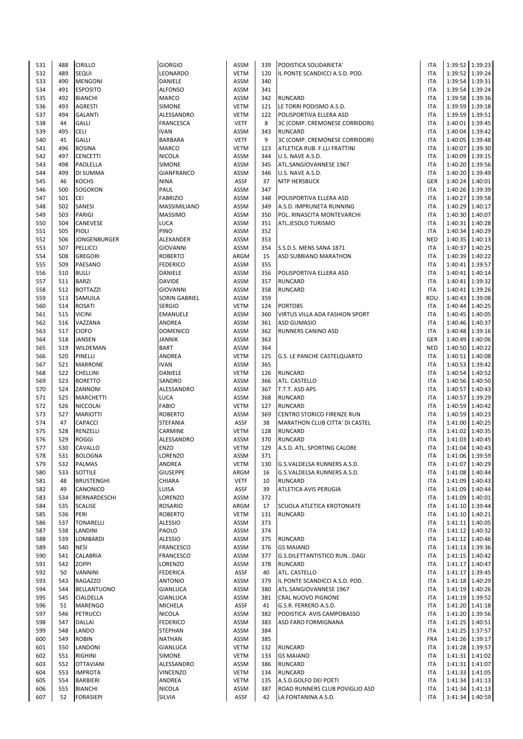| | | | | | | | | | |
|---|---|---|---|---|---|---|---|---|---|
| 531 | 488 | CIRILLO | GIORGIO | ASSM | 339 | PODISTICA SOLIDARIETA' | ITA | 1:39:52 | 1:39:23 |
| 532 | 489 | SEQUI | LEONARDO | VETM | 120 | IL PONTE SCANDICCI A.S.D. POD. | ITA | 1:39:52 | 1:39:24 |
| 533 | 490 | MENGONI | DANIELE | ASSM | 340 | | ITA | 1:39:54 | 1:39:31 |
| 534 | 491 | ESPOSITO | ALFONSO | ASSM | 341 | | ITA | 1:39:54 | 1:39:24 |
| 535 | 492 | BIANCHI | MARCO | ASSM | 342 | RUNCARD | ITA | 1:39:58 | 1:39:36 |
| 536 | 493 | AGRESTI | SIMONE | VETM | 121 | LE TORRI PODISMO A.S.D. | ITA | 1:39:59 | 1:39:18 |
| 537 | 494 | GALANTI | ALESSANDRO | VETM | 122 | POLISPORTIVA ELLERA ASD | ITA | 1:39:59 | 1:39:51 |
| 538 | 44 | GALLI | FRANCESCA | VETF | 8 | 3C (COMP. CREMONESE CORRIDORI) | ITA | 1:40:01 | 1:39:45 |
| 539 | 495 | CELI | IVAN | ASSM | 343 | RUNCARD | ITA | 1:40:04 | 1:39:42 |
| 540 | 45 | GALLI | BARBARA | VETF | 9 | 3C (COMP. CREMONESE CORRIDORI) | ITA | 1:40:05 | 1:39:48 |
| 541 | 496 | BOSINA | MARCO | VETM | 123 | ATLETICA RUB. F.LLI FRATTINI | ITA | 1:40:07 | 1:39:30 |
| 542 | 497 | CENCETTI | NICOLA | ASSM | 344 | U.S. NAVE A.S.D. | ITA | 1:40:09 | 1:39:15 |
| 543 | 498 | PAOLELLA | SIMONE | ASSM | 345 | ATL.SANGIOVANNESE 1967 | ITA | 1:40:20 | 1:39:56 |
| 544 | 499 | DI SUMMA | GIANFRANCO | ASSM | 346 | U.S. NAVE A.S.D. | ITA | 1:40:20 | 1:39:49 |
| 545 | 46 | KOCHS | NINA | ASSF | 37 | MTP HERSBUCK | GER | 1:40:24 | 1:40:01 |
| 546 | 500 | SOGOKON | PAUL | ASSM | 347 | | ITA | 1:40:26 | 1:39:39 |
| 547 | 501 | CEI | FABRIZIO | ASSM | 348 | POLISPORTIVA ELLERA ASD | ITA | 1:40:27 | 1:39:58 |
| 548 | 502 | SANESI | MASSIMILIANO | ASSM | 349 | A.S.D. IMPRUNETA RUNNING | ITA | 1:40:29 | 1:40:17 |
| 549 | 503 | PARIGI | MASSIMO | ASSM | 350 | POL. RINASCITA MONTEVARCHI | ITA | 1:40:30 | 1:40:07 |
| 550 | 504 | CANEVESE | LUCA | ASSM | 351 | ATL.JESOLO TURISMO | ITA | 1:40:31 | 1:40:28 |
| 551 | 505 | PIOLI | PINO | ASSM | 352 | | ITA | 1:40:34 | 1:40:29 |
| 552 | 506 | JONGENBURGER | ALEXANDER | ASSM | 353 | | NED | 1:40:35 | 1:40:13 |
| 553 | 507 | PELLICCI | GIOVANNI | ASSM | 354 | S.S.D.S. MENS SANA 1871 | ITA | 1:40:37 | 1:40:25 |
| 554 | 508 | GREGORI | ROBERTO | ARGM | 15 | ASD SUBBIANO MARATHON | ITA | 1:40:39 | 1:40:22 |
| 555 | 509 | PAESANO | FEDERICO | ASSM | 355 | | ITA | 1:40:41 | 1:39:57 |
| 556 | 510 | BULLI | DANIELE | ASSM | 356 | POLISPORTIVA ELLERA ASD | ITA | 1:40:41 | 1:40:14 |
| 557 | 511 | BARZI | DAVIDE | ASSM | 357 | RUNCARD | ITA | 1:40:41 | 1:39:32 |
| 558 | 512 | BOTTAZZI | GIOVANNI | ASSM | 358 | RUNCARD | ITA | 1:40:41 | 1:39:26 |
| 559 | 513 | SAMUILA | SORIN GABRIEL | ASSM | 359 | | ROU | 1:40:43 | 1:39:08 |
| 560 | 514 | ROSATI | SERGIO | VETM | 124 | PORTO85 | ITA | 1:40:44 | 1:40:25 |
| 561 | 515 | VICINI | EMANUELE | ASSM | 360 | VIRTUS VILLA ADA FASHION SPORT | ITA | 1:40:45 | 1:40:05 |
| 562 | 516 | VAZZANA | ANDREA | ASSM | 361 | ASD GUMASIO | ITA | 1:40:46 | 1:40:37 |
| 563 | 517 | CIOFO | DOMENICO | ASSM | 362 | RUNNERS CANINO ASD | ITA | 1:40:48 | 1:39:16 |
| 564 | 518 | JANSEN | JANNIK | ASSM | 363 | | GER | 1:40:49 | 1:40:06 |
| 565 | 519 | WILDEMAN | BART | ASSM | 364 | | NED | 1:40:50 | 1:40:22 |
| 566 | 520 | PINELLI | ANDREA | VETM | 125 | G.S. LE PANCHE CASTELQUARTO | ITA | 1:40:51 | 1:40:08 |
| 567 | 521 | MARRONE | IVAN | ASSM | 365 | | ITA | 1:40:53 | 1:39:42 |
| 568 | 522 | CHELLINI | DANIELE | VETM | 126 | RUNCARD | ITA | 1:40:54 | 1:40:52 |
| 569 | 523 | BORETTO | SANDRO | ASSM | 366 | ATL. CASTELLO | ITA | 1:40:56 | 1:40:50 |
| 570 | 524 | ZANNONI | ALESSANDRO | ASSM | 367 | T.T.T. ASD APS | ITA | 1:40:57 | 1:40:43 |
| 571 | 525 | MARCHETTI | LUCA | ASSM | 368 | RUNCARD | ITA | 1:40:57 | 1:39:29 |
| 572 | 526 | NICCOLAI | FABIO | VETM | 127 | RUNCARD | ITA | 1:40:59 | 1:40:42 |
| 573 | 527 | MARIOTTI | ROBERTO | ASSM | 369 | CENTRO STORICO FIRENZE RUN | ITA | 1:40:59 | 1:40:23 |
| 574 | 47 | CAPACCI | STEFANIA | ASSF | 38 | MARATHON CLUB CITTA' DI CASTEL | ITA | 1:41:00 | 1:40:25 |
| 575 | 528 | RENZELLI | CARMINE | VETM | 128 | RUNCARD | ITA | 1:41:02 | 1:40:35 |
| 576 | 529 | ROGGI | ALESSANDRO | ASSM | 370 | RUNCARD | ITA | 1:41:03 | 1:40:45 |
| 577 | 530 | CAVALLO | ENZO | VETM | 129 | A.S.D. ATL. SPORTING CALORE | ITA | 1:41:04 | 1:40:43 |
| 578 | 531 | BOLOGNA | LORENZO | ASSM | 371 | | ITA | 1:41:06 | 1:39:59 |
| 579 | 532 | PALMAS | ANDREA | VETM | 130 | G.S.VALDELSA RUNNERS A.S.D. | ITA | 1:41:07 | 1:40:29 |
| 580 | 533 | SOTTILE | GIUSEPPE | ARGM | 16 | G.S.VALDELSA RUNNERS A.S.D. | ITA | 1:41:08 | 1:40:44 |
| 581 | 48 | BRUSTENGHI | CHIARA | VETF | 10 | RUNCARD | ITA | 1:41:09 | 1:40:43 |
| 582 | 49 | CANONICO | LUISA | ASSF | 39 | ATLETICA AVIS PERUGIA | ITA | 1:41:09 | 1:40:44 |
| 583 | 534 | BERNARDESCHI | LORENZO | ASSM | 372 | | ITA | 1:41:09 | 1:40:01 |
| 584 | 535 | SCALISE | ROSARIO | ARGM | 17 | SCUOLA ATLETICA KROTONIATE | ITA | 1:41:10 | 1:39:44 |
| 585 | 536 | PERI | ROBERTO | VETM | 131 | RUNCARD | ITA | 1:41:10 | 1:40:21 |
| 586 | 537 | TONARELLI | ALESSIO | ASSM | 373 | | ITA | 1:41:11 | 1:40:05 |
| 587 | 538 | LANDINI | PAOLO | ASSM | 374 | | ITA | 1:41:12 | 1:40:32 |
| 588 | 539 | LOMBARDI | ALESSIO | ASSM | 375 | RUNCARD | ITA | 1:41:12 | 1:40:46 |
| 589 | 540 | NESI | FRANCESCO | ASSM | 376 | GS MAIANO | ITA | 1:41:13 | 1:39:36 |
| 590 | 541 | CALABRIA | FRANCESCO | ASSM | 377 | G.S.DILETTANTISTICO RUN...DAGI | ITA | 1:41:15 | 1:40:42 |
| 591 | 542 | ZOPPI | LORENZO | ASSM | 378 | RUNCARD | ITA | 1:41:17 | 1:40:47 |
| 592 | 50 | VANNINI | FEDERICA | ASSF | 40 | ATL. CASTELLO | ITA | 1:41:17 | 1:39:45 |
| 593 | 543 | RAGAZZO | ANTONIO | ASSM | 379 | IL PONTE SCANDICCI A.S.D. POD. | ITA | 1:41:18 | 1:40:29 |
| 594 | 544 | BELLANTUONO | GIANLUCA | ASSM | 380 | ATL.SANGIOVANNESE 1967 | ITA | 1:41:19 | 1:40:26 |
| 595 | 545 | CIALDELLA | GIANLUCA | ASSM | 381 | CRAL NUOVO PIGNONE | ITA | 1:41:19 | 1:39:52 |
| 596 | 51 | MARENGO | MICHELA | ASSF | 41 | G.S.R. FERRERO A.S.D. | ITA | 1:41:20 | 1:41:18 |
| 597 | 546 | PETRUCCI | NICOLA | ASSM | 382 | PODISTICA AVIS CAMPOBASSO | ITA | 1:41:20 | 1:39:56 |
| 598 | 547 | DALLAI | FEDERICO | ASSM | 383 | ASD FARO FORMIGNANA | ITA | 1:41:25 | 1:40:51 |
| 599 | 548 | LANDO | STEPHAN | ASSM | 384 | | ITA | 1:41:25 | 1:37:57 |
| 600 | 549 | ROBIN | NATHAN | ASSM | 385 | | FRA | 1:41:26 | 1:39:17 |
| 601 | 550 | LANDONI | GIANLUCA | VETM | 132 | RUNCARD | ITA | 1:41:28 | 1:39:57 |
| 602 | 551 | RIGHINI | SIMONE | VETM | 133 | GS MAIANO | ITA | 1:41:31 | 1:41:02 |
| 603 | 552 | OTTAVIANI | ALESSANDRO | ASSM | 386 | RUNCARD | ITA | 1:41:31 | 1:41:07 |
| 604 | 553 | IMPROTA | VINCENZO | VETM | 134 | RUNCARD | ITA | 1:41:33 | 1:41:05 |
| 605 | 554 | BARBIERI | ANDREA | VETM | 135 | A.S.D.GOLFO DEI POETI | ITA | 1:41:34 | 1:41:13 |
| 606 | 555 | BIANCHI | NICOLA | ASSM | 387 | ROAD RUNNERS CLUB POVIGLIO ASD | ITA | 1:41:34 | 1:41:13 |
| 607 | 52 | FORASIEPI | SILVIA | ASSF | 42 | LA FONTANINA A.S.D. | ITA | 1:41:34 | 1:40:59 |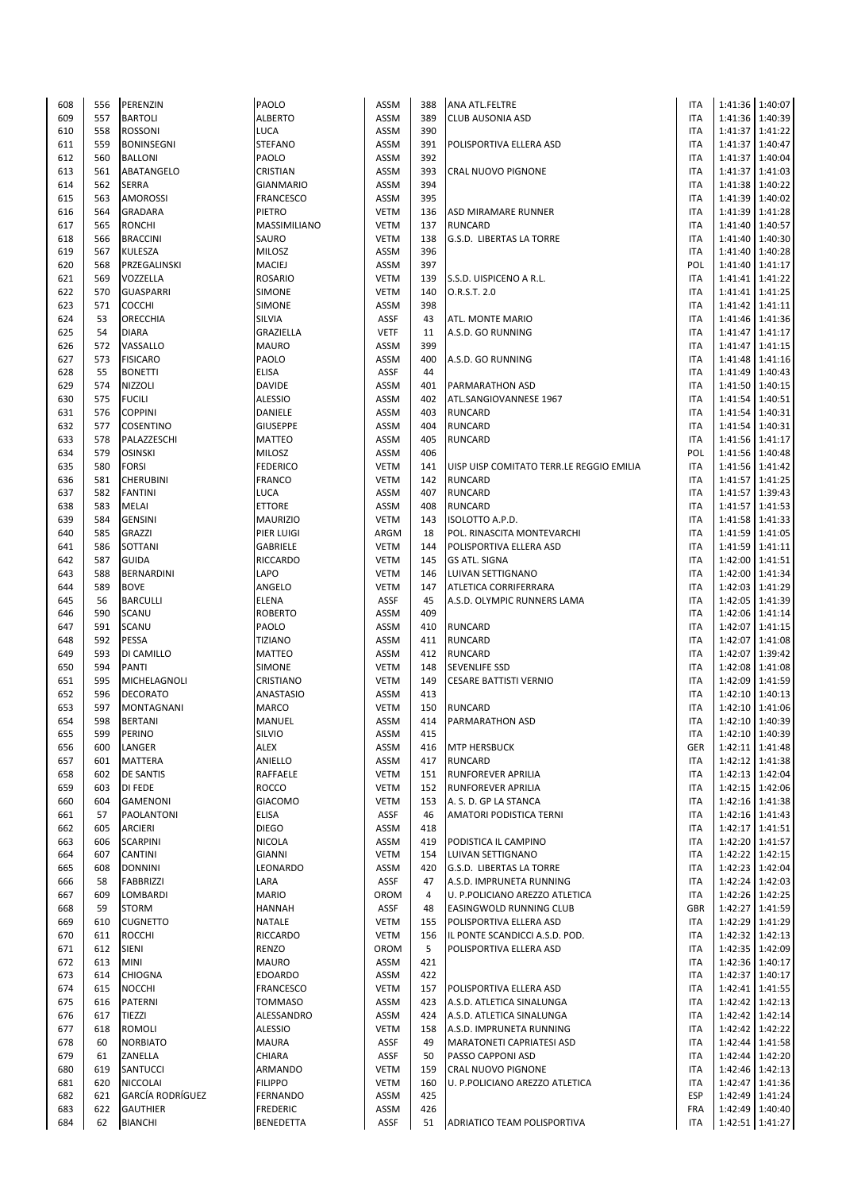| 608 | 556 | PERENZIN | PAOLO | ASSM | 388 | ANA ATL.FELTRE | ITA | 1:41:36 | 1:40:07 |
|---|---|---|---|---|---|---|---|---|---|
| 609 | 557 | BARTOLI | ALBERTO | ASSM | 389 | CLUB AUSONIA ASD | ITA | 1:41:36 | 1:40:39 |
| 610 | 558 | ROSSONI | LUCA | ASSM | 390 | | ITA | 1:41:37 | 1:41:22 |
| 611 | 559 | BONINSEGNI | STEFANO | ASSM | 391 | POLISPORTIVA ELLERA ASD | ITA | 1:41:37 | 1:40:47 |
| 612 | 560 | BALLONI | PAOLO | ASSM | 392 | | ITA | 1:41:37 | 1:40:04 |
| 613 | 561 | ABATANGELO | CRISTIAN | ASSM | 393 | CRAL NUOVO PIGNONE | ITA | 1:41:37 | 1:41:03 |
| 614 | 562 | SERRA | GIANMARIO | ASSM | 394 | | ITA | 1:41:38 | 1:40:22 |
| 615 | 563 | AMOROSSI | FRANCESCO | ASSM | 395 | | ITA | 1:41:39 | 1:40:02 |
| 616 | 564 | GRADARA | PIETRO | VETM | 136 | ASD MIRAMARE RUNNER | ITA | 1:41:39 | 1:41:28 |
| 617 | 565 | RONCHI | MASSIMILIANO | VETM | 137 | RUNCARD | ITA | 1:41:40 | 1:40:57 |
| 618 | 566 | BRACCINI | SAURO | VETM | 138 | G.S.D. LIBERTAS LA TORRE | ITA | 1:41:40 | 1:40:30 |
| 619 | 567 | KULESZA | MILOSZ | ASSM | 396 | | ITA | 1:41:40 | 1:40:28 |
| 620 | 568 | PRZEGALINSKI | MACIEJ | ASSM | 397 | | POL | 1:41:40 | 1:41:17 |
| 621 | 569 | VOZZELLA | ROSARIO | VETM | 139 | S.S.D. UISPICENO A R.L. | ITA | 1:41:41 | 1:41:22 |
| 622 | 570 | GUASPARRI | SIMONE | VETM | 140 | O.R.S.T. 2.0 | ITA | 1:41:41 | 1:41:25 |
| 623 | 571 | COCCHI | SIMONE | ASSM | 398 | | ITA | 1:41:42 | 1:41:11 |
| 624 | 53 | ORECCHIA | SILVIA | ASSF | 43 | ATL. MONTE MARIO | ITA | 1:41:46 | 1:41:36 |
| 625 | 54 | DIARA | GRAZIELLA | VETF | 11 | A.S.D. GO RUNNING | ITA | 1:41:47 | 1:41:17 |
| 626 | 572 | VASSALLO | MAURO | ASSM | 399 | | ITA | 1:41:47 | 1:41:15 |
| 627 | 573 | FISICARO | PAOLO | ASSM | 400 | A.S.D. GO RUNNING | ITA | 1:41:48 | 1:41:16 |
| 628 | 55 | BONETTI | ELISA | ASSF | 44 | | ITA | 1:41:49 | 1:40:43 |
| 629 | 574 | NIZZOLI | DAVIDE | ASSM | 401 | PARMARATHON ASD | ITA | 1:41:50 | 1:40:15 |
| 630 | 575 | FUCILI | ALESSIO | ASSM | 402 | ATL.SANGIOVANNESE 1967 | ITA | 1:41:54 | 1:40:51 |
| 631 | 576 | COPPINI | DANIELE | ASSM | 403 | RUNCARD | ITA | 1:41:54 | 1:40:31 |
| 632 | 577 | COSENTINO | GIUSEPPE | ASSM | 404 | RUNCARD | ITA | 1:41:54 | 1:40:31 |
| 633 | 578 | PALAZZESCHI | MATTEO | ASSM | 405 | RUNCARD | ITA | 1:41:56 | 1:41:17 |
| 634 | 579 | OSINSKI | MILOSZ | ASSM | 406 | | POL | 1:41:56 | 1:40:48 |
| 635 | 580 | FORSI | FEDERICO | VETM | 141 | UISP UISP COMITATO TERR.LE REGGIO EMILIA | ITA | 1:41:56 | 1:41:42 |
| 636 | 581 | CHERUBINI | FRANCO | VETM | 142 | RUNCARD | ITA | 1:41:57 | 1:41:25 |
| 637 | 582 | FANTINI | LUCA | ASSM | 407 | RUNCARD | ITA | 1:41:57 | 1:39:43 |
| 638 | 583 | MELAI | ETTORE | ASSM | 408 | RUNCARD | ITA | 1:41:57 | 1:41:53 |
| 639 | 584 | GENSINI | MAURIZIO | VETM | 143 | ISOLOTTO A.P.D. | ITA | 1:41:58 | 1:41:33 |
| 640 | 585 | GRAZZI | PIER LUIGI | ARGM | 18 | POL. RINASCITA MONTEVARCHI | ITA | 1:41:59 | 1:41:05 |
| 641 | 586 | SOTTANI | GABRIELE | VETM | 144 | POLISPORTIVA ELLERA ASD | ITA | 1:41:59 | 1:41:11 |
| 642 | 587 | GUIDA | RICCARDO | VETM | 145 | GS ATL. SIGNA | ITA | 1:42:00 | 1:41:51 |
| 643 | 588 | BERNARDINI | LAPO | VETM | 146 | LUIVAN SETTIGNANO | ITA | 1:42:00 | 1:41:34 |
| 644 | 589 | BOVE | ANGELO | VETM | 147 | ATLETICA CORRIFERRARA | ITA | 1:42:03 | 1:41:29 |
| 645 | 56 | BARCULLI | ELENA | ASSF | 45 | A.S.D. OLYMPIC RUNNERS LAMA | ITA | 1:42:05 | 1:41:39 |
| 646 | 590 | SCANU | ROBERTO | ASSM | 409 | | ITA | 1:42:06 | 1:41:14 |
| 647 | 591 | SCANU | PAOLO | ASSM | 410 | RUNCARD | ITA | 1:42:07 | 1:41:15 |
| 648 | 592 | PESSA | TIZIANO | ASSM | 411 | RUNCARD | ITA | 1:42:07 | 1:41:08 |
| 649 | 593 | DI CAMILLO | MATTEO | ASSM | 412 | RUNCARD | ITA | 1:42:07 | 1:39:42 |
| 650 | 594 | PANTI | SIMONE | VETM | 148 | SEVENLIFE SSD | ITA | 1:42:08 | 1:41:08 |
| 651 | 595 | MICHELAGNOLI | CRISTIANO | VETM | 149 | CESARE BATTISTI VERNIO | ITA | 1:42:09 | 1:41:59 |
| 652 | 596 | DECORATO | ANASTASIO | ASSM | 413 | | ITA | 1:42:10 | 1:40:13 |
| 653 | 597 | MONTAGNANI | MARCO | VETM | 150 | RUNCARD | ITA | 1:42:10 | 1:41:06 |
| 654 | 598 | BERTANI | MANUEL | ASSM | 414 | PARMARATHON ASD | ITA | 1:42:10 | 1:40:39 |
| 655 | 599 | PERINO | SILVIO | ASSM | 415 | | ITA | 1:42:10 | 1:40:39 |
| 656 | 600 | LANGER | ALEX | ASSM | 416 | MTP HERSBUCK | GER | 1:42:11 | 1:41:48 |
| 657 | 601 | MATTERA | ANIELLO | ASSM | 417 | RUNCARD | ITA | 1:42:12 | 1:41:38 |
| 658 | 602 | DE SANTIS | RAFFAELE | VETM | 151 | RUNFOREVER APRILIA | ITA | 1:42:13 | 1:42:04 |
| 659 | 603 | DI FEDE | ROCCO | VETM | 152 | RUNFOREVER APRILIA | ITA | 1:42:15 | 1:42:06 |
| 660 | 604 | GAMENONI | GIACOMO | VETM | 153 | A. S. D. GP LA STANCA | ITA | 1:42:16 | 1:41:38 |
| 661 | 57 | PAOLANTONI | ELISA | ASSF | 46 | AMATORI PODISTICA TERNI | ITA | 1:42:16 | 1:41:43 |
| 662 | 605 | ARCIERI | DIEGO | ASSM | 418 | | ITA | 1:42:17 | 1:41:51 |
| 663 | 606 | SCARPINI | NICOLA | ASSM | 419 | PODISTICA IL CAMPINO | ITA | 1:42:20 | 1:41:57 |
| 664 | 607 | CANTINI | GIANNI | VETM | 154 | LUIVAN SETTIGNANO | ITA | 1:42:22 | 1:42:15 |
| 665 | 608 | DONNINI | LEONARDO | ASSM | 420 | G.S.D. LIBERTAS LA TORRE | ITA | 1:42:23 | 1:42:04 |
| 666 | 58 | FABBRIZZI | LARA | ASSF | 47 | A.S.D. IMPRUNETA RUNNING | ITA | 1:42:24 | 1:42:03 |
| 667 | 609 | LOMBARDI | MARIO | OROM | 4 | U. P.POLICIANO AREZZO ATLETICA | ITA | 1:42:26 | 1:42:25 |
| 668 | 59 | STORM | HANNAH | ASSF | 48 | EASINGWOLD RUNNING CLUB | GBR | 1:42:27 | 1:41:59 |
| 669 | 610 | CUGNETTO | NATALE | VETM | 155 | POLISPORTIVA ELLERA ASD | ITA | 1:42:29 | 1:41:29 |
| 670 | 611 | ROCCHI | RICCARDO | VETM | 156 | IL PONTE SCANDICCI A.S.D. POD. | ITA | 1:42:32 | 1:42:13 |
| 671 | 612 | SIENI | RENZO | OROM | 5 | POLISPORTIVA ELLERA ASD | ITA | 1:42:35 | 1:42:09 |
| 672 | 613 | MINI | MAURO | ASSM | 421 | | ITA | 1:42:36 | 1:40:17 |
| 673 | 614 | CHIOGNA | EDOARDO | ASSM | 422 | | ITA | 1:42:37 | 1:40:17 |
| 674 | 615 | NOCCHI | FRANCESCO | VETM | 157 | POLISPORTIVA ELLERA ASD | ITA | 1:42:41 | 1:41:55 |
| 675 | 616 | PATERNI | TOMMASO | ASSM | 423 | A.S.D. ATLETICA SINALUNGA | ITA | 1:42:42 | 1:42:13 |
| 676 | 617 | TIEZZI | ALESSANDRO | ASSM | 424 | A.S.D. ATLETICA SINALUNGA | ITA | 1:42:42 | 1:42:14 |
| 677 | 618 | ROMOLI | ALESSIO | VETM | 158 | A.S.D. IMPRUNETA RUNNING | ITA | 1:42:42 | 1:42:22 |
| 678 | 60 | NORBIATO | MAURA | ASSF | 49 | MARATONETI CAPRIATESI ASD | ITA | 1:42:44 | 1:41:58 |
| 679 | 61 | ZANELLA | CHIARA | ASSF | 50 | PASSO CAPPONI ASD | ITA | 1:42:44 | 1:42:20 |
| 680 | 619 | SANTUCCI | ARMANDO | VETM | 159 | CRAL NUOVO PIGNONE | ITA | 1:42:46 | 1:42:13 |
| 681 | 620 | NICCOLAI | FILIPPO | VETM | 160 | U. P.POLICIANO AREZZO ATLETICA | ITA | 1:42:47 | 1:41:36 |
| 682 | 621 | GARCÍA RODRÍGUEZ | FERNANDO | ASSM | 425 | | ESP | 1:42:49 | 1:41:24 |
| 683 | 622 | GAUTHIER | FREDERIC | ASSM | 426 | | FRA | 1:42:49 | 1:40:40 |
| 684 | 62 | BIANCHI | BENEDETTA | ASSF | 51 | ADRIATICO TEAM POLISPORTIVA | ITA | 1:42:51 | 1:41:27 |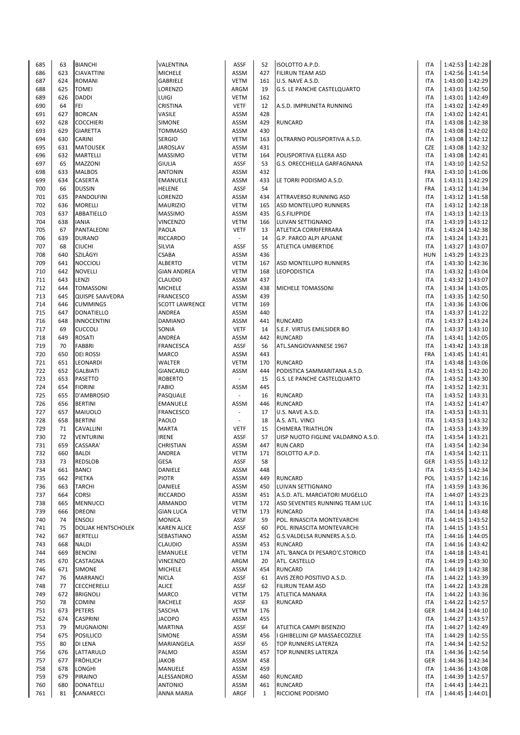| | | | | | | | | | |
|---|---|---|---|---|---|---|---|---|---|
| 685 | 63 | BIANCHI | VALENTINA | ASSF | 52 | ISOLOTTO A.P.D. | ITA | 1:42:53 | 1:42:28 |
| 686 | 623 | CIAVATTINI | MICHELE | ASSM | 427 | FILIRUN TEAM ASD | ITA | 1:42:56 | 1:41:54 |
| 687 | 624 | ROMANI | GABRIELE | VETM | 161 | U.S. NAVE A.S.D. | ITA | 1:43:00 | 1:42:29 |
| 688 | 625 | TOMEI | LORENZO | ARGM | 19 | G.S. LE PANCHE CASTELQUARTO | ITA | 1:43:01 | 1:42:50 |
| 689 | 626 | DADDI | LUIGI | VETM | 162 | | ITA | 1:43:01 | 1:42:49 |
| 690 | 64 | FEI | CRISTINA | VETF | 12 | A.S.D. IMPRUNETA RUNNING | ITA | 1:43:02 | 1:42:49 |
| 691 | 627 | BORCAN | VASILE | ASSM | 428 | | ITA | 1:43:02 | 1:42:41 |
| 692 | 628 | COCCHIERI | SIMONE | ASSM | 429 | RUNCARD | ITA | 1:43:08 | 1:42:38 |
| 693 | 629 | GIARETTA | TOMMASO | ASSM | 430 | | ITA | 1:43:08 | 1:42:02 |
| 694 | 630 | CARINI | SERGIO | VETM | 163 | OLTRARNO POLISPORTIVA A.S.D. | ITA | 1:43:08 | 1:42:12 |
| 695 | 631 | MATOUSEK | JAROSLAV | ASSM | 431 | | CZE | 1:43:08 | 1:42:32 |
| 696 | 632 | MARTELLI | MASSIMO | VETM | 164 | POLISPORTIVA ELLERA ASD | ITA | 1:43:08 | 1:42:41 |
| 697 | 65 | MAZZONI | GIULIA | ASSF | 53 | G.S. ORECCHIELLA GARFAGNANA | ITA | 1:43:10 | 1:42:52 |
| 698 | 633 | MALBOS | ANTONIN | ASSM | 432 | | FRA | 1:43:10 | 1:41:06 |
| 699 | 634 | CASERTA | EMANUELE | ASSM | 433 | LE TORRI PODISMO A.S.D. | ITA | 1:43:11 | 1:42:29 |
| 700 | 66 | DUSSIN | HELENE | ASSF | 54 | | FRA | 1:43:12 | 1:41:34 |
| 701 | 635 | PANDOLFINI | LORENZO | ASSM | 434 | ATTRAVERSO RUNNING ASD | ITA | 1:43:12 | 1:41:58 |
| 702 | 636 | MORELLI | MAURIZIO | VETM | 165 | ASD MONTELUPO RUNNERS | ITA | 1:43:12 | 1:42:18 |
| 703 | 637 | ABBATIELLO | MASSIMO | ASSM | 435 | G.S.FILIPPIDE | ITA | 1:43:13 | 1:42:13 |
| 704 | 638 | IANIA | VINCENZO | VETM | 166 | LUIVAN SETTIGNANO | ITA | 1:43:19 | 1:43:12 |
| 705 | 67 | PANTALEONI | PAOLA | VETF | 13 | ATLETICA CORRIFERRARA | ITA | 1:43:24 | 1:42:38 |
| 706 | 639 | DURANO | RICCARDO | - | 14 | G.P. PARCO ALPI APUANE | ITA | 1:43:24 | 1:43:21 |
| 707 | 68 | CIUCHI | SILVIA | ASSF | 55 | ATLETICA UMBERTIDE | ITA | 1:43:27 | 1:43:07 |
| 708 | 640 | SZILÁGYI | CSABA | ASSM | 436 | | HUN | 1:43:29 | 1:43:23 |
| 709 | 641 | NOCCIOLI | ALBERTO | VETM | 167 | ASD MONTELUPO RUNNERS | ITA | 1:43:30 | 1:42:36 |
| 710 | 642 | NOVELLI | GIAN ANDREA | VETM | 168 | LEOPODISTICA | ITA | 1:43:32 | 1:43:04 |
| 711 | 643 | LENZI | CLAUDIO | ASSM | 437 | | ITA | 1:43:32 | 1:43:07 |
| 712 | 644 | TOMASSONI | MICHELE | ASSM | 438 | MICHELE TOMASSONI | ITA | 1:43:34 | 1:43:05 |
| 713 | 645 | QUISPE SAAVEDRA | FRANCESCO | ASSM | 439 | | ITA | 1:43:35 | 1:42:50 |
| 714 | 646 | CUMMINGS | SCOTT LAWRENCE | VETM | 169 | | ITA | 1:43:36 | 1:43:06 |
| 715 | 647 | DONATIELLO | ANDREA | ASSM | 440 | | ITA | 1:43:37 | 1:41:22 |
| 716 | 648 | INNOCENTINI | DAMIANO | ASSM | 441 | RUNCARD | ITA | 1:43:37 | 1:43:24 |
| 717 | 69 | CUCCOLI | SONIA | VETF | 14 | S.E.F. VIRTUS EMILSIDER BO | ITA | 1:43:37 | 1:43:10 |
| 718 | 649 | ROSATI | ANDREA | ASSM | 442 | RUNCARD | ITA | 1:43:41 | 1:42:05 |
| 719 | 70 | FABBRI | FRANCESCA | ASSF | 56 | ATL.SANGIOVANNESE 1967 | ITA | 1:43:42 | 1:43:18 |
| 720 | 650 | DEI ROSSI | MARCO | ASSM | 443 | | FRA | 1:43:45 | 1:41:41 |
| 721 | 651 | LEONARDI | WALTER | VETM | 170 | RUNCARD | ITA | 1:43:48 | 1:43:06 |
| 722 | 652 | GALBIATI | GIANCARLO | ASSM | 444 | PODISTICA SAMMARITANA A.S.D. | ITA | 1:43:51 | 1:42:20 |
| 723 | 653 | PASETTO | ROBERTO | - | 15 | G.S. LE PANCHE CASTELQUARTO | ITA | 1:43:52 | 1:43:30 |
| 724 | 654 | FIORINI | FABIO | ASSM | 445 | | ITA | 1:43:52 | 1:42:31 |
| 725 | 655 | D'AMBROSIO | PASQUALE | - | 16 | RUNCARD | ITA | 1:43:52 | 1:43:31 |
| 726 | 656 | BERTINI | EMANUELE | ASSM | 446 | RUNCARD | ITA | 1:43:52 | 1:41:47 |
| 727 | 657 | MAIUOLO | FRANCESCO | - | 17 | U.S. NAVE A.S.D. | ITA | 1:43:53 | 1:43:31 |
| 728 | 658 | BERTINI | PAOLO | - | 18 | A.S. ATL. VINCI | ITA | 1:43:53 | 1:43:32 |
| 729 | 71 | CAVALLINI | MARTA | VETF | 15 | CHIMERA TRIATHLON | ITA | 1:43:53 | 1:43:39 |
| 730 | 72 | VENTURINI | IRENE | ASSF | 57 | UISP NUOTO FIGLINE VALDARNO A.S.D. | ITA | 1:43:54 | 1:43:21 |
| 731 | 659 | CASSARA' | CHRISTIAN | ASSM | 447 | RUN CARD | ITA | 1:43:54 | 1:42:34 |
| 732 | 660 | BALDI | ANDREA | VETM | 171 | ISOLOTTO A.P.D. | ITA | 1:43:54 | 1:42:11 |
| 733 | 73 | REDSLOB | GESA | ASSF | 58 | | GER | 1:43:55 | 1:43:12 |
| 734 | 661 | BANCI | DANIELE | ASSM | 448 | | ITA | 1:43:55 | 1:42:34 |
| 735 | 662 | PIETKA | PIOTR | ASSM | 449 | RUNCARD | POL | 1:43:57 | 1:42:16 |
| 736 | 663 | TARCHI | DANIELE | ASSM | 450 | LUIVAN SETTIGNANO | ITA | 1:43:59 | 1:43:36 |
| 737 | 664 | CORSI | RICCARDO | ASSM | 451 | A.S.D. ATL. MARCIATORI MUGELLO | ITA | 1:44:07 | 1:43:23 |
| 738 | 665 | MENNUCCI | ARMANDO | VETM | 172 | ASD SEVENTIES RUNNING TEAM LUC | ITA | 1:44:11 | 1:43:16 |
| 739 | 666 | DREONI | GIAN LUCA | VETM | 173 | RUNCARD | ITA | 1:44:14 | 1:43:48 |
| 740 | 74 | ENSOLI | MONICA | ASSF | 59 | POL. RINASCITA MONTEVARCHI | ITA | 1:44:15 | 1:43:52 |
| 741 | 75 | DOLJAK HENTSCHOLEK | KAREN ALICE | ASSF | 60 | POL. RINASCITA MONTEVARCHI | ITA | 1:44:15 | 1:43:51 |
| 742 | 667 | BERTELLI | SEBASTIANO | ASSM | 452 | G.S.VALDELSA RUNNERS A.S.D. | ITA | 1:44:16 | 1:44:05 |
| 743 | 668 | NALDI | CLAUDIO | ASSM | 453 | RUNCARD | ITA | 1:44:16 | 1:43:42 |
| 744 | 669 | BENCINI | EMANUELE | VETM | 174 | ATL.'BANCA DI PESARO'C.STORICO | ITA | 1:44:18 | 1:43:41 |
| 745 | 670 | CASTAGNA | VINCENZO | ARGM | 20 | ATL. CASTELLO | ITA | 1:44:19 | 1:43:30 |
| 746 | 671 | SIMONE | MICHELE | ASSM | 454 | RUNCARD | ITA | 1:44:19 | 1:42:38 |
| 747 | 76 | MARRANCI | NICLA | ASSF | 61 | AVIS ZERO POSITIVO A.S.D. | ITA | 1:44:22 | 1:43:39 |
| 748 | 77 | CECCHERELLI | ALICE | ASSF | 62 | FILIRUN TEAM ASD | ITA | 1:44:22 | 1:43:28 |
| 749 | 672 | BRIGNOLI | MARCO | VETM | 175 | ATLETICA MANARA | ITA | 1:44:22 | 1:43:36 |
| 750 | 78 | COMINI | RACHELE | ASSF | 63 | RUNCARD | ITA | 1:44:22 | 1:42:57 |
| 751 | 673 | PETERS | SASCHA | VETM | 176 | | GER | 1:44:24 | 1:44:10 |
| 752 | 674 | CASPRINI | JACOPO | ASSM | 455 | | ITA | 1:44:27 | 1:43:57 |
| 753 | 79 | MUGNAIONI | MARTINA | ASSF | 64 | ATLETICA CAMPI BISENZIO | ITA | 1:44:27 | 1:42:49 |
| 754 | 675 | POSILLICO | SIMONE | ASSM | 456 | I GHIBELLINI GP MASSAECOZZILE | ITA | 1:44:29 | 1:42:55 |
| 755 | 80 | DI LENA | MARIANGELA | ASSF | 65 | TOP RUNNERS LATERZA | ITA | 1:44:34 | 1:42:52 |
| 756 | 676 | LATTARULO | PALMO | ASSM | 457 | TOP RUNNERS LATERZA | ITA | 1:44:36 | 1:42:54 |
| 757 | 677 | FRÖHLICH | JAKOB | ASSM | 458 | | GER | 1:44:36 | 1:42:34 |
| 758 | 678 | LONGHI | MANUELE | ASSM | 459 | | ITA | 1:44:36 | 1:43:08 |
| 759 | 679 | PIRAINO | ALESSANDRO | ASSM | 460 | RUNCARD | ITA | 1:44:39 | 1:42:57 |
| 760 | 680 | DONATELLI | ANTONIO | ASSM | 461 | RUNCARD | ITA | 1:44:43 | 1:44:21 |
| 761 | 81 | CANARECCI | ANNA MARIA | ARGF | 1 | RICCIONE PODISMO | ITA | 1:44:45 | 1:44:01 |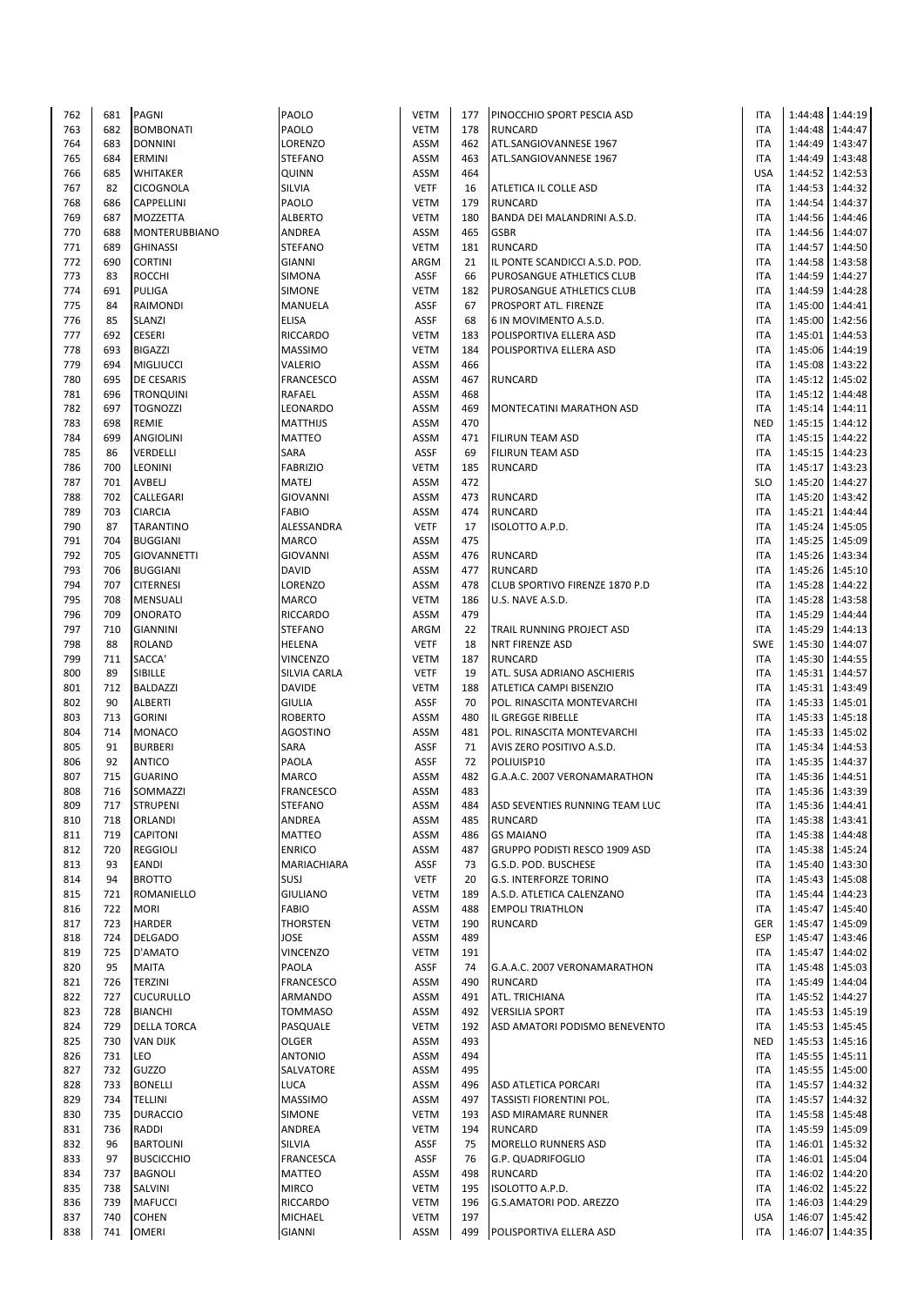| | | | | | | | | | |
|---|---|---|---|---|---|---|---|---|---|
| 762 | 681 | PAGNI | PAOLO | VETM | 177 | PINOCCHIO SPORT PESCIA ASD | ITA | 1:44:48 | 1:44:19 |
| 763 | 682 | BOMBONATI | PAOLO | VETM | 178 | RUNCARD | ITA | 1:44:48 | 1:44:47 |
| 764 | 683 | DONNINI | LORENZO | ASSM | 462 | ATL.SANGIOVANNESE 1967 | ITA | 1:44:49 | 1:43:47 |
| 765 | 684 | ERMINI | STEFANO | ASSM | 463 | ATL.SANGIOVANNESE 1967 | ITA | 1:44:49 | 1:43:48 |
| 766 | 685 | WHITAKER | QUINN | ASSM | 464 | | USA | 1:44:52 | 1:42:53 |
| 767 | 82 | CICOGNOLA | SILVIA | VETF | 16 | ATLETICA IL COLLE ASD | ITA | 1:44:53 | 1:44:32 |
| 768 | 686 | CAPPELLINI | PAOLO | VETM | 179 | RUNCARD | ITA | 1:44:54 | 1:44:37 |
| 769 | 687 | MOZZETTA | ALBERTO | VETM | 180 | BANDA DEI MALANDRINI A.S.D. | ITA | 1:44:56 | 1:44:46 |
| 770 | 688 | MONTERUBBIANO | ANDREA | ASSM | 465 | GSBR | ITA | 1:44:56 | 1:44:07 |
| 771 | 689 | GHINASSI | STEFANO | VETM | 181 | RUNCARD | ITA | 1:44:57 | 1:44:50 |
| 772 | 690 | CORTINI | GIANNI | ARGM | 21 | IL PONTE SCANDICCI A.S.D. POD. | ITA | 1:44:58 | 1:43:58 |
| 773 | 83 | ROCCHI | SIMONA | ASSF | 66 | PUROSANGUE ATHLETICS CLUB | ITA | 1:44:59 | 1:44:27 |
| 774 | 691 | PULIGA | SIMONE | VETM | 182 | PUROSANGUE ATHLETICS CLUB | ITA | 1:44:59 | 1:44:28 |
| 775 | 84 | RAIMONDI | MANUELA | ASSF | 67 | PROSPORT ATL. FIRENZE | ITA | 1:45:00 | 1:44:41 |
| 776 | 85 | SLANZI | ELISA | ASSF | 68 | 6 IN MOVIMENTO A.S.D. | ITA | 1:45:00 | 1:42:56 |
| 777 | 692 | CESERI | RICCARDO | VETM | 183 | POLISPORTIVA ELLERA ASD | ITA | 1:45:01 | 1:44:53 |
| 778 | 693 | BIGAZZI | MASSIMO | VETM | 184 | POLISPORTIVA ELLERA ASD | ITA | 1:45:06 | 1:44:19 |
| 779 | 694 | MIGLIUCCI | VALERIO | ASSM | 466 | | ITA | 1:45:08 | 1:43:22 |
| 780 | 695 | DE CESARIS | FRANCESCO | ASSM | 467 | RUNCARD | ITA | 1:45:12 | 1:45:02 |
| 781 | 696 | TRONQUINI | RAFAEL | ASSM | 468 | | ITA | 1:45:12 | 1:44:48 |
| 782 | 697 | TOGNOZZI | LEONARDO | ASSM | 469 | MONTECATINI MARATHON ASD | ITA | 1:45:14 | 1:44:11 |
| 783 | 698 | REMIE | MATTHIJS | ASSM | 470 | | NED | 1:45:15 | 1:44:12 |
| 784 | 699 | ANGIOLINI | MATTEO | ASSM | 471 | FILIRUN TEAM ASD | ITA | 1:45:15 | 1:44:22 |
| 785 | 86 | VERDELLI | SARA | ASSF | 69 | FILIRUN TEAM ASD | ITA | 1:45:15 | 1:44:23 |
| 786 | 700 | LEONINI | FABRIZIO | VETM | 185 | RUNCARD | ITA | 1:45:17 | 1:43:23 |
| 787 | 701 | AVBELJ | MATEJ | ASSM | 472 | | SLO | 1:45:20 | 1:44:27 |
| 788 | 702 | CALLEGARI | GIOVANNI | ASSM | 473 | RUNCARD | ITA | 1:45:20 | 1:43:42 |
| 789 | 703 | CIARCIA | FABIO | ASSM | 474 | RUNCARD | ITA | 1:45:21 | 1:44:44 |
| 790 | 87 | TARANTINO | ALESSANDRA | VETF | 17 | ISOLOTTO A.P.D. | ITA | 1:45:24 | 1:45:05 |
| 791 | 704 | BUGGIANI | MARCO | ASSM | 475 | | ITA | 1:45:25 | 1:45:09 |
| 792 | 705 | GIOVANNETTI | GIOVANNI | ASSM | 476 | RUNCARD | ITA | 1:45:26 | 1:43:34 |
| 793 | 706 | BUGGIANI | DAVID | ASSM | 477 | RUNCARD | ITA | 1:45:26 | 1:45:10 |
| 794 | 707 | CITERNESI | LORENZO | ASSM | 478 | CLUB SPORTIVO FIRENZE 1870 P.D | ITA | 1:45:28 | 1:44:22 |
| 795 | 708 | MENSUALI | MARCO | VETM | 186 | U.S. NAVE A.S.D. | ITA | 1:45:28 | 1:43:58 |
| 796 | 709 | ONORATO | RICCARDO | ASSM | 479 | | ITA | 1:45:29 | 1:44:44 |
| 797 | 710 | GIANNINI | STEFANO | ARGM | 22 | TRAIL RUNNING PROJECT ASD | ITA | 1:45:29 | 1:44:13 |
| 798 | 88 | ROLAND | HELENA | VETF | 18 | NRT FIRENZE ASD | SWE | 1:45:30 | 1:44:07 |
| 799 | 711 | SACCA' | VINCENZO | VETM | 187 | RUNCARD | ITA | 1:45:30 | 1:44:55 |
| 800 | 89 | SIBILLE | SILVIA CARLA | VETF | 19 | ATL. SUSA ADRIANO ASCHIERIS | ITA | 1:45:31 | 1:44:57 |
| 801 | 712 | BALDAZZI | DAVIDE | VETM | 188 | ATLETICA CAMPI BISENZIO | ITA | 1:45:31 | 1:43:49 |
| 802 | 90 | ALBERTI | GIULIA | ASSF | 70 | POL. RINASCITA MONTEVARCHI | ITA | 1:45:33 | 1:45:01 |
| 803 | 713 | GORINI | ROBERTO | ASSM | 480 | IL GREGGE RIBELLE | ITA | 1:45:33 | 1:45:18 |
| 804 | 714 | MONACO | AGOSTINO | ASSM | 481 | POL. RINASCITA MONTEVARCHI | ITA | 1:45:33 | 1:45:02 |
| 805 | 91 | BURBERI | SARA | ASSF | 71 | AVIS ZERO POSITIVO A.S.D. | ITA | 1:45:34 | 1:44:53 |
| 806 | 92 | ANTICO | PAOLA | ASSF | 72 | POLIUISP10 | ITA | 1:45:35 | 1:44:37 |
| 807 | 715 | GUARINO | MARCO | ASSM | 482 | G.A.A.C. 2007 VERONAMARATHON | ITA | 1:45:36 | 1:44:51 |
| 808 | 716 | SOMMAZZI | FRANCESCO | ASSM | 483 | | ITA | 1:45:36 | 1:43:39 |
| 809 | 717 | STRUPENI | STEFANO | ASSM | 484 | ASD SEVENTIES RUNNING TEAM LUC | ITA | 1:45:36 | 1:44:41 |
| 810 | 718 | ORLANDI | ANDREA | ASSM | 485 | RUNCARD | ITA | 1:45:38 | 1:43:41 |
| 811 | 719 | CAPITONI | MATTEO | ASSM | 486 | GS MAIANO | ITA | 1:45:38 | 1:44:48 |
| 812 | 720 | REGGIOLI | ENRICO | ASSM | 487 | GRUPPO PODISTI RESCO 1909 ASD | ITA | 1:45:38 | 1:45:24 |
| 813 | 93 | EANDI | MARIACHIARA | ASSF | 73 | G.S.D. POD. BUSCHESE | ITA | 1:45:40 | 1:43:30 |
| 814 | 94 | BROTTO | SUSJ | VETF | 20 | G.S. INTERFORZE TORINO | ITA | 1:45:43 | 1:45:08 |
| 815 | 721 | ROMANIELLO | GIULIANO | VETM | 189 | A.S.D. ATLETICA CALENZANO | ITA | 1:45:44 | 1:44:23 |
| 816 | 722 | MORI | FABIO | ASSM | 488 | EMPOLI TRIATHLON | ITA | 1:45:47 | 1:45:40 |
| 817 | 723 | HARDER | THORSTEN | VETM | 190 | RUNCARD | GER | 1:45:47 | 1:45:09 |
| 818 | 724 | DELGADO | JOSE | ASSM | 489 | | ESP | 1:45:47 | 1:43:46 |
| 819 | 725 | D'AMATO | VINCENZO | VETM | 191 | | ITA | 1:45:47 | 1:44:02 |
| 820 | 95 | MAITA | PAOLA | ASSF | 74 | G.A.A.C. 2007 VERONAMARATHON | ITA | 1:45:48 | 1:45:03 |
| 821 | 726 | TERZINI | FRANCESCO | ASSM | 490 | RUNCARD | ITA | 1:45:49 | 1:44:04 |
| 822 | 727 | CUCURULLO | ARMANDO | ASSM | 491 | ATL. TRICHIANA | ITA | 1:45:52 | 1:44:27 |
| 823 | 728 | BIANCHI | TOMMASO | ASSM | 492 | VERSILIA SPORT | ITA | 1:45:53 | 1:45:19 |
| 824 | 729 | DELLA TORCA | PASQUALE | VETM | 192 | ASD AMATORI PODISMO BENEVENTO | ITA | 1:45:53 | 1:45:45 |
| 825 | 730 | VAN DIJK | OLGER | ASSM | 493 | | NED | 1:45:53 | 1:45:16 |
| 826 | 731 | LEO | ANTONIO | ASSM | 494 | | ITA | 1:45:55 | 1:45:11 |
| 827 | 732 | GUZZO | SALVATORE | ASSM | 495 | | ITA | 1:45:55 | 1:45:00 |
| 828 | 733 | BONELLI | LUCA | ASSM | 496 | ASD ATLETICA PORCARI | ITA | 1:45:57 | 1:44:32 |
| 829 | 734 | TELLINI | MASSIMO | ASSM | 497 | TASSISTI FIORENTINI POL. | ITA | 1:45:57 | 1:44:32 |
| 830 | 735 | DURACCIO | SIMONE | VETM | 193 | ASD MIRAMARE RUNNER | ITA | 1:45:58 | 1:45:48 |
| 831 | 736 | RADDI | ANDREA | VETM | 194 | RUNCARD | ITA | 1:45:59 | 1:45:09 |
| 832 | 96 | BARTOLINI | SILVIA | ASSF | 75 | MORELLO RUNNERS ASD | ITA | 1:46:01 | 1:45:32 |
| 833 | 97 | BUSCICCHIO | FRANCESCA | ASSF | 76 | G.P. QUADRIFOGLIO | ITA | 1:46:01 | 1:45:04 |
| 834 | 737 | BAGNOLI | MATTEO | ASSM | 498 | RUNCARD | ITA | 1:46:02 | 1:44:20 |
| 835 | 738 | SALVINI | MIRCO | VETM | 195 | ISOLOTTO A.P.D. | ITA | 1:46:02 | 1:45:22 |
| 836 | 739 | MAFUCCI | RICCARDO | VETM | 196 | G.S.AMATORI POD. AREZZO | ITA | 1:46:03 | 1:44:29 |
| 837 | 740 | COHEN | MICHAEL | VETM | 197 | | USA | 1:46:07 | 1:45:42 |
| 838 | 741 | OMERI | GIANNI | ASSM | 499 | POLISPORTIVA ELLERA ASD | ITA | 1:46:07 | 1:44:35 |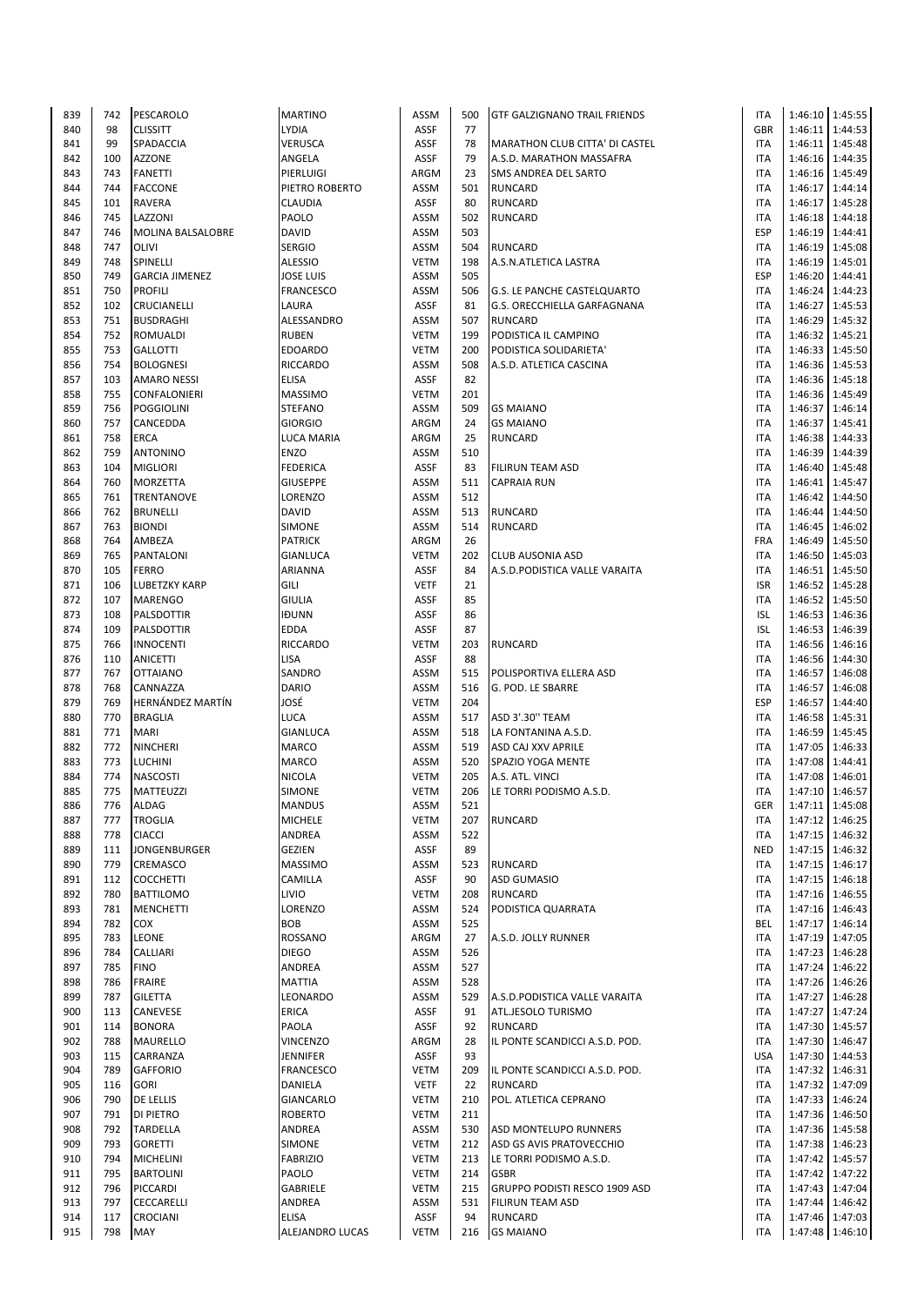| | | | | | | | | | | |
|---|---|---|---|---|---|---|---|---|---|---|
| 839 | 742 | PESCAROLO | MARTINO | ASSM | 500 | GTF GALZIGNANO TRAIL FRIENDS | ITA | 1:46:10 | 1:45:55 |
| 840 | 98 | CLISSITT | LYDIA | ASSF | 77 | | GBR | 1:46:11 | 1:44:53 |
| 841 | 99 | SPADACCIA | VERUSCA | ASSF | 78 | MARATHON CLUB CITTA' DI CASTEL | ITA | 1:46:11 | 1:45:48 |
| 842 | 100 | AZZONE | ANGELA | ASSF | 79 | A.S.D. MARATHON MASSAFRA | ITA | 1:46:16 | 1:44:35 |
| 843 | 743 | FANETTI | PIERLUIGI | ARGM | 23 | SMS ANDREA DEL SARTO | ITA | 1:46:16 | 1:45:49 |
| 844 | 744 | FACCONE | PIETRO ROBERTO | ASSM | 501 | RUNCARD | ITA | 1:46:17 | 1:44:14 |
| 845 | 101 | RAVERA | CLAUDIA | ASSF | 80 | RUNCARD | ITA | 1:46:17 | 1:45:28 |
| 846 | 745 | LAZZONI | PAOLO | ASSM | 502 | RUNCARD | ITA | 1:46:18 | 1:44:18 |
| 847 | 746 | MOLINA BALSALOBRE | DAVID | ASSM | 503 | | ESP | 1:46:19 | 1:44:41 |
| 848 | 747 | OLIVI | SERGIO | ASSM | 504 | RUNCARD | ITA | 1:46:19 | 1:45:08 |
| 849 | 748 | SPINELLI | ALESSIO | VETM | 198 | A.S.N.ATLETICA LASTRA | ITA | 1:46:19 | 1:45:01 |
| 850 | 749 | GARCIA JIMENEZ | JOSE LUIS | ASSM | 505 | | ESP | 1:46:20 | 1:44:41 |
| 851 | 750 | PROFILI | FRANCESCO | ASSM | 506 | G.S. LE PANCHE CASTELQUARTO | ITA | 1:46:24 | 1:44:23 |
| 852 | 102 | CRUCIANELLI | LAURA | ASSF | 81 | G.S. ORECCHIELLA GARFAGNANA | ITA | 1:46:27 | 1:45:53 |
| 853 | 751 | BUSDRAGHI | ALESSANDRO | ASSM | 507 | RUNCARD | ITA | 1:46:29 | 1:45:32 |
| 854 | 752 | ROMUALDI | RUBEN | VETM | 199 | PODISTICA IL CAMPINO | ITA | 1:46:32 | 1:45:21 |
| 855 | 753 | GALLOTTI | EDOARDO | VETM | 200 | PODISTICA SOLIDARIETA' | ITA | 1:46:33 | 1:45:50 |
| 856 | 754 | BOLOGNESI | RICCARDO | ASSM | 508 | A.S.D. ATLETICA CASCINA | ITA | 1:46:36 | 1:45:53 |
| 857 | 103 | AMARO NESSI | ELISA | ASSF | 82 | | ITA | 1:46:36 | 1:45:18 |
| 858 | 755 | CONFALONIERI | MASSIMO | VETM | 201 | | ITA | 1:46:36 | 1:45:49 |
| 859 | 756 | POGGIOLINI | STEFANO | ASSM | 509 | GS MAIANO | ITA | 1:46:37 | 1:46:14 |
| 860 | 757 | CANCEDDA | GIORGIO | ARGM | 24 | GS MAIANO | ITA | 1:46:37 | 1:45:41 |
| 861 | 758 | ERCA | LUCA MARIA | ARGM | 25 | RUNCARD | ITA | 1:46:38 | 1:44:33 |
| 862 | 759 | ANTONINO | ENZO | ASSM | 510 | | ITA | 1:46:39 | 1:44:39 |
| 863 | 104 | MIGLIORI | FEDERICA | ASSF | 83 | FILIRUN TEAM ASD | ITA | 1:46:40 | 1:45:48 |
| 864 | 760 | MORZETTA | GIUSEPPE | ASSM | 511 | CAPRAIA RUN | ITA | 1:46:41 | 1:45:47 |
| 865 | 761 | TRENTANOVE | LORENZO | ASSM | 512 | | ITA | 1:46:42 | 1:44:50 |
| 866 | 762 | BRUNELLI | DAVID | ASSM | 513 | RUNCARD | ITA | 1:46:44 | 1:44:50 |
| 867 | 763 | BIONDI | SIMONE | ASSM | 514 | RUNCARD | ITA | 1:46:45 | 1:46:02 |
| 868 | 764 | AMBEZA | PATRICK | ARGM | 26 | | FRA | 1:46:49 | 1:45:50 |
| 869 | 765 | PANTALONI | GIANLUCA | VETM | 202 | CLUB AUSONIA ASD | ITA | 1:46:50 | 1:45:03 |
| 870 | 105 | FERRO | ARIANNA | ASSF | 84 | A.S.D.PODISTICA VALLE VARAITA | ITA | 1:46:51 | 1:45:50 |
| 871 | 106 | LUBETZKY KARP | GILI | VETF | 21 | | ISR | 1:46:52 | 1:45:28 |
| 872 | 107 | MARENGO | GIULIA | ASSF | 85 | | ITA | 1:46:52 | 1:45:50 |
| 873 | 108 | PALSDOTTIR | IÐUNN | ASSF | 86 | | ISL | 1:46:53 | 1:46:36 |
| 874 | 109 | PALSDOTTIR | EDDA | ASSF | 87 | | ISL | 1:46:53 | 1:46:39 |
| 875 | 766 | INNOCENTI | RICCARDO | VETM | 203 | RUNCARD | ITA | 1:46:56 | 1:46:16 |
| 876 | 110 | ANICETTI | LISA | ASSF | 88 | | ITA | 1:46:56 | 1:44:30 |
| 877 | 767 | OTTAIANO | SANDRO | ASSM | 515 | POLISPORTIVA ELLERA ASD | ITA | 1:46:57 | 1:46:08 |
| 878 | 768 | CANNAZZA | DARIO | ASSM | 516 | G. POD. LE SBARRE | ITA | 1:46:57 | 1:46:08 |
| 879 | 769 | HERNÁNDEZ MARTÍN | JOSÉ | VETM | 204 | | ESP | 1:46:57 | 1:44:40 |
| 880 | 770 | BRAGLIA | LUCA | ASSM | 517 | ASD 3'.30'' TEAM | ITA | 1:46:58 | 1:45:31 |
| 881 | 771 | MARI | GIANLUCA | ASSM | 518 | LA FONTANINA A.S.D. | ITA | 1:46:59 | 1:45:45 |
| 882 | 772 | NINCHERI | MARCO | ASSM | 519 | ASD CAJ XXV APRILE | ITA | 1:47:05 | 1:46:33 |
| 883 | 773 | LUCHINI | MARCO | ASSM | 520 | SPAZIO YOGA MENTE | ITA | 1:47:08 | 1:44:41 |
| 884 | 774 | NASCOSTI | NICOLA | VETM | 205 | A.S. ATL. VINCI | ITA | 1:47:08 | 1:46:01 |
| 885 | 775 | MATTEUZZI | SIMONE | VETM | 206 | LE TORRI PODISMO A.S.D. | ITA | 1:47:10 | 1:46:57 |
| 886 | 776 | ALDAG | MANDUS | ASSM | 521 | | GER | 1:47:11 | 1:45:08 |
| 887 | 777 | TROGLIA | MICHELE | VETM | 207 | RUNCARD | ITA | 1:47:12 | 1:46:25 |
| 888 | 778 | CIACCI | ANDREA | ASSM | 522 | | ITA | 1:47:15 | 1:46:32 |
| 889 | 111 | JONGENBURGER | GEZIEN | ASSF | 89 | | NED | 1:47:15 | 1:46:32 |
| 890 | 779 | CREMASCO | MASSIMO | ASSM | 523 | RUNCARD | ITA | 1:47:15 | 1:46:17 |
| 891 | 112 | COCCHETTI | CAMILLA | ASSF | 90 | ASD GUMASIO | ITA | 1:47:15 | 1:46:18 |
| 892 | 780 | BATTILOMO | LIVIO | VETM | 208 | RUNCARD | ITA | 1:47:16 | 1:46:55 |
| 893 | 781 | MENCHETTI | LORENZO | ASSM | 524 | PODISTICA QUARRATA | ITA | 1:47:16 | 1:46:43 |
| 894 | 782 | COX | BOB | ASSM | 525 | | BEL | 1:47:17 | 1:46:14 |
| 895 | 783 | LEONE | ROSSANO | ARGM | 27 | A.S.D. JOLLY RUNNER | ITA | 1:47:19 | 1:47:05 |
| 896 | 784 | CALLIARI | DIEGO | ASSM | 526 | | ITA | 1:47:23 | 1:46:28 |
| 897 | 785 | FINO | ANDREA | ASSM | 527 | | ITA | 1:47:24 | 1:46:22 |
| 898 | 786 | FRAIRE | MATTIA | ASSM | 528 | | ITA | 1:47:26 | 1:46:26 |
| 899 | 787 | GILETTA | LEONARDO | ASSM | 529 | A.S.D.PODISTICA VALLE VARAITA | ITA | 1:47:27 | 1:46:28 |
| 900 | 113 | CANEVESE | ERICA | ASSF | 91 | ATL.JESOLO TURISMO | ITA | 1:47:27 | 1:47:24 |
| 901 | 114 | BONORA | PAOLA | ASSF | 92 | RUNCARD | ITA | 1:47:30 | 1:45:57 |
| 902 | 788 | MAURELLO | VINCENZO | ARGM | 28 | IL PONTE SCANDICCI A.S.D. POD. | ITA | 1:47:30 | 1:46:47 |
| 903 | 115 | CARRANZA | JENNIFER | ASSF | 93 | | USA | 1:47:30 | 1:44:53 |
| 904 | 789 | GAFFORIO | FRANCESCO | VETM | 209 | IL PONTE SCANDICCI A.S.D. POD. | ITA | 1:47:32 | 1:46:31 |
| 905 | 116 | GORI | DANIELA | VETF | 22 | RUNCARD | ITA | 1:47:32 | 1:47:09 |
| 906 | 790 | DE LELLIS | GIANCARLO | VETM | 210 | POL. ATLETICA CEPRANO | ITA | 1:47:33 | 1:46:24 |
| 907 | 791 | DI PIETRO | ROBERTO | VETM | 211 | | ITA | 1:47:36 | 1:46:50 |
| 908 | 792 | TARDELLA | ANDREA | ASSM | 530 | ASD MONTELUPO RUNNERS | ITA | 1:47:36 | 1:45:58 |
| 909 | 793 | GORETTI | SIMONE | VETM | 212 | ASD GS AVIS PRATOVECCHIO | ITA | 1:47:38 | 1:46:23 |
| 910 | 794 | MICHELINI | FABRIZIO | VETM | 213 | LE TORRI PODISMO A.S.D. | ITA | 1:47:42 | 1:45:57 |
| 911 | 795 | BARTOLINI | PAOLO | VETM | 214 | GSBR | ITA | 1:47:42 | 1:47:22 |
| 912 | 796 | PICCARDI | GABRIELE | VETM | 215 | GRUPPO PODISTI RESCO 1909 ASD | ITA | 1:47:43 | 1:47:04 |
| 913 | 797 | CECCARELLI | ANDREA | ASSM | 531 | FILIRUN TEAM ASD | ITA | 1:47:44 | 1:46:42 |
| 914 | 117 | CROCIANI | ELISA | ASSF | 94 | RUNCARD | ITA | 1:47:46 | 1:47:03 |
| 915 | 798 | MAY | ALEJANDRO LUCAS | VETM | 216 | GS MAIANO | ITA | 1:47:48 | 1:46:10 |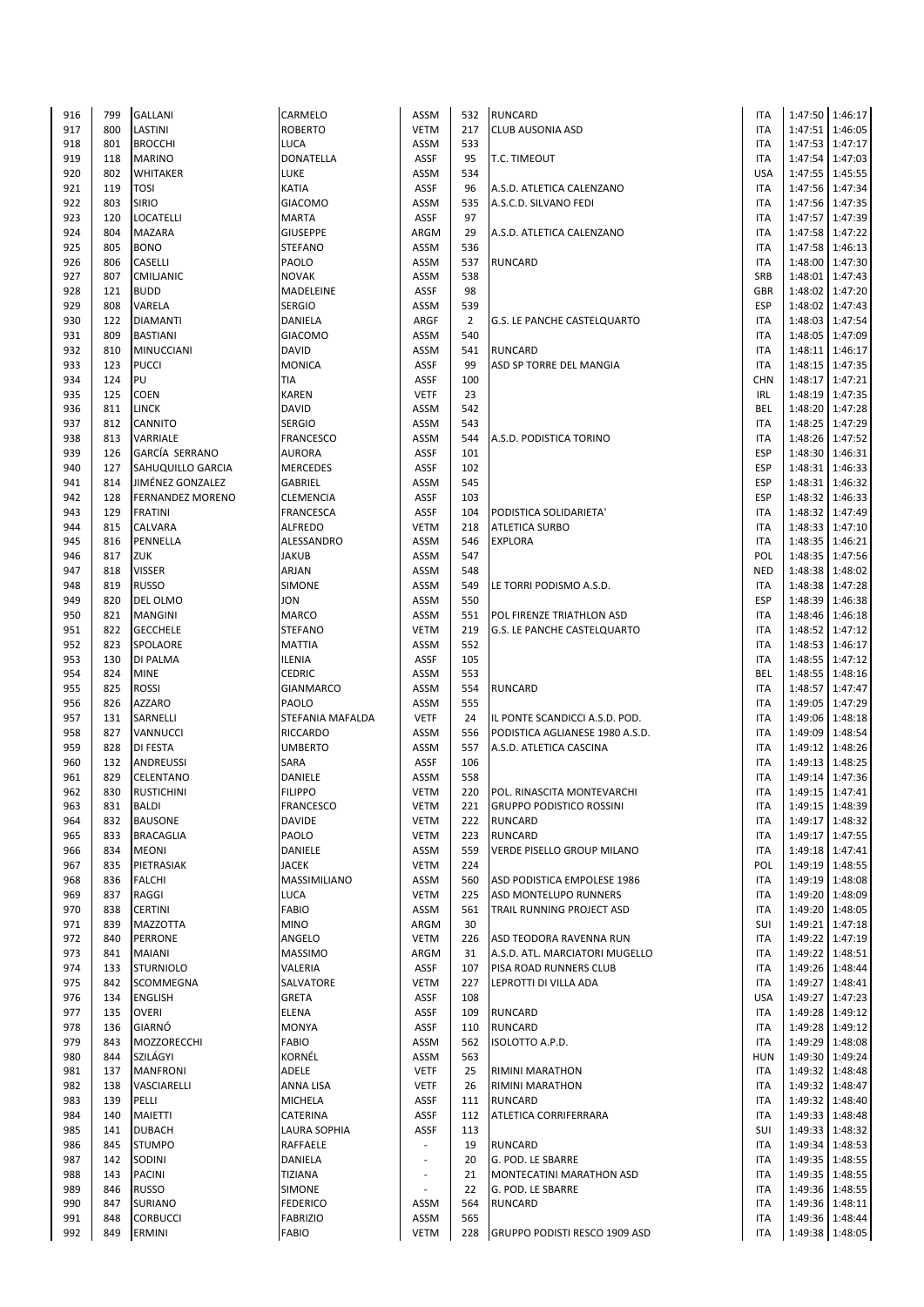| | | | | | | | | | |
|---|---|---|---|---|---|---|---|---|---|
| 916 | 799 | GALLANI | CARMELO | ASSM | 532 | RUNCARD | ITA | 1:47:50 | 1:46:17 |
| 917 | 800 | LASTINI | ROBERTO | VETM | 217 | CLUB AUSONIA ASD | ITA | 1:47:51 | 1:46:05 |
| 918 | 801 | BROCCHI | LUCA | ASSM | 533 | | ITA | 1:47:53 | 1:47:17 |
| 919 | 118 | MARINO | DONATELLA | ASSF | 95 | T.C. TIMEOUT | ITA | 1:47:54 | 1:47:03 |
| 920 | 802 | WHITAKER | LUKE | ASSM | 534 | | USA | 1:47:55 | 1:45:55 |
| 921 | 119 | TOSI | KATIA | ASSF | 96 | A.S.D. ATLETICA CALENZANO | ITA | 1:47:56 | 1:47:34 |
| 922 | 803 | SIRIO | GIACOMO | ASSM | 535 | A.S.C.D. SILVANO FEDI | ITA | 1:47:56 | 1:47:35 |
| 923 | 120 | LOCATELLI | MARTA | ASSF | 97 | | ITA | 1:47:57 | 1:47:39 |
| 924 | 804 | MAZARA | GIUSEPPE | ARGM | 29 | A.S.D. ATLETICA CALENZANO | ITA | 1:47:58 | 1:47:22 |
| 925 | 805 | BONO | STEFANO | ASSM | 536 | | ITA | 1:47:58 | 1:46:13 |
| 926 | 806 | CASELLI | PAOLO | ASSM | 537 | RUNCARD | ITA | 1:48:00 | 1:47:30 |
| 927 | 807 | CMILJANIC | NOVAK | ASSM | 538 | | SRB | 1:48:01 | 1:47:43 |
| 928 | 121 | BUDD | MADELEINE | ASSF | 98 | | GBR | 1:48:02 | 1:47:20 |
| 929 | 808 | VARELA | SERGIO | ASSM | 539 | | ESP | 1:48:02 | 1:47:43 |
| 930 | 122 | DIAMANTI | DANIELA | ARGF | 2 | G.S. LE PANCHE CASTELQUARTO | ITA | 1:48:03 | 1:47:54 |
| 931 | 809 | BASTIANI | GIACOMO | ASSM | 540 | | ITA | 1:48:05 | 1:47:09 |
| 932 | 810 | MINUCCIANI | DAVID | ASSM | 541 | RUNCARD | ITA | 1:48:11 | 1:46:17 |
| 933 | 123 | PUCCI | MONICA | ASSF | 99 | ASD SP TORRE DEL MANGIA | ITA | 1:48:15 | 1:47:35 |
| 934 | 124 | PU | TIA | ASSF | 100 | | CHN | 1:48:17 | 1:47:21 |
| 935 | 125 | COEN | KAREN | VETF | 23 | | IRL | 1:48:19 | 1:47:35 |
| 936 | 811 | LINCK | DAVID | ASSM | 542 | | BEL | 1:48:20 | 1:47:28 |
| 937 | 812 | CANNITO | SERGIO | ASSM | 543 | | ITA | 1:48:25 | 1:47:29 |
| 938 | 813 | VARRIALE | FRANCESCO | ASSM | 544 | A.S.D. PODISTICA TORINO | ITA | 1:48:26 | 1:47:52 |
| 939 | 126 | GARCÍA SERRANO | AURORA | ASSF | 101 | | ESP | 1:48:30 | 1:46:31 |
| 940 | 127 | SAHUQUILLO GARCIA | MERCEDES | ASSF | 102 | | ESP | 1:48:31 | 1:46:33 |
| 941 | 814 | JIMÉNEZ GONZALEZ | GABRIEL | ASSM | 545 | | ESP | 1:48:31 | 1:46:32 |
| 942 | 128 | FERNANDEZ MORENO | CLEMENCIA | ASSF | 103 | | ESP | 1:48:32 | 1:46:33 |
| 943 | 129 | FRATINI | FRANCESCA | ASSF | 104 | PODISTICA SOLIDARIETA' | ITA | 1:48:32 | 1:47:49 |
| 944 | 815 | CALVARA | ALFREDO | VETM | 218 | ATLETICA SURBO | ITA | 1:48:33 | 1:47:10 |
| 945 | 816 | PENNELLA | ALESSANDRO | ASSM | 546 | EXPLORA | ITA | 1:48:35 | 1:46:21 |
| 946 | 817 | ZUK | JAKUB | ASSM | 547 | | POL | 1:48:35 | 1:47:56 |
| 947 | 818 | VISSER | ARJAN | ASSM | 548 | | NED | 1:48:38 | 1:48:02 |
| 948 | 819 | RUSSO | SIMONE | ASSM | 549 | LE TORRI PODISMO A.S.D. | ITA | 1:48:38 | 1:47:28 |
| 949 | 820 | DEL OLMO | JON | ASSM | 550 | | ESP | 1:48:39 | 1:46:38 |
| 950 | 821 | MANGINI | MARCO | ASSM | 551 | POL FIRENZE TRIATHLON ASD | ITA | 1:48:46 | 1:46:18 |
| 951 | 822 | GECCHELE | STEFANO | VETM | 219 | G.S. LE PANCHE CASTELQUARTO | ITA | 1:48:52 | 1:47:12 |
| 952 | 823 | SPOLAORE | MATTIA | ASSM | 552 | | ITA | 1:48:53 | 1:46:17 |
| 953 | 130 | DI PALMA | ILENIA | ASSF | 105 | | ITA | 1:48:55 | 1:47:12 |
| 954 | 824 | MINE | CEDRIC | ASSM | 553 | | BEL | 1:48:55 | 1:48:16 |
| 955 | 825 | ROSSI | GIANMARCO | ASSM | 554 | RUNCARD | ITA | 1:48:57 | 1:47:47 |
| 956 | 826 | AZZARO | PAOLO | ASSM | 555 | | ITA | 1:49:05 | 1:47:29 |
| 957 | 131 | SARNELLI | STEFANIA MAFALDA | VETF | 24 | IL PONTE SCANDICCI A.S.D. POD. | ITA | 1:49:06 | 1:48:18 |
| 958 | 827 | VANNUCCI | RICCARDO | ASSM | 556 | PODISTICA AGLIANESE 1980 A.S.D. | ITA | 1:49:09 | 1:48:54 |
| 959 | 828 | DI FESTA | UMBERTO | ASSM | 557 | A.S.D. ATLETICA CASCINA | ITA | 1:49:12 | 1:48:26 |
| 960 | 132 | ANDREUSSI | SARA | ASSF | 106 | | ITA | 1:49:13 | 1:48:25 |
| 961 | 829 | CELENTANO | DANIELE | ASSM | 558 | | ITA | 1:49:14 | 1:47:36 |
| 962 | 830 | RUSTICHINI | FILIPPO | VETM | 220 | POL. RINASCITA MONTEVARCHI | ITA | 1:49:15 | 1:47:41 |
| 963 | 831 | BALDI | FRANCESCO | VETM | 221 | GRUPPO PODISTICO ROSSINI | ITA | 1:49:15 | 1:48:39 |
| 964 | 832 | BAUSONE | DAVIDE | VETM | 222 | RUNCARD | ITA | 1:49:17 | 1:48:32 |
| 965 | 833 | BRACAGLIA | PAOLO | VETM | 223 | RUNCARD | ITA | 1:49:17 | 1:47:55 |
| 966 | 834 | MEONI | DANIELE | ASSM | 559 | VERDE PISELLO GROUP MILANO | ITA | 1:49:18 | 1:47:41 |
| 967 | 835 | PIETRASIAK | JACEK | VETM | 224 | | POL | 1:49:19 | 1:48:55 |
| 968 | 836 | FALCHI | MASSIMILIANO | ASSM | 560 | ASD PODISTICA EMPOLESE 1986 | ITA | 1:49:19 | 1:48:08 |
| 969 | 837 | RAGGI | LUCA | VETM | 225 | ASD MONTELUPO RUNNERS | ITA | 1:49:20 | 1:48:09 |
| 970 | 838 | CERTINI | FABIO | ASSM | 561 | TRAIL RUNNING PROJECT ASD | ITA | 1:49:20 | 1:48:05 |
| 971 | 839 | MAZZOTTA | MINO | ARGM | 30 | | SUI | 1:49:21 | 1:47:18 |
| 972 | 840 | PERRONE | ANGELO | VETM | 226 | ASD TEODORA RAVENNA RUN | ITA | 1:49:22 | 1:47:19 |
| 973 | 841 | MAIANI | MASSIMO | ARGM | 31 | A.S.D. ATL. MARCIATORI MUGELLO | ITA | 1:49:22 | 1:48:51 |
| 974 | 133 | STURNIOLO | VALERIA | ASSF | 107 | PISA ROAD RUNNERS CLUB | ITA | 1:49:26 | 1:48:44 |
| 975 | 842 | SCOMMEGNA | SALVATORE | VETM | 227 | LEPROTTI DI VILLA ADA | ITA | 1:49:27 | 1:48:41 |
| 976 | 134 | ENGLISH | GRETA | ASSF | 108 | | USA | 1:49:27 | 1:47:23 |
| 977 | 135 | OVERI | ELENA | ASSF | 109 | RUNCARD | ITA | 1:49:28 | 1:49:12 |
| 978 | 136 | GIARNÓ | MONYA | ASSF | 110 | RUNCARD | ITA | 1:49:28 | 1:49:12 |
| 979 | 843 | MOZZORECCHI | FABIO | ASSM | 562 | ISOLOTTO A.P.D. | ITA | 1:49:29 | 1:48:08 |
| 980 | 844 | SZILÁGYI | KORNÉL | ASSM | 563 | | HUN | 1:49:30 | 1:49:24 |
| 981 | 137 | MANFRONI | ADELE | VETF | 25 | RIMINI MARATHON | ITA | 1:49:32 | 1:48:48 |
| 982 | 138 | VASCIARELLI | ANNA LISA | VETF | 26 | RIMINI MARATHON | ITA | 1:49:32 | 1:48:47 |
| 983 | 139 | PELLI | MICHELA | ASSF | 111 | RUNCARD | ITA | 1:49:32 | 1:48:40 |
| 984 | 140 | MAIETTI | CATERINA | ASSF | 112 | ATLETICA CORRIFERRARA | ITA | 1:49:33 | 1:48:48 |
| 985 | 141 | DUBACH | LAURA SOPHIA | ASSF | 113 | | SUI | 1:49:33 | 1:48:32 |
| 986 | 845 | STUMPO | RAFFAELE | - | 19 | RUNCARD | ITA | 1:49:34 | 1:48:53 |
| 987 | 142 | SODINI | DANIELA | - | 20 | G. POD. LE SBARRE | ITA | 1:49:35 | 1:48:55 |
| 988 | 143 | PACINI | TIZIANA | - | 21 | MONTECATINI MARATHON ASD | ITA | 1:49:35 | 1:48:55 |
| 989 | 846 | RUSSO | SIMONE | - | 22 | G. POD. LE SBARRE | ITA | 1:49:36 | 1:48:55 |
| 990 | 847 | SURIANO | FEDERICO | ASSM | 564 | RUNCARD | ITA | 1:49:36 | 1:48:11 |
| 991 | 848 | CORBUCCI | FABRIZIO | ASSM | 565 | | ITA | 1:49:36 | 1:48:44 |
| 992 | 849 | ERMINI | FABIO | VETM | 228 | GRUPPO PODISTI RESCO 1909 ASD | ITA | 1:49:38 | 1:48:05 |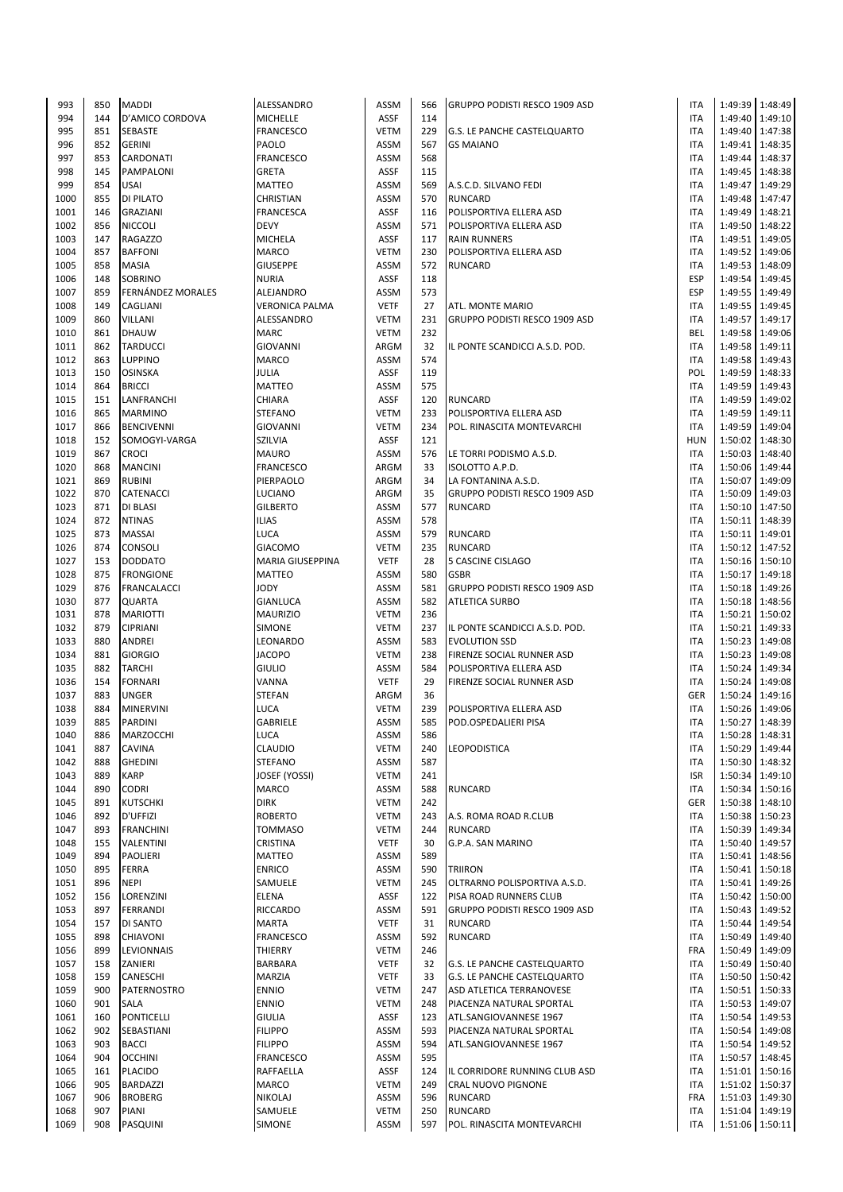| | | | | | | | | | | |
|---|---|---|---|---|---|---|---|---|---|---|
| 993 | 850 | MADDI | ALESSANDRO | ASSM | 566 | GRUPPO PODISTI RESCO 1909 ASD | ITA | 1:49:39 | 1:48:49 |
| 994 | 144 | D'AMICO CORDOVA | MICHELLE | ASSF | 114 | | ITA | 1:49:40 | 1:49:10 |
| 995 | 851 | SEBASTE | FRANCESCO | VETM | 229 | G.S. LE PANCHE CASTELQUARTO | ITA | 1:49:40 | 1:47:38 |
| 996 | 852 | GERINI | PAOLO | ASSM | 567 | GS MAIANO | ITA | 1:49:41 | 1:48:35 |
| 997 | 853 | CARDONATI | FRANCESCO | ASSM | 568 | | ITA | 1:49:44 | 1:48:37 |
| 998 | 145 | PAMPALONI | GRETA | ASSF | 115 | | ITA | 1:49:45 | 1:48:38 |
| 999 | 854 | USAI | MATTEO | ASSM | 569 | A.S.C.D. SILVANO FEDI | ITA | 1:49:47 | 1:49:29 |
| 1000 | 855 | DI PILATO | CHRISTIAN | ASSM | 570 | RUNCARD | ITA | 1:49:48 | 1:47:47 |
| 1001 | 146 | GRAZIANI | FRANCESCA | ASSF | 116 | POLISPORTIVA ELLERA ASD | ITA | 1:49:49 | 1:48:21 |
| 1002 | 856 | NICCOLI | DEVY | ASSM | 571 | POLISPORTIVA ELLERA ASD | ITA | 1:49:50 | 1:48:22 |
| 1003 | 147 | RAGAZZO | MICHELA | ASSF | 117 | RAIN RUNNERS | ITA | 1:49:51 | 1:49:05 |
| 1004 | 857 | BAFFONI | MARCO | VETM | 230 | POLISPORTIVA ELLERA ASD | ITA | 1:49:52 | 1:49:06 |
| 1005 | 858 | MASIA | GIUSEPPE | ASSM | 572 | RUNCARD | ITA | 1:49:53 | 1:48:09 |
| 1006 | 148 | SOBRINO | NURIA | ASSF | 118 | | ESP | 1:49:54 | 1:49:45 |
| 1007 | 859 | FERNÁNDEZ MORALES | ALEJANDRO | ASSM | 573 | | ESP | 1:49:55 | 1:49:49 |
| 1008 | 149 | CAGLIANI | VERONICA PALMA | VETF | 27 | ATL. MONTE MARIO | ITA | 1:49:55 | 1:49:45 |
| 1009 | 860 | VILLANI | ALESSANDRO | VETM | 231 | GRUPPO PODISTI RESCO 1909 ASD | ITA | 1:49:57 | 1:49:17 |
| 1010 | 861 | DHAUW | MARC | VETM | 232 | | BEL | 1:49:58 | 1:49:06 |
| 1011 | 862 | TARDUCCI | GIOVANNI | ARGM | 32 | IL PONTE SCANDICCI A.S.D. POD. | ITA | 1:49:58 | 1:49:11 |
| 1012 | 863 | LUPPINO | MARCO | ASSM | 574 | | ITA | 1:49:58 | 1:49:43 |
| 1013 | 150 | OSINSKA | JULIA | ASSF | 119 | | POL | 1:49:59 | 1:48:33 |
| 1014 | 864 | BRICCI | MATTEO | ASSM | 575 | | ITA | 1:49:59 | 1:49:43 |
| 1015 | 151 | LANFRANCHI | CHIARA | ASSF | 120 | RUNCARD | ITA | 1:49:59 | 1:49:02 |
| 1016 | 865 | MARMINO | STEFANO | VETM | 233 | POLISPORTIVA ELLERA ASD | ITA | 1:49:59 | 1:49:11 |
| 1017 | 866 | BENCIVENNI | GIOVANNI | VETM | 234 | POL. RINASCITA MONTEVARCHI | ITA | 1:49:59 | 1:49:04 |
| 1018 | 152 | SOMOGYI-VARGA | SZILVIA | ASSF | 121 | | HUN | 1:50:02 | 1:48:30 |
| 1019 | 867 | CROCI | MAURO | ASSM | 576 | LE TORRI PODISMO A.S.D. | ITA | 1:50:03 | 1:48:40 |
| 1020 | 868 | MANCINI | FRANCESCO | ARGM | 33 | ISOLOTTO A.P.D. | ITA | 1:50:06 | 1:49:44 |
| 1021 | 869 | RUBINI | PIERPAOLO | ARGM | 34 | LA FONTANINA A.S.D. | ITA | 1:50:07 | 1:49:09 |
| 1022 | 870 | CATENACCI | LUCIANO | ARGM | 35 | GRUPPO PODISTI RESCO 1909 ASD | ITA | 1:50:09 | 1:49:03 |
| 1023 | 871 | DI BLASI | GILBERTO | ASSM | 577 | RUNCARD | ITA | 1:50:10 | 1:47:50 |
| 1024 | 872 | NTINAS | ILIAS | ASSM | 578 | | ITA | 1:50:11 | 1:48:39 |
| 1025 | 873 | MASSAI | LUCA | ASSM | 579 | RUNCARD | ITA | 1:50:11 | 1:49:01 |
| 1026 | 874 | CONSOLI | GIACOMO | VETM | 235 | RUNCARD | ITA | 1:50:12 | 1:47:52 |
| 1027 | 153 | DODDATO | MARIA GIUSEPPINA | VETF | 28 | 5 CASCINE CISLAGO | ITA | 1:50:16 | 1:50:10 |
| 1028 | 875 | FRONGIONE | MATTEO | ASSM | 580 | GSBR | ITA | 1:50:17 | 1:49:18 |
| 1029 | 876 | FRANCALACCI | JODY | ASSM | 581 | GRUPPO PODISTI RESCO 1909 ASD | ITA | 1:50:18 | 1:49:26 |
| 1030 | 877 | QUARTA | GIANLUCA | ASSM | 582 | ATLETICA SURBO | ITA | 1:50:18 | 1:48:56 |
| 1031 | 878 | MARIOTTI | MAURIZIO | VETM | 236 | | ITA | 1:50:21 | 1:50:02 |
| 1032 | 879 | CIPRIANI | SIMONE | VETM | 237 | IL PONTE SCANDICCI A.S.D. POD. | ITA | 1:50:21 | 1:49:33 |
| 1033 | 880 | ANDREI | LEONARDO | ASSM | 583 | EVOLUTION SSD | ITA | 1:50:23 | 1:49:08 |
| 1034 | 881 | GIORGIO | JACOPO | VETM | 238 | FIRENZE SOCIAL RUNNER ASD | ITA | 1:50:23 | 1:49:08 |
| 1035 | 882 | TARCHI | GIULIO | ASSM | 584 | POLISPORTIVA ELLERA ASD | ITA | 1:50:24 | 1:49:34 |
| 1036 | 154 | FORNARI | VANNA | VETF | 29 | FIRENZE SOCIAL RUNNER ASD | ITA | 1:50:24 | 1:49:08 |
| 1037 | 883 | UNGER | STEFAN | ARGM | 36 | | GER | 1:50:24 | 1:49:16 |
| 1038 | 884 | MINERVINI | LUCA | VETM | 239 | POLISPORTIVA ELLERA ASD | ITA | 1:50:26 | 1:49:06 |
| 1039 | 885 | PARDINI | GABRIELE | ASSM | 585 | POD.OSPEDALIERI PISA | ITA | 1:50:27 | 1:48:39 |
| 1040 | 886 | MARZOCCHI | LUCA | ASSM | 586 | | ITA | 1:50:28 | 1:48:31 |
| 1041 | 887 | CAVINA | CLAUDIO | VETM | 240 | LEOPODISTICA | ITA | 1:50:29 | 1:49:44 |
| 1042 | 888 | GHEDINI | STEFANO | ASSM | 587 | | ITA | 1:50:30 | 1:48:32 |
| 1043 | 889 | KARP | JOSEF (YOSSI) | VETM | 241 | | ISR | 1:50:34 | 1:49:10 |
| 1044 | 890 | CODRI | MARCO | ASSM | 588 | RUNCARD | ITA | 1:50:34 | 1:50:16 |
| 1045 | 891 | KUTSCHKI | DIRK | VETM | 242 | | GER | 1:50:38 | 1:48:10 |
| 1046 | 892 | D'UFFIZI | ROBERTO | VETM | 243 | A.S. ROMA ROAD R.CLUB | ITA | 1:50:38 | 1:50:23 |
| 1047 | 893 | FRANCHINI | TOMMASO | VETM | 244 | RUNCARD | ITA | 1:50:39 | 1:49:34 |
| 1048 | 155 | VALENTINI | CRISTINA | VETF | 30 | G.P.A. SAN MARINO | ITA | 1:50:40 | 1:49:57 |
| 1049 | 894 | PAOLIERI | MATTEO | ASSM | 589 | | ITA | 1:50:41 | 1:48:56 |
| 1050 | 895 | FERRA | ENRICO | ASSM | 590 | TRIIRON | ITA | 1:50:41 | 1:50:18 |
| 1051 | 896 | NEPI | SAMUELE | VETM | 245 | OLTRARNO POLISPORTIVA A.S.D. | ITA | 1:50:41 | 1:49:26 |
| 1052 | 156 | LORENZINI | ELENA | ASSF | 122 | PISA ROAD RUNNERS CLUB | ITA | 1:50:42 | 1:50:00 |
| 1053 | 897 | FERRANDI | RICCARDO | ASSM | 591 | GRUPPO PODISTI RESCO 1909 ASD | ITA | 1:50:43 | 1:49:52 |
| 1054 | 157 | DI SANTO | MARTA | VETF | 31 | RUNCARD | ITA | 1:50:44 | 1:49:54 |
| 1055 | 898 | CHIAVONI | FRANCESCO | ASSM | 592 | RUNCARD | ITA | 1:50:49 | 1:49:40 |
| 1056 | 899 | LEVIONNAIS | THIERRY | VETM | 246 | | FRA | 1:50:49 | 1:49:09 |
| 1057 | 158 | ZANIERI | BARBARA | VETF | 32 | G.S. LE PANCHE CASTELQUARTO | ITA | 1:50:49 | 1:50:40 |
| 1058 | 159 | CANESCHI | MARZIA | VETF | 33 | G.S. LE PANCHE CASTELQUARTO | ITA | 1:50:50 | 1:50:42 |
| 1059 | 900 | PATERNOSTRO | ENNIO | VETM | 247 | ASD ATLETICA TERRANOVESE | ITA | 1:50:51 | 1:50:33 |
| 1060 | 901 | SALA | ENNIO | VETM | 248 | PIACENZA NATURAL SPORTAL | ITA | 1:50:53 | 1:49:07 |
| 1061 | 160 | PONTICELLI | GIULIA | ASSF | 123 | ATL.SANGIOVANNESE 1967 | ITA | 1:50:54 | 1:49:53 |
| 1062 | 902 | SEBASTIANI | FILIPPO | ASSM | 593 | PIACENZA NATURAL SPORTAL | ITA | 1:50:54 | 1:49:08 |
| 1063 | 903 | BACCI | FILIPPO | ASSM | 594 | ATL.SANGIOVANNESE 1967 | ITA | 1:50:54 | 1:49:52 |
| 1064 | 904 | OCCHINI | FRANCESCO | ASSM | 595 | | ITA | 1:50:57 | 1:48:45 |
| 1065 | 161 | PLACIDO | RAFFAELLA | ASSF | 124 | IL CORRIDORE RUNNING CLUB ASD | ITA | 1:51:01 | 1:50:16 |
| 1066 | 905 | BARDAZZI | MARCO | VETM | 249 | CRAL NUOVO PIGNONE | ITA | 1:51:02 | 1:50:37 |
| 1067 | 906 | BROBERG | NIKOLAJ | ASSM | 596 | RUNCARD | FRA | 1:51:03 | 1:49:30 |
| 1068 | 907 | PIANI | SAMUELE | VETM | 250 | RUNCARD | ITA | 1:51:04 | 1:49:19 |
| 1069 | 908 | PASQUINI | SIMONE | ASSM | 597 | POL. RINASCITA MONTEVARCHI | ITA | 1:51:06 | 1:50:11 |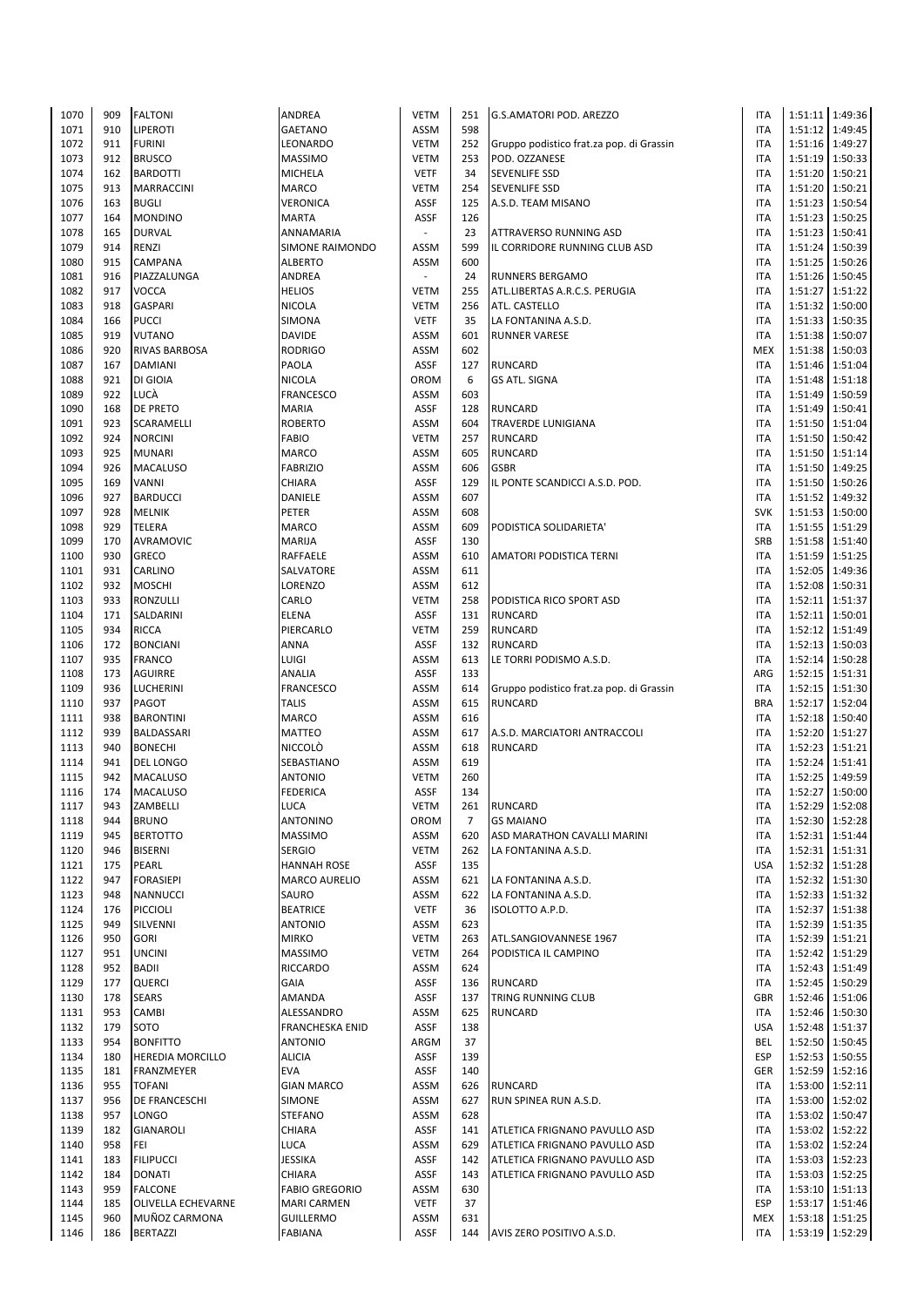| | | | | | | | | | |
|---|---|---|---|---|---|---|---|---|---|
| 1070 | 909 | FALTONI | ANDREA | VETM | 251 | G.S.AMATORI POD. AREZZO | ITA | 1:51:11 | 1:49:36 |
| 1071 | 910 | LIPEROTI | GAETANO | ASSM | 598 | | ITA | 1:51:12 | 1:49:45 |
| 1072 | 911 | FURINI | LEONARDO | VETM | 252 | Gruppo podistico frat.za pop. di Grassin | ITA | 1:51:16 | 1:49:27 |
| 1073 | 912 | BRUSCO | MASSIMO | VETM | 253 | POD. OZZANESE | ITA | 1:51:19 | 1:50:33 |
| 1074 | 162 | BARDOTTI | MICHELA | VETF | 34 | SEVENLIFE SSD | ITA | 1:51:20 | 1:50:21 |
| 1075 | 913 | MARRACCINI | MARCO | VETM | 254 | SEVENLIFE SSD | ITA | 1:51:20 | 1:50:21 |
| 1076 | 163 | BUGLI | VERONICA | ASSF | 125 | A.S.D. TEAM MISANO | ITA | 1:51:23 | 1:50:54 |
| 1077 | 164 | MONDINO | MARTA | ASSF | 126 | | ITA | 1:51:23 | 1:50:25 |
| 1078 | 165 | DURVAL | ANNAMARIA | - | 23 | ATTRAVERSO RUNNING ASD | ITA | 1:51:23 | 1:50:41 |
| 1079 | 914 | RENZI | SIMONE RAIMONDO | ASSM | 599 | IL CORRIDORE RUNNING CLUB ASD | ITA | 1:51:24 | 1:50:39 |
| 1080 | 915 | CAMPANA | ALBERTO | ASSM | 600 | | ITA | 1:51:25 | 1:50:26 |
| 1081 | 916 | PIAZZALUNGA | ANDREA | - | 24 | RUNNERS BERGAMO | ITA | 1:51:26 | 1:50:45 |
| 1082 | 917 | VOCCA | HELIOS | VETM | 255 | ATL.LIBERTAS A.R.C.S. PERUGIA | ITA | 1:51:27 | 1:51:22 |
| 1083 | 918 | GASPARI | NICOLA | VETM | 256 | ATL. CASTELLO | ITA | 1:51:32 | 1:50:00 |
| 1084 | 166 | PUCCI | SIMONA | VETF | 35 | LA FONTANINA A.S.D. | ITA | 1:51:33 | 1:50:35 |
| 1085 | 919 | VUTANO | DAVIDE | ASSM | 601 | RUNNER VARESE | ITA | 1:51:38 | 1:50:07 |
| 1086 | 920 | RIVAS BARBOSA | RODRIGO | ASSM | 602 | | MEX | 1:51:38 | 1:50:03 |
| 1087 | 167 | DAMIANI | PAOLA | ASSF | 127 | RUNCARD | ITA | 1:51:46 | 1:51:04 |
| 1088 | 921 | DI GIOIA | NICOLA | OROM | 6 | GS ATL. SIGNA | ITA | 1:51:48 | 1:51:18 |
| 1089 | 922 | LUCÀ | FRANCESCO | ASSM | 603 | | ITA | 1:51:49 | 1:50:59 |
| 1090 | 168 | DE PRETO | MARIA | ASSF | 128 | RUNCARD | ITA | 1:51:49 | 1:50:41 |
| 1091 | 923 | SCARAMELLI | ROBERTO | ASSM | 604 | TRAVERDE LUNIGIANA | ITA | 1:51:50 | 1:51:04 |
| 1092 | 924 | NORCINI | FABIO | VETM | 257 | RUNCARD | ITA | 1:51:50 | 1:50:42 |
| 1093 | 925 | MUNARI | MARCO | ASSM | 605 | RUNCARD | ITA | 1:51:50 | 1:51:14 |
| 1094 | 926 | MACALUSO | FABRIZIO | ASSM | 606 | GSBR | ITA | 1:51:50 | 1:49:25 |
| 1095 | 169 | VANNI | CHIARA | ASSF | 129 | IL PONTE SCANDICCI A.S.D. POD. | ITA | 1:51:50 | 1:50:26 |
| 1096 | 927 | BARDUCCI | DANIELE | ASSM | 607 | | ITA | 1:51:52 | 1:49:32 |
| 1097 | 928 | MELNIK | PETER | ASSM | 608 | | SVK | 1:51:53 | 1:50:00 |
| 1098 | 929 | TELERA | MARCO | ASSM | 609 | PODISTICA SOLIDARIETA' | ITA | 1:51:55 | 1:51:29 |
| 1099 | 170 | AVRAMOVIC | MARIJA | ASSF | 130 | | SRB | 1:51:58 | 1:51:40 |
| 1100 | 930 | GRECO | RAFFAELE | ASSM | 610 | AMATORI PODISTICA TERNI | ITA | 1:51:59 | 1:51:25 |
| 1101 | 931 | CARLINO | SALVATORE | ASSM | 611 | | ITA | 1:52:05 | 1:49:36 |
| 1102 | 932 | MOSCHI | LORENZO | ASSM | 612 | | ITA | 1:52:08 | 1:50:31 |
| 1103 | 933 | RONZULLI | CARLO | VETM | 258 | PODISTICA RICO SPORT ASD | ITA | 1:52:11 | 1:51:37 |
| 1104 | 171 | SALDARINI | ELENA | ASSF | 131 | RUNCARD | ITA | 1:52:11 | 1:50:01 |
| 1105 | 934 | RICCA | PIERCARLO | VETM | 259 | RUNCARD | ITA | 1:52:12 | 1:51:49 |
| 1106 | 172 | BONCIANI | ANNA | ASSF | 132 | RUNCARD | ITA | 1:52:13 | 1:50:03 |
| 1107 | 935 | FRANCO | LUIGI | ASSM | 613 | LE TORRI PODISMO A.S.D. | ITA | 1:52:14 | 1:50:28 |
| 1108 | 173 | AGUIRRE | ANALIA | ASSF | 133 | | ARG | 1:52:15 | 1:51:31 |
| 1109 | 936 | LUCHERINI | FRANCESCO | ASSM | 614 | Gruppo podistico frat.za pop. di Grassin | ITA | 1:52:15 | 1:51:30 |
| 1110 | 937 | PAGOT | TALIS | ASSM | 615 | RUNCARD | BRA | 1:52:17 | 1:52:04 |
| 1111 | 938 | BARONTINI | MARCO | ASSM | 616 | | ITA | 1:52:18 | 1:50:40 |
| 1112 | 939 | BALDASSARI | MATTEO | ASSM | 617 | A.S.D. MARCIATORI ANTRACCOLI | ITA | 1:52:20 | 1:51:27 |
| 1113 | 940 | BONECHI | NICCOLÒ | ASSM | 618 | RUNCARD | ITA | 1:52:23 | 1:51:21 |
| 1114 | 941 | DEL LONGO | SEBASTIANO | ASSM | 619 | | ITA | 1:52:24 | 1:51:41 |
| 1115 | 942 | MACALUSO | ANTONIO | VETM | 260 | | ITA | 1:52:25 | 1:49:59 |
| 1116 | 174 | MACALUSO | FEDERICA | ASSF | 134 | | ITA | 1:52:27 | 1:50:00 |
| 1117 | 943 | ZAMBELLI | LUCA | VETM | 261 | RUNCARD | ITA | 1:52:29 | 1:52:08 |
| 1118 | 944 | BRUNO | ANTONINO | OROM | 7 | GS MAIANO | ITA | 1:52:30 | 1:52:28 |
| 1119 | 945 | BERTOTTO | MASSIMO | ASSM | 620 | ASD MARATHON CAVALLI MARINI | ITA | 1:52:31 | 1:51:44 |
| 1120 | 946 | BISERNI | SERGIO | VETM | 262 | LA FONTANINA A.S.D. | ITA | 1:52:31 | 1:51:31 |
| 1121 | 175 | PEARL | HANNAH ROSE | ASSF | 135 | | USA | 1:52:32 | 1:51:28 |
| 1122 | 947 | FORASIEPI | MARCO AURELIO | ASSM | 621 | LA FONTANINA A.S.D. | ITA | 1:52:32 | 1:51:30 |
| 1123 | 948 | NANNUCCI | SAURO | ASSM | 622 | LA FONTANINA A.S.D. | ITA | 1:52:33 | 1:51:32 |
| 1124 | 176 | PICCIOLI | BEATRICE | VETF | 36 | ISOLOTTO A.P.D. | ITA | 1:52:37 | 1:51:38 |
| 1125 | 949 | SILVENNI | ANTONIO | ASSM | 623 | | ITA | 1:52:39 | 1:51:35 |
| 1126 | 950 | GORI | MIRKO | VETM | 263 | ATL.SANGIOVANNESE 1967 | ITA | 1:52:39 | 1:51:21 |
| 1127 | 951 | UNCINI | MASSIMO | VETM | 264 | PODISTICA IL CAMPINO | ITA | 1:52:42 | 1:51:29 |
| 1128 | 952 | BADII | RICCARDO | ASSM | 624 | | ITA | 1:52:43 | 1:51:49 |
| 1129 | 177 | QUERCI | GAIA | ASSF | 136 | RUNCARD | ITA | 1:52:45 | 1:50:29 |
| 1130 | 178 | SEARS | AMANDA | ASSF | 137 | TRING RUNNING CLUB | GBR | 1:52:46 | 1:51:06 |
| 1131 | 953 | CAMBI | ALESSANDRO | ASSM | 625 | RUNCARD | ITA | 1:52:46 | 1:50:30 |
| 1132 | 179 | SOTO | FRANCHESKA ENID | ASSF | 138 | | USA | 1:52:48 | 1:51:37 |
| 1133 | 954 | BONFITTO | ANTONIO | ARGM | 37 | | BEL | 1:52:50 | 1:50:45 |
| 1134 | 180 | HEREDIA MORCILLO | ALICIA | ASSF | 139 | | ESP | 1:52:53 | 1:50:55 |
| 1135 | 181 | FRANZMEYER | EVA | ASSF | 140 | | GER | 1:52:59 | 1:52:16 |
| 1136 | 955 | TOFANI | GIAN MARCO | ASSM | 626 | RUNCARD | ITA | 1:53:00 | 1:52:11 |
| 1137 | 956 | DE FRANCESCHI | SIMONE | ASSM | 627 | RUN SPINEA RUN A.S.D. | ITA | 1:53:00 | 1:52:02 |
| 1138 | 957 | LONGO | STEFANO | ASSM | 628 | | ITA | 1:53:02 | 1:50:47 |
| 1139 | 182 | GIANAROLI | CHIARA | ASSF | 141 | ATLETICA FRIGNANO PAVULLO ASD | ITA | 1:53:02 | 1:52:22 |
| 1140 | 958 | FEI | LUCA | ASSM | 629 | ATLETICA FRIGNANO PAVULLO ASD | ITA | 1:53:02 | 1:52:24 |
| 1141 | 183 | FILIPUCCI | JESSIKA | ASSF | 142 | ATLETICA FRIGNANO PAVULLO ASD | ITA | 1:53:03 | 1:52:23 |
| 1142 | 184 | DONATI | CHIARA | ASSF | 143 | ATLETICA FRIGNANO PAVULLO ASD | ITA | 1:53:03 | 1:52:25 |
| 1143 | 959 | FALCONE | FABIO GREGORIO | ASSM | 630 | | ITA | 1:53:10 | 1:51:13 |
| 1144 | 185 | OLIVELLA ECHEVARNE | MARI CARMEN | VETF | 37 | | ESP | 1:53:17 | 1:51:46 |
| 1145 | 960 | MUÑOZ CARMONA | GUILLERMO | ASSM | 631 | | MEX | 1:53:18 | 1:51:25 |
| 1146 | 186 | BERTAZZI | FABIANA | ASSF | 144 | AVIS ZERO POSITIVO A.S.D. | ITA | 1:53:19 | 1:52:29 |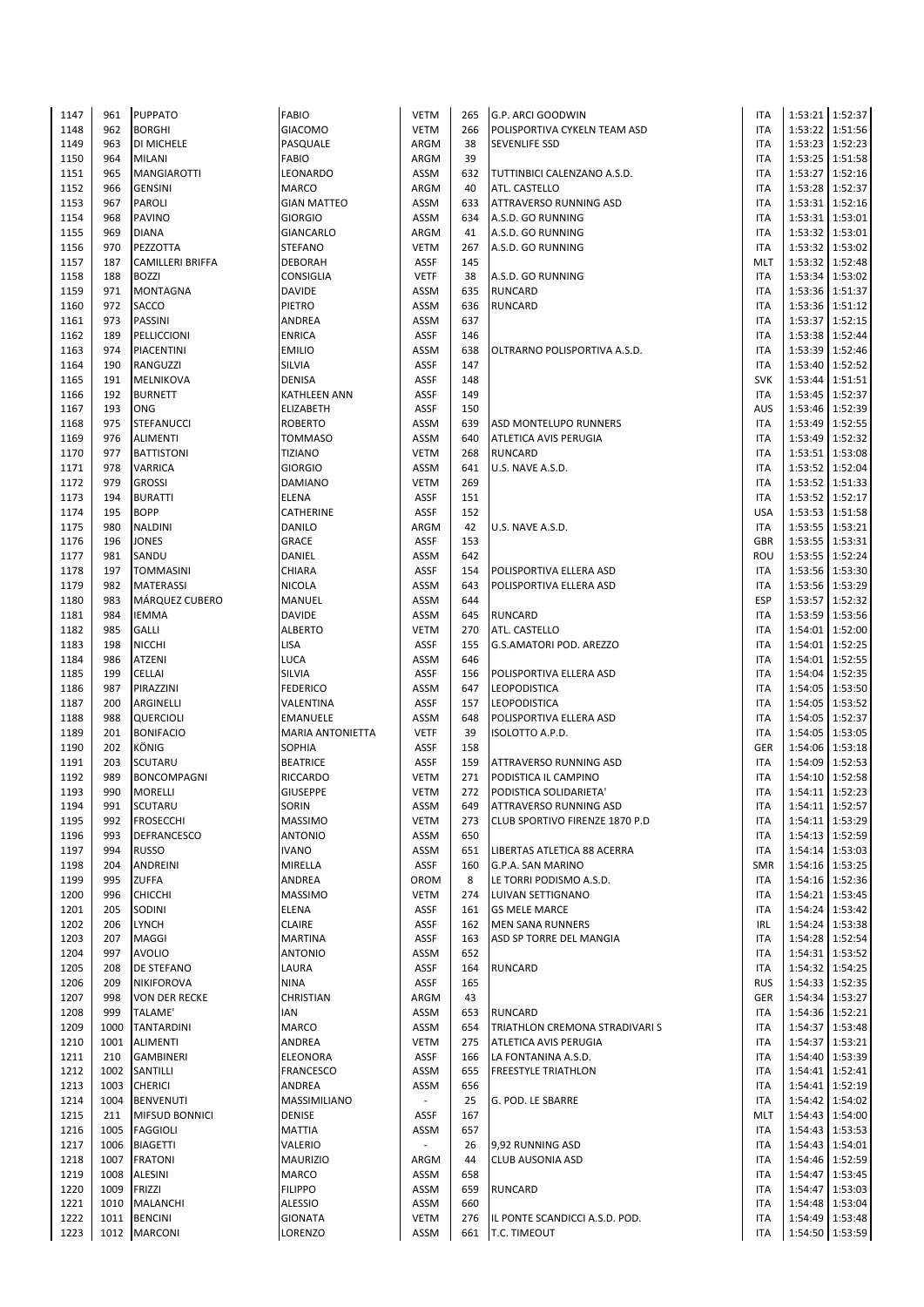| | | | | | | | | | |
|---|---|---|---|---|---|---|---|---|---|
| 1147 | 961 | PUPPATO | FABIO | VETM | 265 | G.P. ARCI GOODWIN | ITA | 1:53:21 | 1:52:37 |
| 1148 | 962 | BORGHI | GIACOMO | VETM | 266 | POLISPORTIVA CYKELN TEAM ASD | ITA | 1:53:22 | 1:51:56 |
| 1149 | 963 | DI MICHELE | PASQUALE | ARGM | 38 | SEVENLIFE SSD | ITA | 1:53:23 | 1:52:23 |
| 1150 | 964 | MILANI | FABIO | ARGM | 39 | | ITA | 1:53:25 | 1:51:58 |
| 1151 | 965 | MANGIAROTTI | LEONARDO | ASSM | 632 | TUTTINBICI CALENZANO A.S.D. | ITA | 1:53:27 | 1:52:16 |
| 1152 | 966 | GENSINI | MARCO | ARGM | 40 | ATL. CASTELLO | ITA | 1:53:28 | 1:52:37 |
| 1153 | 967 | PAROLI | GIAN MATTEO | ASSM | 633 | ATTRAVERSO RUNNING ASD | ITA | 1:53:31 | 1:52:16 |
| 1154 | 968 | PAVINO | GIORGIO | ASSM | 634 | A.S.D. GO RUNNING | ITA | 1:53:31 | 1:53:01 |
| 1155 | 969 | DIANA | GIANCARLO | ARGM | 41 | A.S.D. GO RUNNING | ITA | 1:53:32 | 1:53:01 |
| 1156 | 970 | PEZZOTTA | STEFANO | VETM | 267 | A.S.D. GO RUNNING | ITA | 1:53:32 | 1:53:02 |
| 1157 | 187 | CAMILLERI BRIFFA | DEBORAH | ASSF | 145 | | MLT | 1:53:32 | 1:52:48 |
| 1158 | 188 | BOZZI | CONSIGLIA | VETF | 38 | A.S.D. GO RUNNING | ITA | 1:53:34 | 1:53:02 |
| 1159 | 971 | MONTAGNA | DAVIDE | ASSM | 635 | RUNCARD | ITA | 1:53:36 | 1:51:37 |
| 1160 | 972 | SACCO | PIETRO | ASSM | 636 | RUNCARD | ITA | 1:53:36 | 1:51:12 |
| 1161 | 973 | PASSINI | ANDREA | ASSM | 637 | | ITA | 1:53:37 | 1:52:15 |
| 1162 | 189 | PELLICCIONI | ENRICA | ASSF | 146 | | ITA | 1:53:38 | 1:52:44 |
| 1163 | 974 | PIACENTINI | EMILIO | ASSM | 638 | OLTRARNO POLISPORTIVA A.S.D. | ITA | 1:53:39 | 1:52:46 |
| 1164 | 190 | RANGUZZI | SILVIA | ASSF | 147 | | ITA | 1:53:40 | 1:52:52 |
| 1165 | 191 | MELNIKOVA | DENISA | ASSF | 148 | | SVK | 1:53:44 | 1:51:51 |
| 1166 | 192 | BURNETT | KATHLEEN ANN | ASSF | 149 | | ITA | 1:53:45 | 1:52:37 |
| 1167 | 193 | ONG | ELIZABETH | ASSF | 150 | | AUS | 1:53:46 | 1:52:39 |
| 1168 | 975 | STEFANUCCI | ROBERTO | ASSM | 639 | ASD MONTELUPO RUNNERS | ITA | 1:53:49 | 1:52:55 |
| 1169 | 976 | ALIMENTI | TOMMASO | ASSM | 640 | ATLETICA AVIS PERUGIA | ITA | 1:53:49 | 1:52:32 |
| 1170 | 977 | BATTISTONI | TIZIANO | VETM | 268 | RUNCARD | ITA | 1:53:51 | 1:53:08 |
| 1171 | 978 | VARRICA | GIORGIO | ASSM | 641 | U.S. NAVE A.S.D. | ITA | 1:53:52 | 1:52:04 |
| 1172 | 979 | GROSSI | DAMIANO | VETM | 269 | | ITA | 1:53:52 | 1:51:33 |
| 1173 | 194 | BURATTI | ELENA | ASSF | 151 | | ITA | 1:53:52 | 1:52:17 |
| 1174 | 195 | BOPP | CATHERINE | ASSF | 152 | | USA | 1:53:53 | 1:51:58 |
| 1175 | 980 | NALDINI | DANILO | ARGM | 42 | U.S. NAVE A.S.D. | ITA | 1:53:55 | 1:53:21 |
| 1176 | 196 | JONES | GRACE | ASSF | 153 | | GBR | 1:53:55 | 1:53:31 |
| 1177 | 981 | SANDU | DANIEL | ASSM | 642 | | ROU | 1:53:55 | 1:52:24 |
| 1178 | 197 | TOMMASINI | CHIARA | ASSF | 154 | POLISPORTIVA ELLERA ASD | ITA | 1:53:56 | 1:53:30 |
| 1179 | 982 | MATERASSI | NICOLA | ASSM | 643 | POLISPORTIVA ELLERA ASD | ITA | 1:53:56 | 1:53:29 |
| 1180 | 983 | MÁRQUEZ CUBERO | MANUEL | ASSM | 644 | | ESP | 1:53:57 | 1:52:32 |
| 1181 | 984 | IEMMA | DAVIDE | ASSM | 645 | RUNCARD | ITA | 1:53:59 | 1:53:56 |
| 1182 | 985 | GALLI | ALBERTO | VETM | 270 | ATL. CASTELLO | ITA | 1:54:01 | 1:52:00 |
| 1183 | 198 | NICCHI | LISA | ASSF | 155 | G.S.AMATORI POD. AREZZO | ITA | 1:54:01 | 1:52:25 |
| 1184 | 986 | ATZENI | LUCA | ASSM | 646 | | ITA | 1:54:01 | 1:52:55 |
| 1185 | 199 | CELLAI | SILVIA | ASSF | 156 | POLISPORTIVA ELLERA ASD | ITA | 1:54:04 | 1:52:35 |
| 1186 | 987 | PIRAZZINI | FEDERICO | ASSM | 647 | LEOPODISTICA | ITA | 1:54:05 | 1:53:50 |
| 1187 | 200 | ARGINELLI | VALENTINA | ASSF | 157 | LEOPODISTICA | ITA | 1:54:05 | 1:53:52 |
| 1188 | 988 | QUERCIOLI | EMANUELE | ASSM | 648 | POLISPORTIVA ELLERA ASD | ITA | 1:54:05 | 1:52:37 |
| 1189 | 201 | BONIFACIO | MARIA ANTONIETTA | VETF | 39 | ISOLOTTO A.P.D. | ITA | 1:54:05 | 1:53:05 |
| 1190 | 202 | KÖNIG | SOPHIA | ASSF | 158 | | GER | 1:54:06 | 1:53:18 |
| 1191 | 203 | SCUTARU | BEATRICE | ASSF | 159 | ATTRAVERSO RUNNING ASD | ITA | 1:54:09 | 1:52:53 |
| 1192 | 989 | BONCOMPAGNI | RICCARDO | VETM | 271 | PODISTICA IL CAMPINO | ITA | 1:54:10 | 1:52:58 |
| 1193 | 990 | MORELLI | GIUSEPPE | VETM | 272 | PODISTICA SOLIDARIETA' | ITA | 1:54:11 | 1:52:23 |
| 1194 | 991 | SCUTARU | SORIN | ASSM | 649 | ATTRAVERSO RUNNING ASD | ITA | 1:54:11 | 1:52:57 |
| 1195 | 992 | FROSECCHI | MASSIMO | VETM | 273 | CLUB SPORTIVO FIRENZE 1870 P.D | ITA | 1:54:11 | 1:53:29 |
| 1196 | 993 | DEFRANCESCO | ANTONIO | ASSM | 650 | | ITA | 1:54:13 | 1:52:59 |
| 1197 | 994 | RUSSO | IVANO | ASSM | 651 | LIBERTAS ATLETICA 88 ACERRA | ITA | 1:54:14 | 1:53:03 |
| 1198 | 204 | ANDREINI | MIRELLA | ASSF | 160 | G.P.A. SAN MARINO | SMR | 1:54:16 | 1:53:25 |
| 1199 | 995 | ZUFFA | ANDREA | OROM | 8 | LE TORRI PODISMO A.S.D. | ITA | 1:54:16 | 1:52:36 |
| 1200 | 996 | CHICCHI | MASSIMO | VETM | 274 | LUIVAN SETTIGNANO | ITA | 1:54:21 | 1:53:45 |
| 1201 | 205 | SODINI | ELENA | ASSF | 161 | GS MELE MARCE | ITA | 1:54:24 | 1:53:42 |
| 1202 | 206 | LYNCH | CLAIRE | ASSF | 162 | MEN SANA RUNNERS | IRL | 1:54:24 | 1:53:38 |
| 1203 | 207 | MAGGI | MARTINA | ASSF | 163 | ASD SP TORRE DEL MANGIA | ITA | 1:54:28 | 1:52:54 |
| 1204 | 997 | AVOLIO | ANTONIO | ASSM | 652 | | ITA | 1:54:31 | 1:53:52 |
| 1205 | 208 | DE STEFANO | LAURA | ASSF | 164 | RUNCARD | ITA | 1:54:32 | 1:54:25 |
| 1206 | 209 | NIKIFOROVA | NINA | ASSF | 165 | | RUS | 1:54:33 | 1:52:35 |
| 1207 | 998 | VON DER RECKE | CHRISTIAN | ARGM | 43 | | GER | 1:54:34 | 1:53:27 |
| 1208 | 999 | TALAME' | IAN | ASSM | 653 | RUNCARD | ITA | 1:54:36 | 1:52:21 |
| 1209 | 1000 | TANTARDINI | MARCO | ASSM | 654 | TRIATHLON CREMONA STRADIVARI S | ITA | 1:54:37 | 1:53:48 |
| 1210 | 1001 | ALIMENTI | ANDREA | VETM | 275 | ATLETICA AVIS PERUGIA | ITA | 1:54:37 | 1:53:21 |
| 1211 | 210 | GAMBINERI | ELEONORA | ASSF | 166 | LA FONTANINA A.S.D. | ITA | 1:54:40 | 1:53:39 |
| 1212 | 1002 | SANTILLI | FRANCESCO | ASSM | 655 | FREESTYLE TRIATHLON | ITA | 1:54:41 | 1:52:41 |
| 1213 | 1003 | CHERICI | ANDREA | ASSM | 656 | | ITA | 1:54:41 | 1:52:19 |
| 1214 | 1004 | BENVENUTI | MASSIMILIANO | - | 25 | G. POD. LE SBARRE | ITA | 1:54:42 | 1:54:02 |
| 1215 | 211 | MIFSUD BONNICI | DENISE | ASSF | 167 | | MLT | 1:54:43 | 1:54:00 |
| 1216 | 1005 | FAGGIOLI | MATTIA | ASSM | 657 | | ITA | 1:54:43 | 1:53:53 |
| 1217 | 1006 | BIAGETTI | VALERIO | - | 26 | 9,92 RUNNING ASD | ITA | 1:54:43 | 1:54:01 |
| 1218 | 1007 | FRATONI | MAURIZIO | ARGM | 44 | CLUB AUSONIA ASD | ITA | 1:54:46 | 1:52:59 |
| 1219 | 1008 | ALESINI | MARCO | ASSM | 658 | | ITA | 1:54:47 | 1:53:45 |
| 1220 | 1009 | FRIZZI | FILIPPO | ASSM | 659 | RUNCARD | ITA | 1:54:47 | 1:53:03 |
| 1221 | 1010 | MALANCHI | ALESSIO | ASSM | 660 | | ITA | 1:54:48 | 1:53:04 |
| 1222 | 1011 | BENCINI | GIONATA | VETM | 276 | IL PONTE SCANDICCI A.S.D. POD. | ITA | 1:54:49 | 1:53:48 |
| 1223 | 1012 | MARCONI | LORENZO | ASSM | 661 | T.C. TIMEOUT | ITA | 1:54:50 | 1:53:59 |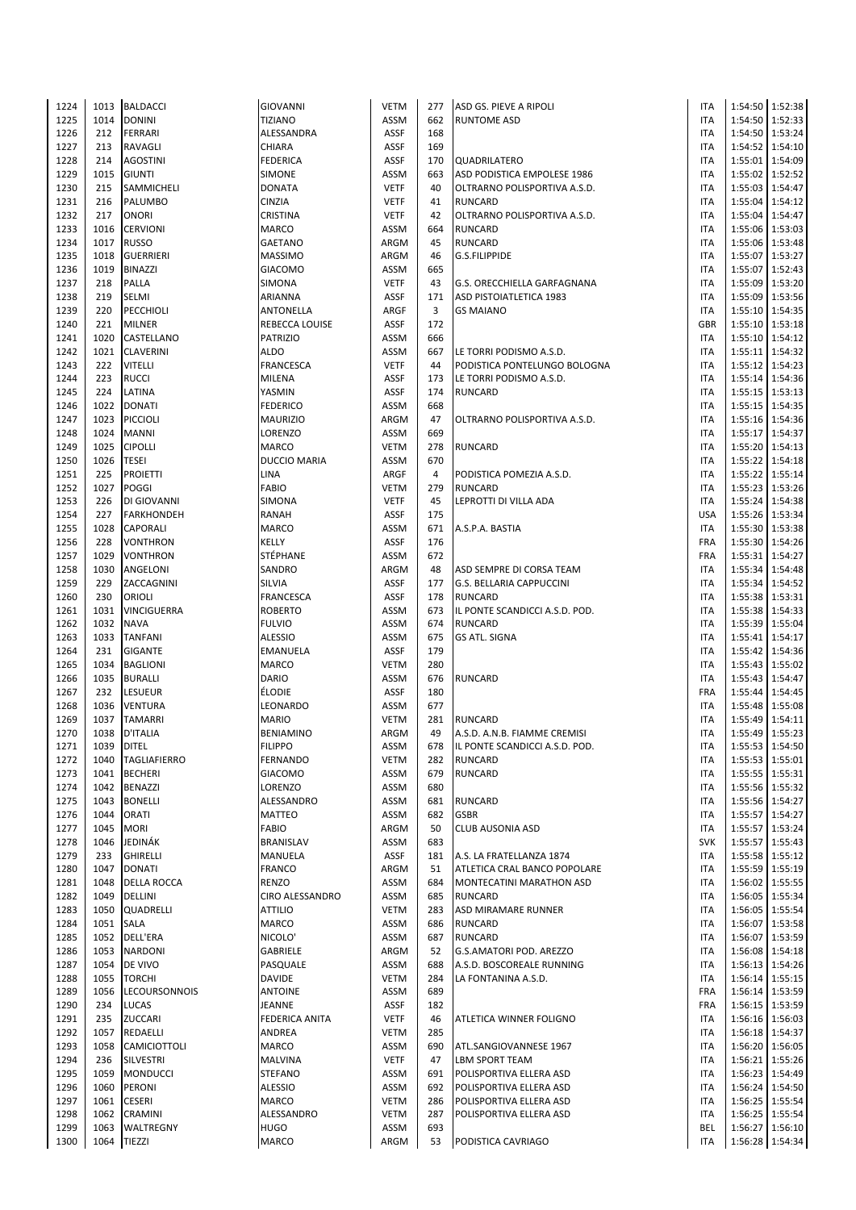| 1224 | 1013 | BALDACCI | GIOVANNI | VETM | 277 | ASD GS. PIEVE A RIPOLI | ITA | 1:54:50 | 1:52:38 |
|---|---|---|---|---|---|---|---|---|---|
| 1225 | 1014 | DONINI | TIZIANO | ASSM | 662 | RUNTOME ASD | ITA | 1:54:50 | 1:52:33 |
| 1226 | 212 | FERRARI | ALESSANDRA | ASSF | 168 | | ITA | 1:54:50 | 1:53:24 |
| 1227 | 213 | RAVAGLI | CHIARA | ASSF | 169 | | ITA | 1:54:52 | 1:54:10 |
| 1228 | 214 | AGOSTINI | FEDERICA | ASSF | 170 | QUADRILATERO | ITA | 1:55:01 | 1:54:09 |
| 1229 | 1015 | GIUNTI | SIMONE | ASSM | 663 | ASD PODISTICA EMPOLESE 1986 | ITA | 1:55:02 | 1:52:52 |
| 1230 | 215 | SAMMICHELI | DONATA | VETF | 40 | OLTRARNO POLISPORTIVA A.S.D. | ITA | 1:55:03 | 1:54:47 |
| 1231 | 216 | PALUMBO | CINZIA | VETF | 41 | RUNCARD | ITA | 1:55:04 | 1:54:12 |
| 1232 | 217 | ONORI | CRISTINA | VETF | 42 | OLTRARNO POLISPORTIVA A.S.D. | ITA | 1:55:04 | 1:54:47 |
| 1233 | 1016 | CERVIONI | MARCO | ASSM | 664 | RUNCARD | ITA | 1:55:06 | 1:53:03 |
| 1234 | 1017 | RUSSO | GAETANO | ARGM | 45 | RUNCARD | ITA | 1:55:06 | 1:53:48 |
| 1235 | 1018 | GUERRIERI | MASSIMO | ARGM | 46 | G.S.FILIPPIDE | ITA | 1:55:07 | 1:53:27 |
| 1236 | 1019 | BINAZZI | GIACOMO | ASSM | 665 | | ITA | 1:55:07 | 1:52:43 |
| 1237 | 218 | PALLA | SIMONA | VETF | 43 | G.S. ORECCHIELLA GARFAGNANA | ITA | 1:55:09 | 1:53:20 |
| 1238 | 219 | SELMI | ARIANNA | ASSF | 171 | ASD PISTOIATLETICA 1983 | ITA | 1:55:09 | 1:53:56 |
| 1239 | 220 | PECCHIOLI | ANTONELLA | ARGF | 3 | GS MAIANO | ITA | 1:55:10 | 1:54:35 |
| 1240 | 221 | MILNER | REBECCA LOUISE | ASSF | 172 | | GBR | 1:55:10 | 1:53:18 |
| 1241 | 1020 | CASTELLANO | PATRIZIO | ASSM | 666 | | ITA | 1:55:10 | 1:54:12 |
| 1242 | 1021 | CLAVERINI | ALDO | ASSM | 667 | LE TORRI PODISMO A.S.D. | ITA | 1:55:11 | 1:54:32 |
| 1243 | 222 | VITELLI | FRANCESCA | VETF | 44 | PODISTICA PONTELUNGO BOLOGNA | ITA | 1:55:12 | 1:54:23 |
| 1244 | 223 | RUCCI | MILENA | ASSF | 173 | LE TORRI PODISMO A.S.D. | ITA | 1:55:14 | 1:54:36 |
| 1245 | 224 | LATINA | YASMIN | ASSF | 174 | RUNCARD | ITA | 1:55:15 | 1:53:13 |
| 1246 | 1022 | DONATI | FEDERICO | ASSM | 668 | | ITA | 1:55:15 | 1:54:35 |
| 1247 | 1023 | PICCIOLI | MAURIZIO | ARGM | 47 | OLTRARNO POLISPORTIVA A.S.D. | ITA | 1:55:16 | 1:54:36 |
| 1248 | 1024 | MANNI | LORENZO | ASSM | 669 | | ITA | 1:55:17 | 1:54:37 |
| 1249 | 1025 | CIPOLLI | MARCO | VETM | 278 | RUNCARD | ITA | 1:55:20 | 1:54:13 |
| 1250 | 1026 | TESEI | DUCCIO MARIA | ASSM | 670 | | ITA | 1:55:22 | 1:54:18 |
| 1251 | 225 | PROIETTI | LINA | ARGF | 4 | PODISTICA POMEZIA A.S.D. | ITA | 1:55:22 | 1:55:14 |
| 1252 | 1027 | POGGI | FABIO | VETM | 279 | RUNCARD | ITA | 1:55:23 | 1:53:26 |
| 1253 | 226 | DI GIOVANNI | SIMONA | VETF | 45 | LEPROTTI DI VILLA ADA | ITA | 1:55:24 | 1:54:38 |
| 1254 | 227 | FARKHONDEH | RANAH | ASSF | 175 | | USA | 1:55:26 | 1:53:34 |
| 1255 | 1028 | CAPORALI | MARCO | ASSM | 671 | A.S.P.A. BASTIA | ITA | 1:55:30 | 1:53:38 |
| 1256 | 228 | VONTHRON | KELLY | ASSF | 176 | | FRA | 1:55:30 | 1:54:26 |
| 1257 | 1029 | VONTHRON | STÉPHANE | ASSM | 672 | | FRA | 1:55:31 | 1:54:27 |
| 1258 | 1030 | ANGELONI | SANDRO | ARGM | 48 | ASD SEMPRE DI CORSA TEAM | ITA | 1:55:34 | 1:54:48 |
| 1259 | 229 | ZACCAGNINI | SILVIA | ASSF | 177 | G.S. BELLARIA CAPPUCCINI | ITA | 1:55:34 | 1:54:52 |
| 1260 | 230 | ORIOLI | FRANCESCA | ASSF | 178 | RUNCARD | ITA | 1:55:38 | 1:53:31 |
| 1261 | 1031 | VINCIGUERRA | ROBERTO | ASSM | 673 | IL PONTE SCANDICCI A.S.D. POD. | ITA | 1:55:38 | 1:54:33 |
| 1262 | 1032 | NAVA | FULVIO | ASSM | 674 | RUNCARD | ITA | 1:55:39 | 1:55:04 |
| 1263 | 1033 | TANFANI | ALESSIO | ASSM | 675 | GS ATL. SIGNA | ITA | 1:55:41 | 1:54:17 |
| 1264 | 231 | GIGANTE | EMANUELA | ASSF | 179 | | ITA | 1:55:42 | 1:54:36 |
| 1265 | 1034 | BAGLIONI | MARCO | VETM | 280 | | ITA | 1:55:43 | 1:55:02 |
| 1266 | 1035 | BURALLI | DARIO | ASSM | 676 | RUNCARD | ITA | 1:55:43 | 1:54:47 |
| 1267 | 232 | LESUEUR | ÉLODIE | ASSF | 180 | | FRA | 1:55:44 | 1:54:45 |
| 1268 | 1036 | VENTURA | LEONARDO | ASSM | 677 | | ITA | 1:55:48 | 1:55:08 |
| 1269 | 1037 | TAMARRI | MARIO | VETM | 281 | RUNCARD | ITA | 1:55:49 | 1:54:11 |
| 1270 | 1038 | D'ITALIA | BENIAMINO | ARGM | 49 | A.S.D. A.N.B. FIAMME CREMISI | ITA | 1:55:49 | 1:55:23 |
| 1271 | 1039 | DITEL | FILIPPO | ASSM | 678 | IL PONTE SCANDICCI A.S.D. POD. | ITA | 1:55:53 | 1:54:50 |
| 1272 | 1040 | TAGLIAFIERRO | FERNANDO | VETM | 282 | RUNCARD | ITA | 1:55:53 | 1:55:01 |
| 1273 | 1041 | BECHERI | GIACOMO | ASSM | 679 | RUNCARD | ITA | 1:55:55 | 1:55:31 |
| 1274 | 1042 | BENAZZI | LORENZO | ASSM | 680 | | ITA | 1:55:56 | 1:55:32 |
| 1275 | 1043 | BONELLI | ALESSANDRO | ASSM | 681 | RUNCARD | ITA | 1:55:56 | 1:54:27 |
| 1276 | 1044 | ORATI | MATTEO | ASSM | 682 | GSBR | ITA | 1:55:57 | 1:54:27 |
| 1277 | 1045 | MORI | FABIO | ARGM | 50 | CLUB AUSONIA ASD | ITA | 1:55:57 | 1:53:24 |
| 1278 | 1046 | JEDINÁK | BRANISLAV | ASSM | 683 | | SVK | 1:55:57 | 1:55:43 |
| 1279 | 233 | GHIRELLI | MANUELA | ASSF | 181 | A.S. LA FRATELLANZA 1874 | ITA | 1:55:58 | 1:55:12 |
| 1280 | 1047 | DONATI | FRANCO | ARGM | 51 | ATLETICA CRAL BANCO POPOLARE | ITA | 1:55:59 | 1:55:19 |
| 1281 | 1048 | DELLA ROCCA | RENZO | ASSM | 684 | MONTECATINI MARATHON ASD | ITA | 1:56:02 | 1:55:55 |
| 1282 | 1049 | DELLINI | CIRO ALESSANDRO | ASSM | 685 | RUNCARD | ITA | 1:56:05 | 1:55:34 |
| 1283 | 1050 | QUADRELLI | ATTILIO | VETM | 283 | ASD MIRAMARE RUNNER | ITA | 1:56:05 | 1:55:54 |
| 1284 | 1051 | SALA | MARCO | ASSM | 686 | RUNCARD | ITA | 1:56:07 | 1:53:58 |
| 1285 | 1052 | DELL'ERA | NICOLO' | ASSM | 687 | RUNCARD | ITA | 1:56:07 | 1:53:59 |
| 1286 | 1053 | NARDONI | GABRIELE | ARGM | 52 | G.S.AMATORI POD. AREZZO | ITA | 1:56:08 | 1:54:18 |
| 1287 | 1054 | DE VIVO | PASQUALE | ASSM | 688 | A.S.D. BOSCOREALE RUNNING | ITA | 1:56:13 | 1:54:26 |
| 1288 | 1055 | TORCHI | DAVIDE | VETM | 284 | LA FONTANINA A.S.D. | ITA | 1:56:14 | 1:55:15 |
| 1289 | 1056 | LECOURSONNOIS | ANTOINE | ASSM | 689 | | FRA | 1:56:14 | 1:53:59 |
| 1290 | 234 | LUCAS | JEANNE | ASSF | 182 | | FRA | 1:56:15 | 1:53:59 |
| 1291 | 235 | ZUCCARI | FEDERICA ANITA | VETF | 46 | ATLETICA WINNER FOLIGNO | ITA | 1:56:16 | 1:56:03 |
| 1292 | 1057 | REDAELLI | ANDREA | VETM | 285 | | ITA | 1:56:18 | 1:54:37 |
| 1293 | 1058 | CAMICIOTTOLI | MARCO | ASSM | 690 | ATL.SANGIOVANNESE 1967 | ITA | 1:56:20 | 1:56:05 |
| 1294 | 236 | SILVESTRI | MALVINA | VETF | 47 | LBM SPORT TEAM | ITA | 1:56:21 | 1:55:26 |
| 1295 | 1059 | MONDUCCI | STEFANO | ASSM | 691 | POLISPORTIVA ELLERA ASD | ITA | 1:56:23 | 1:54:49 |
| 1296 | 1060 | PERONI | ALESSIO | ASSM | 692 | POLISPORTIVA ELLERA ASD | ITA | 1:56:24 | 1:54:50 |
| 1297 | 1061 | CESERI | MARCO | VETM | 286 | POLISPORTIVA ELLERA ASD | ITA | 1:56:25 | 1:55:54 |
| 1298 | 1062 | CRAMINI | ALESSANDRO | VETM | 287 | POLISPORTIVA ELLERA ASD | ITA | 1:56:25 | 1:55:54 |
| 1299 | 1063 | WALTREGNY | HUGO | ASSM | 693 | | BEL | 1:56:27 | 1:56:10 |
| 1300 | 1064 | TIEZZI | MARCO | ARGM | 53 | PODISTICA CAVRIAGO | ITA | 1:56:28 | 1:54:34 |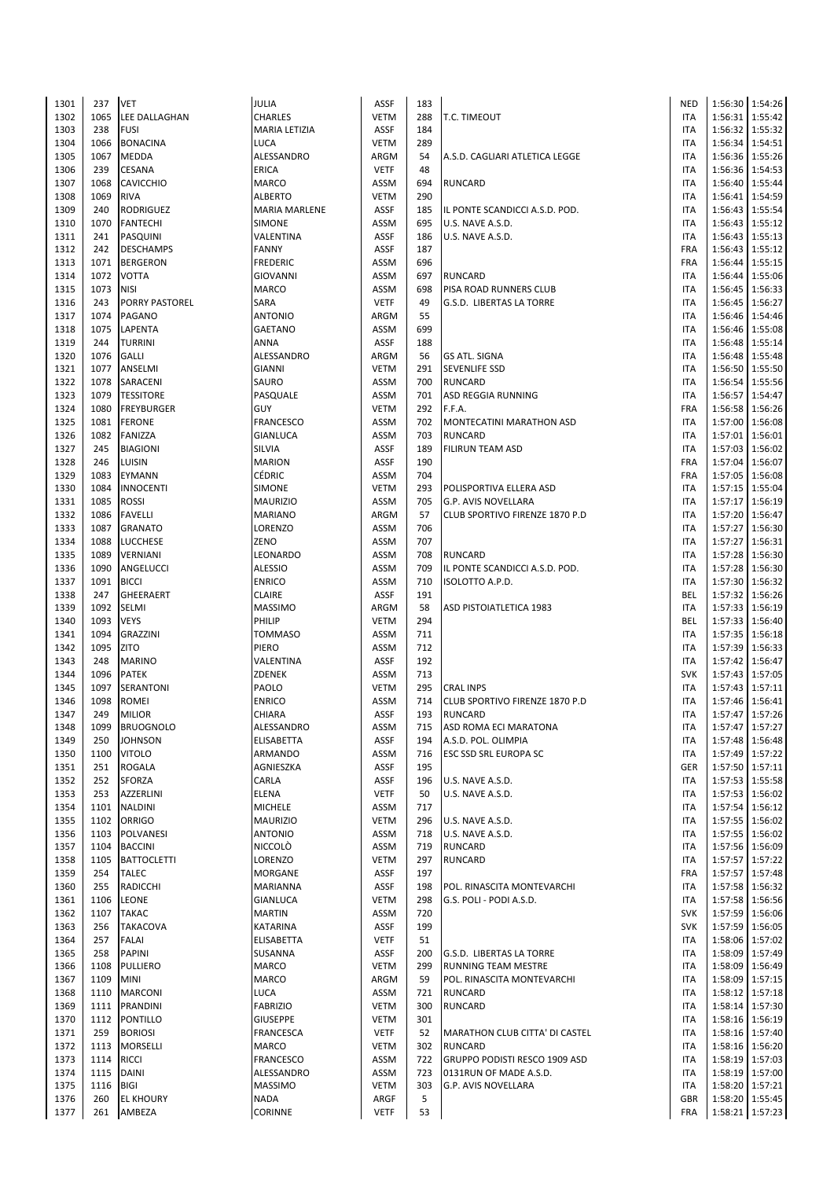| 1301 | 237 | VET | JULIA | ASSF | 183 | | NED | 1:56:30 | 1:54:26 |
|---|---|---|---|---|---|---|---|---|---|
| 1302 | 1065 | LEE DALLAGHAN | CHARLES | VETM | 288 | T.C. TIMEOUT | ITA | 1:56:31 | 1:55:42 |
| 1303 | 238 | FUSI | MARIA LETIZIA | ASSF | 184 | | ITA | 1:56:32 | 1:55:32 |
| 1304 | 1066 | BONACINA | LUCA | VETM | 289 | | ITA | 1:56:34 | 1:54:51 |
| 1305 | 1067 | MEDDA | ALESSANDRO | ARGM | 54 | A.S.D. CAGLIARI ATLETICA LEGGE | ITA | 1:56:36 | 1:55:26 |
| 1306 | 239 | CESANA | ERICA | VETF | 48 | | ITA | 1:56:36 | 1:54:53 |
| 1307 | 1068 | CAVICCHIO | MARCO | ASSM | 694 | RUNCARD | ITA | 1:56:40 | 1:55:44 |
| 1308 | 1069 | RIVA | ALBERTO | VETM | 290 | | ITA | 1:56:41 | 1:54:59 |
| 1309 | 240 | RODRIGUEZ | MARIA MARLENE | ASSF | 185 | IL PONTE SCANDICCI A.S.D. POD. | ITA | 1:56:43 | 1:55:54 |
| 1310 | 1070 | FANTECHI | SIMONE | ASSM | 695 | U.S. NAVE A.S.D. | ITA | 1:56:43 | 1:55:12 |
| 1311 | 241 | PASQUINI | VALENTINA | ASSF | 186 | U.S. NAVE A.S.D. | ITA | 1:56:43 | 1:55:13 |
| 1312 | 242 | DESCHAMPS | FANNY | ASSF | 187 | | FRA | 1:56:43 | 1:55:12 |
| 1313 | 1071 | BERGERON | FREDERIC | ASSM | 696 | | FRA | 1:56:44 | 1:55:15 |
| 1314 | 1072 | VOTTA | GIOVANNI | ASSM | 697 | RUNCARD | ITA | 1:56:44 | 1:55:06 |
| 1315 | 1073 | NISI | MARCO | ASSM | 698 | PISA ROAD RUNNERS CLUB | ITA | 1:56:45 | 1:56:33 |
| 1316 | 243 | PORRY PASTOREL | SARA | VETF | 49 | G.S.D. LIBERTAS LA TORRE | ITA | 1:56:45 | 1:56:27 |
| 1317 | 1074 | PAGANO | ANTONIO | ARGM | 55 | | ITA | 1:56:46 | 1:54:46 |
| 1318 | 1075 | LAPENTA | GAETANO | ASSM | 699 | | ITA | 1:56:46 | 1:55:08 |
| 1319 | 244 | TURRINI | ANNA | ASSF | 188 | | ITA | 1:56:48 | 1:55:14 |
| 1320 | 1076 | GALLI | ALESSANDRO | ARGM | 56 | GS ATL. SIGNA | ITA | 1:56:48 | 1:55:48 |
| 1321 | 1077 | ANSELMI | GIANNI | VETM | 291 | SEVENLIFE SSD | ITA | 1:56:50 | 1:55:50 |
| 1322 | 1078 | SARACENI | SAURO | ASSM | 700 | RUNCARD | ITA | 1:56:54 | 1:55:56 |
| 1323 | 1079 | TESSITORE | PASQUALE | ASSM | 701 | ASD REGGIA RUNNING | ITA | 1:56:57 | 1:54:47 |
| 1324 | 1080 | FREYBURGER | GUY | VETM | 292 | F.F.A. | FRA | 1:56:58 | 1:56:26 |
| 1325 | 1081 | FERONE | FRANCESCO | ASSM | 702 | MONTECATINI MARATHON ASD | ITA | 1:57:00 | 1:56:08 |
| 1326 | 1082 | FANIZZA | GIANLUCA | ASSM | 703 | RUNCARD | ITA | 1:57:01 | 1:56:01 |
| 1327 | 245 | BIAGIONI | SILVIA | ASSF | 189 | FILIRUN TEAM ASD | ITA | 1:57:03 | 1:56:02 |
| 1328 | 246 | LUISIN | MARION | ASSF | 190 | | FRA | 1:57:04 | 1:56:07 |
| 1329 | 1083 | EYMANN | CÉDRIC | ASSM | 704 | | FRA | 1:57:05 | 1:56:08 |
| 1330 | 1084 | INNOCENTI | SIMONE | VETM | 293 | POLISPORTIVA ELLERA ASD | ITA | 1:57:15 | 1:55:04 |
| 1331 | 1085 | ROSSI | MAURIZIO | ASSM | 705 | G.P. AVIS NOVELLARA | ITA | 1:57:17 | 1:56:19 |
| 1332 | 1086 | FAVELLI | MARIANO | ARGM | 57 | CLUB SPORTIVO FIRENZE 1870 P.D | ITA | 1:57:20 | 1:56:47 |
| 1333 | 1087 | GRANATO | LORENZO | ASSM | 706 | | ITA | 1:57:27 | 1:56:30 |
| 1334 | 1088 | LUCCHESE | ZENO | ASSM | 707 | | ITA | 1:57:27 | 1:56:31 |
| 1335 | 1089 | VERNIANI | LEONARDO | ASSM | 708 | RUNCARD | ITA | 1:57:28 | 1:56:30 |
| 1336 | 1090 | ANGELUCCI | ALESSIO | ASSM | 709 | IL PONTE SCANDICCI A.S.D. POD. | ITA | 1:57:28 | 1:56:30 |
| 1337 | 1091 | BICCI | ENRICO | ASSM | 710 | ISOLOTTO A.P.D. | ITA | 1:57:30 | 1:56:32 |
| 1338 | 247 | GHEERAERT | CLAIRE | ASSF | 191 | | BEL | 1:57:32 | 1:56:26 |
| 1339 | 1092 | SELMI | MASSIMO | ARGM | 58 | ASD PISTOIATLETICA 1983 | ITA | 1:57:33 | 1:56:19 |
| 1340 | 1093 | VEYS | PHILIP | VETM | 294 | | BEL | 1:57:33 | 1:56:40 |
| 1341 | 1094 | GRAZZINI | TOMMASO | ASSM | 711 | | ITA | 1:57:35 | 1:56:18 |
| 1342 | 1095 | ZITO | PIERO | ASSM | 712 | | ITA | 1:57:39 | 1:56:33 |
| 1343 | 248 | MARINO | VALENTINA | ASSF | 192 | | ITA | 1:57:42 | 1:56:47 |
| 1344 | 1096 | PATEK | ZDENEK | ASSM | 713 | | SVK | 1:57:43 | 1:57:05 |
| 1345 | 1097 | SERANTONI | PAOLO | VETM | 295 | CRAL INPS | ITA | 1:57:43 | 1:57:11 |
| 1346 | 1098 | ROMEI | ENRICO | ASSM | 714 | CLUB SPORTIVO FIRENZE 1870 P.D | ITA | 1:57:46 | 1:56:41 |
| 1347 | 249 | MILIOR | CHIARA | ASSF | 193 | RUNCARD | ITA | 1:57:47 | 1:57:26 |
| 1348 | 1099 | BRUOGNOLO | ALESSANDRO | ASSM | 715 | ASD ROMA ECI MARATONA | ITA | 1:57:47 | 1:57:27 |
| 1349 | 250 | JOHNSON | ELISABETTA | ASSF | 194 | A.S.D. POL. OLIMPIA | ITA | 1:57:48 | 1:56:48 |
| 1350 | 1100 | VITOLO | ARMANDO | ASSM | 716 | ESC SSD SRL EUROPA SC | ITA | 1:57:49 | 1:57:22 |
| 1351 | 251 | ROGALA | AGNIESZKA | ASSF | 195 | | GER | 1:57:50 | 1:57:11 |
| 1352 | 252 | SFORZA | CARLA | ASSF | 196 | U.S. NAVE A.S.D. | ITA | 1:57:53 | 1:55:58 |
| 1353 | 253 | AZZERLINI | ELENA | VETF | 50 | U.S. NAVE A.S.D. | ITA | 1:57:53 | 1:56:02 |
| 1354 | 1101 | NALDINI | MICHELE | ASSM | 717 | | ITA | 1:57:54 | 1:56:12 |
| 1355 | 1102 | ORRIGO | MAURIZIO | VETM | 296 | U.S. NAVE A.S.D. | ITA | 1:57:55 | 1:56:02 |
| 1356 | 1103 | POLVANESI | ANTONIO | ASSM | 718 | U.S. NAVE A.S.D. | ITA | 1:57:55 | 1:56:02 |
| 1357 | 1104 | BACCINI | NICCOLÒ | ASSM | 719 | RUNCARD | ITA | 1:57:56 | 1:56:09 |
| 1358 | 1105 | BATTOCLETTI | LORENZO | VETM | 297 | RUNCARD | ITA | 1:57:57 | 1:57:22 |
| 1359 | 254 | TALEC | MORGANE | ASSF | 197 | | FRA | 1:57:57 | 1:57:48 |
| 1360 | 255 | RADICCHI | MARIANNA | ASSF | 198 | POL. RINASCITA MONTEVARCHI | ITA | 1:57:58 | 1:56:32 |
| 1361 | 1106 | LEONE | GIANLUCA | VETM | 298 | G.S. POLI - PODI A.S.D. | ITA | 1:57:58 | 1:56:56 |
| 1362 | 1107 | TAKAC | MARTIN | ASSM | 720 | | SVK | 1:57:59 | 1:56:06 |
| 1363 | 256 | TAKACOVA | KATARINA | ASSF | 199 | | SVK | 1:57:59 | 1:56:05 |
| 1364 | 257 | FALAI | ELISABETTA | VETF | 51 | | ITA | 1:58:06 | 1:57:02 |
| 1365 | 258 | PAPINI | SUSANNA | ASSF | 200 | G.S.D. LIBERTAS LA TORRE | ITA | 1:58:09 | 1:57:49 |
| 1366 | 1108 | PULLIERO | MARCO | VETM | 299 | RUNNING TEAM MESTRE | ITA | 1:58:09 | 1:56:49 |
| 1367 | 1109 | MINI | MARCO | ARGM | 59 | POL. RINASCITA MONTEVARCHI | ITA | 1:58:09 | 1:57:15 |
| 1368 | 1110 | MARCONI | LUCA | ASSM | 721 | RUNCARD | ITA | 1:58:12 | 1:57:18 |
| 1369 | 1111 | PRANDINI | FABRIZIO | VETM | 300 | RUNCARD | ITA | 1:58:14 | 1:57:30 |
| 1370 | 1112 | PONTILLO | GIUSEPPE | VETM | 301 | | ITA | 1:58:16 | 1:56:19 |
| 1371 | 259 | BORIOSI | FRANCESCA | VETF | 52 | MARATHON CLUB CITTA' DI CASTEL | ITA | 1:58:16 | 1:57:40 |
| 1372 | 1113 | MORSELLI | MARCO | VETM | 302 | RUNCARD | ITA | 1:58:16 | 1:56:20 |
| 1373 | 1114 | RICCI | FRANCESCO | ASSM | 722 | GRUPPO PODISTI RESCO 1909 ASD | ITA | 1:58:19 | 1:57:03 |
| 1374 | 1115 | DAINI | ALESSANDRO | ASSM | 723 | 0131RUN OF MADE A.S.D. | ITA | 1:58:19 | 1:57:00 |
| 1375 | 1116 | BIGI | MASSIMO | VETM | 303 | G.P. AVIS NOVELLARA | ITA | 1:58:20 | 1:57:21 |
| 1376 | 260 | EL KHOURY | NADA | ARGF | 5 | | GBR | 1:58:20 | 1:55:45 |
| 1377 | 261 | AMBEZA | CORINNE | VETF | 53 | | FRA | 1:58:21 | 1:57:23 |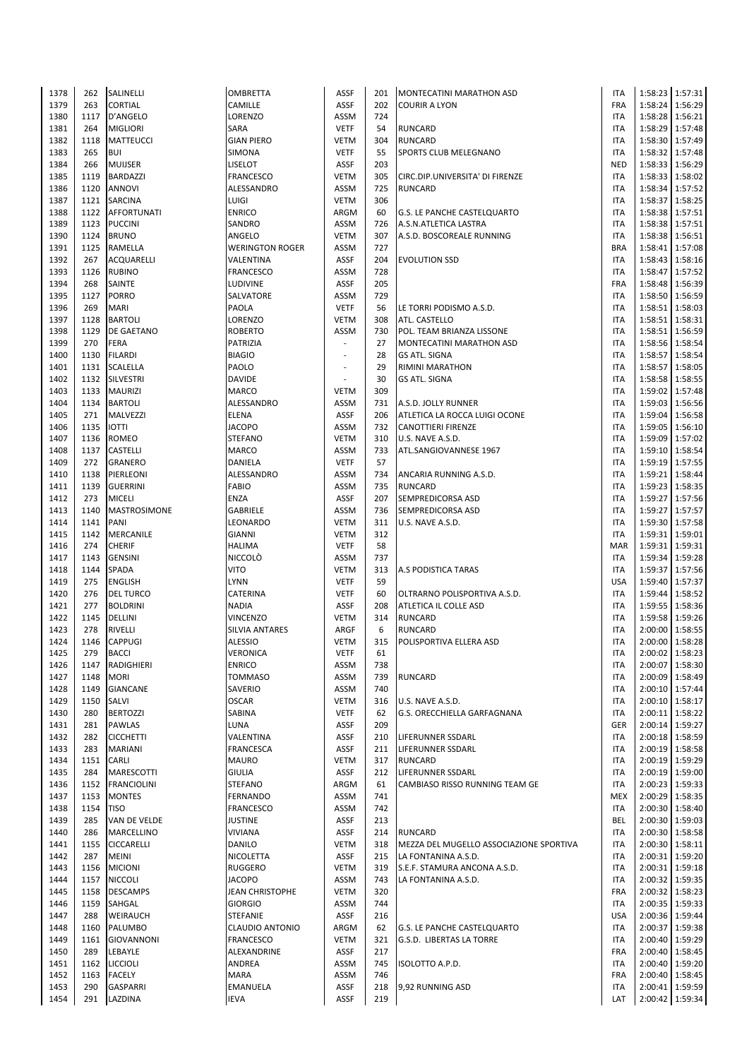| | | | | | | | | | |
|---|---|---|---|---|---|---|---|---|---|
| 1378 | 262 | SALINELLI | OMBRETTA | ASSF | 201 | MONTECATINI MARATHON ASD | ITA | 1:58:23 | 1:57:31 |
| 1379 | 263 | CORTIAL | CAMILLE | ASSF | 202 | COURIR A LYON | FRA | 1:58:24 | 1:56:29 |
| 1380 | 1117 | D'ANGELO | LORENZO | ASSM | 724 | | ITA | 1:58:28 | 1:56:21 |
| 1381 | 264 | MIGLIORI | SARA | VETF | 54 | RUNCARD | ITA | 1:58:29 | 1:57:48 |
| 1382 | 1118 | MATTEUCCI | GIAN PIERO | VETM | 304 | RUNCARD | ITA | 1:58:30 | 1:57:49 |
| 1383 | 265 | BUI | SIMONA | VETF | 55 | SPORTS CLUB MELEGNANO | ITA | 1:58:32 | 1:57:48 |
| 1384 | 266 | MUIJSER | LISELOT | ASSF | 203 | | NED | 1:58:33 | 1:56:29 |
| 1385 | 1119 | BARDAZZI | FRANCESCO | VETM | 305 | CIRC.DIP.UNIVERSITA' DI FIRENZE | ITA | 1:58:33 | 1:58:02 |
| 1386 | 1120 | ANNOVI | ALESSANDRO | ASSM | 725 | RUNCARD | ITA | 1:58:34 | 1:57:52 |
| 1387 | 1121 | SARCINA | LUIGI | VETM | 306 | | ITA | 1:58:37 | 1:58:25 |
| 1388 | 1122 | AFFORTUNATI | ENRICO | ARGM | 60 | G.S. LE PANCHE CASTELQUARTO | ITA | 1:58:38 | 1:57:51 |
| 1389 | 1123 | PUCCINI | SANDRO | ASSM | 726 | A.S.N.ATLETICA LASTRA | ITA | 1:58:38 | 1:57:51 |
| 1390 | 1124 | BRUNO | ANGELO | VETM | 307 | A.S.D. BOSCOREALE RUNNING | ITA | 1:58:38 | 1:56:51 |
| 1391 | 1125 | RAMELLA | WERINGTON ROGER | ASSM | 727 | | BRA | 1:58:41 | 1:57:08 |
| 1392 | 267 | ACQUARELLI | VALENTINA | ASSF | 204 | EVOLUTION SSD | ITA | 1:58:43 | 1:58:16 |
| 1393 | 1126 | RUBINO | FRANCESCO | ASSM | 728 | | ITA | 1:58:47 | 1:57:52 |
| 1394 | 268 | SAINTE | LUDIVINE | ASSF | 205 | | FRA | 1:58:48 | 1:56:39 |
| 1395 | 1127 | PORRO | SALVATORE | ASSM | 729 | | ITA | 1:58:50 | 1:56:59 |
| 1396 | 269 | MARI | PAOLA | VETF | 56 | LE TORRI PODISMO A.S.D. | ITA | 1:58:51 | 1:58:03 |
| 1397 | 1128 | BARTOLI | LORENZO | VETM | 308 | ATL. CASTELLO | ITA | 1:58:51 | 1:58:31 |
| 1398 | 1129 | DE GAETANO | ROBERTO | ASSM | 730 | POL. TEAM BRIANZA LISSONE | ITA | 1:58:51 | 1:56:59 |
| 1399 | 270 | FERA | PATRIZIA | - | 27 | MONTECATINI MARATHON ASD | ITA | 1:58:56 | 1:58:54 |
| 1400 | 1130 | FILARDI | BIAGIO | - | 28 | GS ATL. SIGNA | ITA | 1:58:57 | 1:58:54 |
| 1401 | 1131 | SCALELLA | PAOLO | - | 29 | RIMINI MARATHON | ITA | 1:58:57 | 1:58:05 |
| 1402 | 1132 | SILVESTRI | DAVIDE | - | 30 | GS ATL. SIGNA | ITA | 1:58:58 | 1:58:55 |
| 1403 | 1133 | MAURIZI | MARCO | VETM | 309 | | ITA | 1:59:02 | 1:57:48 |
| 1404 | 1134 | BARTOLI | ALESSANDRO | ASSM | 731 | A.S.D. JOLLY RUNNER | ITA | 1:59:03 | 1:56:56 |
| 1405 | 271 | MALVEZZI | ELENA | ASSF | 206 | ATLETICA LA ROCCA LUIGI OCONE | ITA | 1:59:04 | 1:56:58 |
| 1406 | 1135 | IOTTI | JACOPO | ASSM | 732 | CANOTTIERI FIRENZE | ITA | 1:59:05 | 1:56:10 |
| 1407 | 1136 | ROMEO | STEFANO | VETM | 310 | U.S. NAVE A.S.D. | ITA | 1:59:09 | 1:57:02 |
| 1408 | 1137 | CASTELLI | MARCO | ASSM | 733 | ATL.SANGIOVANNESE 1967 | ITA | 1:59:10 | 1:58:54 |
| 1409 | 272 | GRANERO | DANIELA | VETF | 57 | | ITA | 1:59:19 | 1:57:55 |
| 1410 | 1138 | PIERLEONI | ALESSANDRO | ASSM | 734 | ANCARIA RUNNING A.S.D. | ITA | 1:59:21 | 1:58:44 |
| 1411 | 1139 | GUERRINI | FABIO | ASSM | 735 | RUNCARD | ITA | 1:59:23 | 1:58:35 |
| 1412 | 273 | MICELI | ENZA | ASSF | 207 | SEMPREDICORSA ASD | ITA | 1:59:27 | 1:57:56 |
| 1413 | 1140 | MASTROSIMONE | GABRIELE | ASSM | 736 | SEMPREDICORSA ASD | ITA | 1:59:27 | 1:57:57 |
| 1414 | 1141 | PANI | LEONARDO | VETM | 311 | U.S. NAVE A.S.D. | ITA | 1:59:30 | 1:57:58 |
| 1415 | 1142 | MERCANILE | GIANNI | VETM | 312 | | ITA | 1:59:31 | 1:59:01 |
| 1416 | 274 | CHERIF | HALIMA | VETF | 58 | | MAR | 1:59:31 | 1:59:31 |
| 1417 | 1143 | GENSINI | NICCOLÒ | ASSM | 737 | | ITA | 1:59:34 | 1:59:28 |
| 1418 | 1144 | SPADA | VITO | VETM | 313 | A.S PODISTICA TARAS | ITA | 1:59:37 | 1:57:56 |
| 1419 | 275 | ENGLISH | LYNN | VETF | 59 | | USA | 1:59:40 | 1:57:37 |
| 1420 | 276 | DEL TURCO | CATERINA | VETF | 60 | OLTRARNO POLISPORTIVA A.S.D. | ITA | 1:59:44 | 1:58:52 |
| 1421 | 277 | BOLDRINI | NADIA | ASSF | 208 | ATLETICA IL COLLE ASD | ITA | 1:59:55 | 1:58:36 |
| 1422 | 1145 | DELLINI | VINCENZO | VETM | 314 | RUNCARD | ITA | 1:59:58 | 1:59:26 |
| 1423 | 278 | RIVELLI | SILVIA ANTARES | ARGF | 6 | RUNCARD | ITA | 2:00:00 | 1:58:55 |
| 1424 | 1146 | CAPPUGI | ALESSIO | VETM | 315 | POLISPORTIVA ELLERA ASD | ITA | 2:00:00 | 1:58:28 |
| 1425 | 279 | BACCI | VERONICA | VETF | 61 | | ITA | 2:00:02 | 1:58:23 |
| 1426 | 1147 | RADIGHIERI | ENRICO | ASSM | 738 | | ITA | 2:00:07 | 1:58:30 |
| 1427 | 1148 | MORI | TOMMASO | ASSM | 739 | RUNCARD | ITA | 2:00:09 | 1:58:49 |
| 1428 | 1149 | GIANCANE | SAVERIO | ASSM | 740 | | ITA | 2:00:10 | 1:57:44 |
| 1429 | 1150 | SALVI | OSCAR | VETM | 316 | U.S. NAVE A.S.D. | ITA | 2:00:10 | 1:58:17 |
| 1430 | 280 | BERTOZZI | SABINA | VETF | 62 | G.S. ORECCHIELLA GARFAGNANA | ITA | 2:00:11 | 1:58:22 |
| 1431 | 281 | PAWLAS | LUNA | ASSF | 209 | | GER | 2:00:14 | 1:59:27 |
| 1432 | 282 | CICCHETTI | VALENTINA | ASSF | 210 | LIFERUNNER SSDARL | ITA | 2:00:18 | 1:58:59 |
| 1433 | 283 | MARIANI | FRANCESCA | ASSF | 211 | LIFERUNNER SSDARL | ITA | 2:00:19 | 1:58:58 |
| 1434 | 1151 | CARLI | MAURO | VETM | 317 | RUNCARD | ITA | 2:00:19 | 1:59:29 |
| 1435 | 284 | MARESCOTTI | GIULIA | ASSF | 212 | LIFERUNNER SSDARL | ITA | 2:00:19 | 1:59:00 |
| 1436 | 1152 | FRANCIOLINI | STEFANO | ARGM | 61 | CAMBIASO RISSO RUNNING TEAM GE | ITA | 2:00:23 | 1:59:33 |
| 1437 | 1153 | MONTES | FERNANDO | ASSM | 741 | | MEX | 2:00:29 | 1:58:35 |
| 1438 | 1154 | TISO | FRANCESCO | ASSM | 742 | | ITA | 2:00:30 | 1:58:40 |
| 1439 | 285 | VAN DE VELDE | JUSTINE | ASSF | 213 | | BEL | 2:00:30 | 1:59:03 |
| 1440 | 286 | MARCELLINO | VIVIANA | ASSF | 214 | RUNCARD | ITA | 2:00:30 | 1:58:58 |
| 1441 | 1155 | CICCARELLI | DANILO | VETM | 318 | MEZZA DEL MUGELLO ASSOCIAZIONE SPORTIVA | ITA | 2:00:30 | 1:58:11 |
| 1442 | 287 | MEINI | NICOLETTA | ASSF | 215 | LA FONTANINA A.S.D. | ITA | 2:00:31 | 1:59:20 |
| 1443 | 1156 | MICIONI | RUGGERO | VETM | 319 | S.E.F. STAMURA ANCONA A.S.D. | ITA | 2:00:31 | 1:59:18 |
| 1444 | 1157 | NICCOLI | JACOPO | ASSM | 743 | LA FONTANINA A.S.D. | ITA | 2:00:32 | 1:59:35 |
| 1445 | 1158 | DESCAMPS | JEAN CHRISTOPHE | VETM | 320 | | FRA | 2:00:32 | 1:58:23 |
| 1446 | 1159 | SAHGAL | GIORGIO | ASSM | 744 | | ITA | 2:00:35 | 1:59:33 |
| 1447 | 288 | WEIRAUCH | STEFANIE | ASSF | 216 | | USA | 2:00:36 | 1:59:44 |
| 1448 | 1160 | PALUMBO | CLAUDIO ANTONIO | ARGM | 62 | G.S. LE PANCHE CASTELQUARTO | ITA | 2:00:37 | 1:59:38 |
| 1449 | 1161 | GIOVANNONI | FRANCESCO | VETM | 321 | G.S.D. LIBERTAS LA TORRE | ITA | 2:00:40 | 1:59:29 |
| 1450 | 289 | LEBAYLE | ALEXANDRINE | ASSF | 217 | | FRA | 2:00:40 | 1:58:45 |
| 1451 | 1162 | LICCIOLI | ANDREA | ASSM | 745 | ISOLOTTO A.P.D. | ITA | 2:00:40 | 1:59:20 |
| 1452 | 1163 | FACELY | MARA | ASSM | 746 | | FRA | 2:00:40 | 1:58:45 |
| 1453 | 290 | GASPARRI | EMANUELA | ASSF | 218 | 9,92 RUNNING ASD | ITA | 2:00:41 | 1:59:59 |
| 1454 | 291 | LAZDINA | IEVA | ASSF | 219 | | LAT | 2:00:42 | 1:59:34 |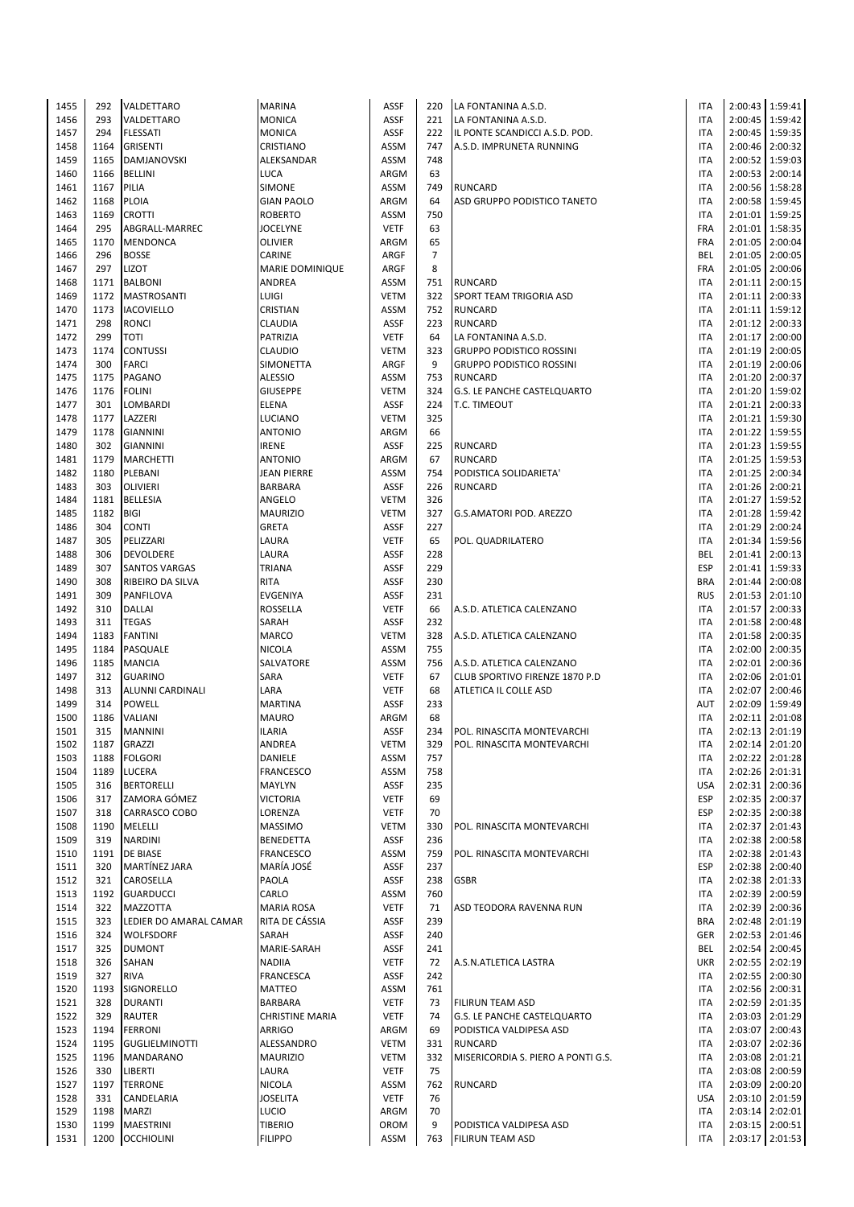| | | | | | | | | | |
|---|---|---|---|---|---|---|---|---|---|
| 1455 | 292 | VALDETTARO | MARINA | ASSF | 220 | LA FONTANINA A.S.D. | ITA | 2:00:43 | 1:59:41 |
| 1456 | 293 | VALDETTARO | MONICA | ASSF | 221 | LA FONTANINA A.S.D. | ITA | 2:00:45 | 1:59:42 |
| 1457 | 294 | FLESSATI | MONICA | ASSF | 222 | IL PONTE SCANDICCI A.S.D. POD. | ITA | 2:00:45 | 1:59:35 |
| 1458 | 1164 | GRISENTI | CRISTIANO | ASSM | 747 | A.S.D. IMPRUNETA RUNNING | ITA | 2:00:46 | 2:00:32 |
| 1459 | 1165 | DAMJANOVSKI | ALEKSANDAR | ASSM | 748 | | ITA | 2:00:52 | 1:59:03 |
| 1460 | 1166 | BELLINI | LUCA | ARGM | 63 | | ITA | 2:00:53 | 2:00:14 |
| 1461 | 1167 | PILIA | SIMONE | ASSM | 749 | RUNCARD | ITA | 2:00:56 | 1:58:28 |
| 1462 | 1168 | PLOIA | GIAN PAOLO | ARGM | 64 | ASD GRUPPO PODISTICO TANETO | ITA | 2:00:58 | 1:59:45 |
| 1463 | 1169 | CROTTI | ROBERTO | ASSM | 750 | | ITA | 2:01:01 | 1:59:25 |
| 1464 | 295 | ABGRALL-MARREC | JOCELYNE | VETF | 63 | | FRA | 2:01:01 | 1:58:35 |
| 1465 | 1170 | MENDONCA | OLIVIER | ARGM | 65 | | FRA | 2:01:05 | 2:00:04 |
| 1466 | 296 | BOSSE | CARINE | ARGF | 7 | | BEL | 2:01:05 | 2:00:05 |
| 1467 | 297 | LIZOT | MARIE DOMINIQUE | ARGF | 8 | | FRA | 2:01:05 | 2:00:06 |
| 1468 | 1171 | BALBONI | ANDREA | ASSM | 751 | RUNCARD | ITA | 2:01:11 | 2:00:15 |
| 1469 | 1172 | MASTROSANTI | LUIGI | VETM | 322 | SPORT TEAM TRIGORIA ASD | ITA | 2:01:11 | 2:00:33 |
| 1470 | 1173 | IACOVIELLO | CRISTIAN | ASSM | 752 | RUNCARD | ITA | 2:01:11 | 1:59:12 |
| 1471 | 298 | RONCI | CLAUDIA | ASSF | 223 | RUNCARD | ITA | 2:01:12 | 2:00:33 |
| 1472 | 299 | TOTI | PATRIZIA | VETF | 64 | LA FONTANINA A.S.D. | ITA | 2:01:17 | 2:00:00 |
| 1473 | 1174 | CONTUSSI | CLAUDIO | VETM | 323 | GRUPPO PODISTICO ROSSINI | ITA | 2:01:19 | 2:00:05 |
| 1474 | 300 | FARCI | SIMONETTA | ARGF | 9 | GRUPPO PODISTICO ROSSINI | ITA | 2:01:19 | 2:00:06 |
| 1475 | 1175 | PAGANO | ALESSIO | ASSM | 753 | RUNCARD | ITA | 2:01:20 | 2:00:37 |
| 1476 | 1176 | FOLINI | GIUSEPPE | VETM | 324 | G.S. LE PANCHE CASTELQUARTO | ITA | 2:01:20 | 1:59:02 |
| 1477 | 301 | LOMBARDI | ELENA | ASSF | 224 | T.C. TIMEOUT | ITA | 2:01:21 | 2:00:33 |
| 1478 | 1177 | LAZZERI | LUCIANO | VETM | 325 | | ITA | 2:01:21 | 1:59:30 |
| 1479 | 1178 | GIANNINI | ANTONIO | ARGM | 66 | | ITA | 2:01:22 | 1:59:55 |
| 1480 | 302 | GIANNINI | IRENE | ASSF | 225 | RUNCARD | ITA | 2:01:23 | 1:59:55 |
| 1481 | 1179 | MARCHETTI | ANTONIO | ARGM | 67 | RUNCARD | ITA | 2:01:25 | 1:59:53 |
| 1482 | 1180 | PLEBANI | JEAN PIERRE | ASSM | 754 | PODISTICA SOLIDARIETA' | ITA | 2:01:25 | 2:00:34 |
| 1483 | 303 | OLIVIERI | BARBARA | ASSF | 226 | RUNCARD | ITA | 2:01:26 | 2:00:21 |
| 1484 | 1181 | BELLESIA | ANGELO | VETM | 326 | | ITA | 2:01:27 | 1:59:52 |
| 1485 | 1182 | BIGI | MAURIZIO | VETM | 327 | G.S.AMATORI POD. AREZZO | ITA | 2:01:28 | 1:59:42 |
| 1486 | 304 | CONTI | GRETA | ASSF | 227 | | ITA | 2:01:29 | 2:00:24 |
| 1487 | 305 | PELIZZARI | LAURA | VETF | 65 | POL. QUADRILATERO | ITA | 2:01:34 | 1:59:56 |
| 1488 | 306 | DEVOLDERE | LAURA | ASSF | 228 | | BEL | 2:01:41 | 2:00:13 |
| 1489 | 307 | SANTOS VARGAS | TRIANA | ASSF | 229 | | ESP | 2:01:41 | 1:59:33 |
| 1490 | 308 | RIBEIRO DA SILVA | RITA | ASSF | 230 | | BRA | 2:01:44 | 2:00:08 |
| 1491 | 309 | PANFILOVA | EVGENIYA | ASSF | 231 | | RUS | 2:01:53 | 2:01:10 |
| 1492 | 310 | DALLAI | ROSSELLA | VETF | 66 | A.S.D. ATLETICA CALENZANO | ITA | 2:01:57 | 2:00:33 |
| 1493 | 311 | TEGAS | SARAH | ASSF | 232 | | ITA | 2:01:58 | 2:00:48 |
| 1494 | 1183 | FANTINI | MARCO | VETM | 328 | A.S.D. ATLETICA CALENZANO | ITA | 2:01:58 | 2:00:35 |
| 1495 | 1184 | PASQUALE | NICOLA | ASSM | 755 | | ITA | 2:02:00 | 2:00:35 |
| 1496 | 1185 | MANCIA | SALVATORE | ASSM | 756 | A.S.D. ATLETICA CALENZANO | ITA | 2:02:01 | 2:00:36 |
| 1497 | 312 | GUARINO | SARA | VETF | 67 | CLUB SPORTIVO FIRENZE 1870 P.D | ITA | 2:02:06 | 2:01:01 |
| 1498 | 313 | ALUNNI CARDINALI | LARA | VETF | 68 | ATLETICA IL COLLE ASD | ITA | 2:02:07 | 2:00:46 |
| 1499 | 314 | POWELL | MARTINA | ASSF | 233 | | AUT | 2:02:09 | 1:59:49 |
| 1500 | 1186 | VALIANI | MAURO | ARGM | 68 | | ITA | 2:02:11 | 2:01:08 |
| 1501 | 315 | MANNINI | ILARIA | ASSF | 234 | POL. RINASCITA MONTEVARCHI | ITA | 2:02:13 | 2:01:19 |
| 1502 | 1187 | GRAZZI | ANDREA | VETM | 329 | POL. RINASCITA MONTEVARCHI | ITA | 2:02:14 | 2:01:20 |
| 1503 | 1188 | FOLGORI | DANIELE | ASSM | 757 | | ITA | 2:02:22 | 2:01:28 |
| 1504 | 1189 | LUCERA | FRANCESCO | ASSM | 758 | | ITA | 2:02:26 | 2:01:31 |
| 1505 | 316 | BERTORELLI | MAYLYN | ASSF | 235 | | USA | 2:02:31 | 2:00:36 |
| 1506 | 317 | ZAMORA GÓMEZ | VICTORIA | VETF | 69 | | ESP | 2:02:35 | 2:00:37 |
| 1507 | 318 | CARRASCO COBO | LORENZA | VETF | 70 | | ESP | 2:02:35 | 2:00:38 |
| 1508 | 1190 | MELELLI | MASSIMO | VETM | 330 | POL. RINASCITA MONTEVARCHI | ITA | 2:02:37 | 2:01:43 |
| 1509 | 319 | NARDINI | BENEDETTA | ASSF | 236 | | ITA | 2:02:38 | 2:00:58 |
| 1510 | 1191 | DE BIASE | FRANCESCO | ASSM | 759 | POL. RINASCITA MONTEVARCHI | ITA | 2:02:38 | 2:01:43 |
| 1511 | 320 | MARTÍNEZ JARA | MARÍA JOSÉ | ASSF | 237 | | ESP | 2:02:38 | 2:00:40 |
| 1512 | 321 | CAROSELLA | PAOLA | ASSF | 238 | GSBR | ITA | 2:02:38 | 2:01:33 |
| 1513 | 1192 | GUARDUCCI | CARLO | ASSM | 760 | | ITA | 2:02:39 | 2:00:59 |
| 1514 | 322 | MAZZOTTA | MARIA ROSA | VETF | 71 | ASD TEODORA RAVENNA RUN | ITA | 2:02:39 | 2:00:36 |
| 1515 | 323 | LEDIER DO AMARAL CAMAR | RITA DE CÁSSIA | ASSF | 239 | | BRA | 2:02:48 | 2:01:19 |
| 1516 | 324 | WOLFSDORF | SARAH | ASSF | 240 | | GER | 2:02:53 | 2:01:46 |
| 1517 | 325 | DUMONT | MARIE-SARAH | ASSF | 241 | | BEL | 2:02:54 | 2:00:45 |
| 1518 | 326 | SAHAN | NADIIA | VETF | 72 | A.S.N.ATLETICA LASTRA | UKR | 2:02:55 | 2:02:19 |
| 1519 | 327 | RIVA | FRANCESCA | ASSF | 242 | | ITA | 2:02:55 | 2:00:30 |
| 1520 | 1193 | SIGNORELLO | MATTEO | ASSM | 761 | | ITA | 2:02:56 | 2:00:31 |
| 1521 | 328 | DURANTI | BARBARA | VETF | 73 | FILIRUN TEAM ASD | ITA | 2:02:59 | 2:01:35 |
| 1522 | 329 | RAUTER | CHRISTINE MARIA | VETF | 74 | G.S. LE PANCHE CASTELQUARTO | ITA | 2:03:03 | 2:01:29 |
| 1523 | 1194 | FERRONI | ARRIGO | ARGM | 69 | PODISTICA VALDIPESA ASD | ITA | 2:03:07 | 2:00:43 |
| 1524 | 1195 | GUGLIELMINOTTI | ALESSANDRO | VETM | 331 | RUNCARD | ITA | 2:03:07 | 2:02:36 |
| 1525 | 1196 | MANDARANO | MAURIZIO | VETM | 332 | MISERICORDIA S. PIERO A PONTI G.S. | ITA | 2:03:08 | 2:01:21 |
| 1526 | 330 | LIBERTI | LAURA | VETF | 75 | | ITA | 2:03:08 | 2:00:59 |
| 1527 | 1197 | TERRONE | NICOLA | ASSM | 762 | RUNCARD | ITA | 2:03:09 | 2:00:20 |
| 1528 | 331 | CANDELARIA | JOSELITA | VETF | 76 | | USA | 2:03:10 | 2:01:59 |
| 1529 | 1198 | MARZI | LUCIO | ARGM | 70 | | ITA | 2:03:14 | 2:02:01 |
| 1530 | 1199 | MAESTRINI | TIBERIO | OROM | 9 | PODISTICA VALDIPESA ASD | ITA | 2:03:15 | 2:00:51 |
| 1531 | 1200 | OCCHIOLINI | FILIPPO | ASSM | 763 | FILIRUN TEAM ASD | ITA | 2:03:17 | 2:01:53 |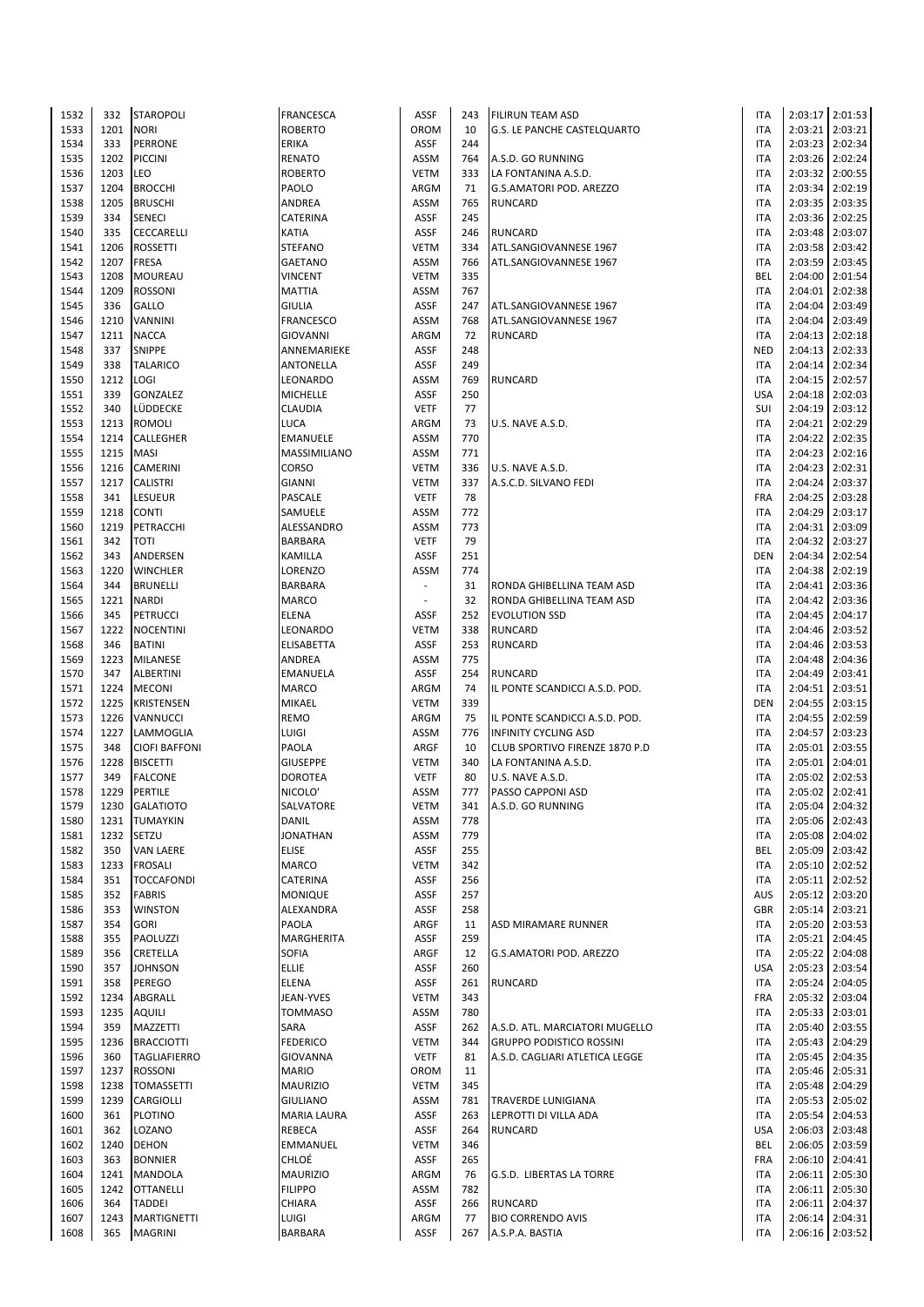| | | | | | | | | | | |
|---|---|---|---|---|---|---|---|---|---|---|
| 1532 | 332 | STAROPOLI | FRANCESCA | ASSF | 243 | FILIRUN TEAM ASD | ITA | 2:03:17 | 2:01:53 |
| 1533 | 1201 | NORI | ROBERTO | OROM | 10 | G.S. LE PANCHE CASTELQUARTO | ITA | 2:03:21 | 2:03:21 |
| 1534 | 333 | PERRONE | ERIKA | ASSF | 244 | | ITA | 2:03:23 | 2:02:34 |
| 1535 | 1202 | PICCINI | RENATO | ASSM | 764 | A.S.D. GO RUNNING | ITA | 2:03:26 | 2:02:24 |
| 1536 | 1203 | LEO | ROBERTO | VETM | 333 | LA FONTANINA A.S.D. | ITA | 2:03:32 | 2:00:55 |
| 1537 | 1204 | BROCCHI | PAOLO | ARGM | 71 | G.S.AMATORI POD. AREZZO | ITA | 2:03:34 | 2:02:19 |
| 1538 | 1205 | BRUSCHI | ANDREA | ASSM | 765 | RUNCARD | ITA | 2:03:35 | 2:03:35 |
| 1539 | 334 | SENECI | CATERINA | ASSF | 245 | | ITA | 2:03:36 | 2:02:25 |
| 1540 | 335 | CECCARELLI | KATIA | ASSF | 246 | RUNCARD | ITA | 2:03:48 | 2:03:07 |
| 1541 | 1206 | ROSSETTI | STEFANO | VETM | 334 | ATL.SANGIOVANNESE 1967 | ITA | 2:03:58 | 2:03:42 |
| 1542 | 1207 | FRESA | GAETANO | ASSM | 766 | ATL.SANGIOVANNESE 1967 | ITA | 2:03:59 | 2:03:45 |
| 1543 | 1208 | MOUREAU | VINCENT | VETM | 335 | | BEL | 2:04:00 | 2:01:54 |
| 1544 | 1209 | ROSSONI | MATTIA | ASSM | 767 | | ITA | 2:04:01 | 2:02:38 |
| 1545 | 336 | GALLO | GIULIA | ASSF | 247 | ATL.SANGIOVANNESE 1967 | ITA | 2:04:04 | 2:03:49 |
| 1546 | 1210 | VANNINI | FRANCESCO | ASSM | 768 | ATL.SANGIOVANNESE 1967 | ITA | 2:04:04 | 2:03:49 |
| 1547 | 1211 | NACCA | GIOVANNI | ARGM | 72 | RUNCARD | ITA | 2:04:13 | 2:02:18 |
| 1548 | 337 | SNIPPE | ANNEMARIEKE | ASSF | 248 | | NED | 2:04:13 | 2:02:33 |
| 1549 | 338 | TALARICO | ANTONELLA | ASSF | 249 | | ITA | 2:04:14 | 2:02:34 |
| 1550 | 1212 | LOGI | LEONARDO | ASSM | 769 | RUNCARD | ITA | 2:04:15 | 2:02:57 |
| 1551 | 339 | GONZALEZ | MICHELLE | ASSF | 250 | | USA | 2:04:18 | 2:02:03 |
| 1552 | 340 | LÜDDECKE | CLAUDIA | VETF | 77 | | SUI | 2:04:19 | 2:03:12 |
| 1553 | 1213 | ROMOLI | LUCA | ARGM | 73 | U.S. NAVE A.S.D. | ITA | 2:04:21 | 2:02:29 |
| 1554 | 1214 | CALLEGHER | EMANUELE | ASSM | 770 | | ITA | 2:04:22 | 2:02:35 |
| 1555 | 1215 | MASI | MASSIMILIANO | ASSM | 771 | | ITA | 2:04:23 | 2:02:16 |
| 1556 | 1216 | CAMERINI | CORSO | VETM | 336 | U.S. NAVE A.S.D. | ITA | 2:04:23 | 2:02:31 |
| 1557 | 1217 | CALISTRI | GIANNI | VETM | 337 | A.S.C.D. SILVANO FEDI | ITA | 2:04:24 | 2:03:37 |
| 1558 | 341 | LESUEUR | PASCALE | VETF | 78 | | FRA | 2:04:25 | 2:03:28 |
| 1559 | 1218 | CONTI | SAMUELE | ASSM | 772 | | ITA | 2:04:29 | 2:03:17 |
| 1560 | 1219 | PETRACCHI | ALESSANDRO | ASSM | 773 | | ITA | 2:04:31 | 2:03:09 |
| 1561 | 342 | TOTI | BARBARA | VETF | 79 | | ITA | 2:04:32 | 2:03:27 |
| 1562 | 343 | ANDERSEN | KAMILLA | ASSF | 251 | | DEN | 2:04:34 | 2:02:54 |
| 1563 | 1220 | WINCHLER | LORENZO | ASSM | 774 | | ITA | 2:04:38 | 2:02:19 |
| 1564 | 344 | BRUNELLI | BARBARA | - | 31 | RONDA GHIBELLINA TEAM ASD | ITA | 2:04:41 | 2:03:36 |
| 1565 | 1221 | NARDI | MARCO | - | 32 | RONDA GHIBELLINA TEAM ASD | ITA | 2:04:42 | 2:03:36 |
| 1566 | 345 | PETRUCCI | ELENA | ASSF | 252 | EVOLUTION SSD | ITA | 2:04:45 | 2:04:17 |
| 1567 | 1222 | NOCENTINI | LEONARDO | VETM | 338 | RUNCARD | ITA | 2:04:46 | 2:03:52 |
| 1568 | 346 | BATINI | ELISABETTA | ASSF | 253 | RUNCARD | ITA | 2:04:46 | 2:03:53 |
| 1569 | 1223 | MILANESE | ANDREA | ASSM | 775 | | ITA | 2:04:48 | 2:04:36 |
| 1570 | 347 | ALBERTINI | EMANUELA | ASSF | 254 | RUNCARD | ITA | 2:04:49 | 2:03:41 |
| 1571 | 1224 | MECONI | MARCO | ARGM | 74 | IL PONTE SCANDICCI A.S.D. POD. | ITA | 2:04:51 | 2:03:51 |
| 1572 | 1225 | KRISTENSEN | MIKAEL | VETM | 339 | | DEN | 2:04:55 | 2:03:15 |
| 1573 | 1226 | VANNUCCI | REMO | ARGM | 75 | IL PONTE SCANDICCI A.S.D. POD. | ITA | 2:04:55 | 2:02:59 |
| 1574 | 1227 | LAMMOGLIA | LUIGI | ASSM | 776 | INFINITY CYCLING ASD | ITA | 2:04:57 | 2:03:23 |
| 1575 | 348 | CIOFI BAFFONI | PAOLA | ARGF | 10 | CLUB SPORTIVO FIRENZE 1870 P.D | ITA | 2:05:01 | 2:03:55 |
| 1576 | 1228 | BISCETTI | GIUSEPPE | VETM | 340 | LA FONTANINA A.S.D. | ITA | 2:05:01 | 2:04:01 |
| 1577 | 349 | FALCONE | DOROTEA | VETF | 80 | U.S. NAVE A.S.D. | ITA | 2:05:02 | 2:02:53 |
| 1578 | 1229 | PERTILE | NICOLO' | ASSM | 777 | PASSO CAPPONI ASD | ITA | 2:05:02 | 2:02:41 |
| 1579 | 1230 | GALATIOTO | SALVATORE | VETM | 341 | A.S.D. GO RUNNING | ITA | 2:05:04 | 2:04:32 |
| 1580 | 1231 | TUMAYKIN | DANIL | ASSM | 778 | | ITA | 2:05:06 | 2:02:43 |
| 1581 | 1232 | SETZU | JONATHAN | ASSM | 779 | | ITA | 2:05:08 | 2:04:02 |
| 1582 | 350 | VAN LAERE | ELISE | ASSF | 255 | | BEL | 2:05:09 | 2:03:42 |
| 1583 | 1233 | FROSALI | MARCO | VETM | 342 | | ITA | 2:05:10 | 2:02:52 |
| 1584 | 351 | TOCCAFONDI | CATERINA | ASSF | 256 | | ITA | 2:05:11 | 2:02:52 |
| 1585 | 352 | FABRIS | MONIQUE | ASSF | 257 | | AUS | 2:05:12 | 2:03:20 |
| 1586 | 353 | WINSTON | ALEXANDRA | ASSF | 258 | | GBR | 2:05:14 | 2:03:21 |
| 1587 | 354 | GORI | PAOLA | ARGF | 11 | ASD MIRAMARE RUNNER | ITA | 2:05:20 | 2:03:53 |
| 1588 | 355 | PAOLUZZI | MARGHERITA | ASSF | 259 | | ITA | 2:05:21 | 2:04:45 |
| 1589 | 356 | CRETELLA | SOFIA | ARGF | 12 | G.S.AMATORI POD. AREZZO | ITA | 2:05:22 | 2:04:08 |
| 1590 | 357 | JOHNSON | ELLIE | ASSF | 260 | | USA | 2:05:23 | 2:03:54 |
| 1591 | 358 | PEREGO | ELENA | ASSF | 261 | RUNCARD | ITA | 2:05:24 | 2:04:05 |
| 1592 | 1234 | ABGRALL | JEAN-YVES | VETM | 343 | | FRA | 2:05:32 | 2:03:04 |
| 1593 | 1235 | AQUILI | TOMMASO | ASSM | 780 | | ITA | 2:05:33 | 2:03:01 |
| 1594 | 359 | MAZZETTI | SARA | ASSF | 262 | A.S.D. ATL. MARCIATORI MUGELLO | ITA | 2:05:40 | 2:03:55 |
| 1595 | 1236 | BRACCIOTTI | FEDERICO | VETM | 344 | GRUPPO PODISTICO ROSSINI | ITA | 2:05:43 | 2:04:29 |
| 1596 | 360 | TAGLIAFIERRO | GIOVANNA | VETF | 81 | A.S.D. CAGLIARI ATLETICA LEGGE | ITA | 2:05:45 | 2:04:35 |
| 1597 | 1237 | ROSSONI | MARIO | OROM | 11 | | ITA | 2:05:46 | 2:05:31 |
| 1598 | 1238 | TOMASSETTI | MAURIZIO | VETM | 345 | | ITA | 2:05:48 | 2:04:29 |
| 1599 | 1239 | CARGIOLLI | GIULIANO | ASSM | 781 | TRAVERDE LUNIGIANA | ITA | 2:05:53 | 2:05:02 |
| 1600 | 361 | PLOTINO | MARIA LAURA | ASSF | 263 | LEPROTTI DI VILLA ADA | ITA | 2:05:54 | 2:04:53 |
| 1601 | 362 | LOZANO | REBECA | ASSF | 264 | RUNCARD | USA | 2:06:03 | 2:03:48 |
| 1602 | 1240 | DEHON | EMMANUEL | VETM | 346 | | BEL | 2:06:05 | 2:03:59 |
| 1603 | 363 | BONNIER | CHLOÉ | ASSF | 265 | | FRA | 2:06:10 | 2:04:41 |
| 1604 | 1241 | MANDOLA | MAURIZIO | ARGM | 76 | G.S.D. LIBERTAS LA TORRE | ITA | 2:06:11 | 2:05:30 |
| 1605 | 1242 | OTTANELLI | FILIPPO | ASSM | 782 | | ITA | 2:06:11 | 2:05:30 |
| 1606 | 364 | TADDEI | CHIARA | ASSF | 266 | RUNCARD | ITA | 2:06:11 | 2:04:37 |
| 1607 | 1243 | MARTIGNETTI | LUIGI | ARGM | 77 | BIO CORRENDO AVIS | ITA | 2:06:14 | 2:04:31 |
| 1608 | 365 | MAGRINI | BARBARA | ASSF | 267 | A.S.P.A. BASTIA | ITA | 2:06:16 | 2:03:52 |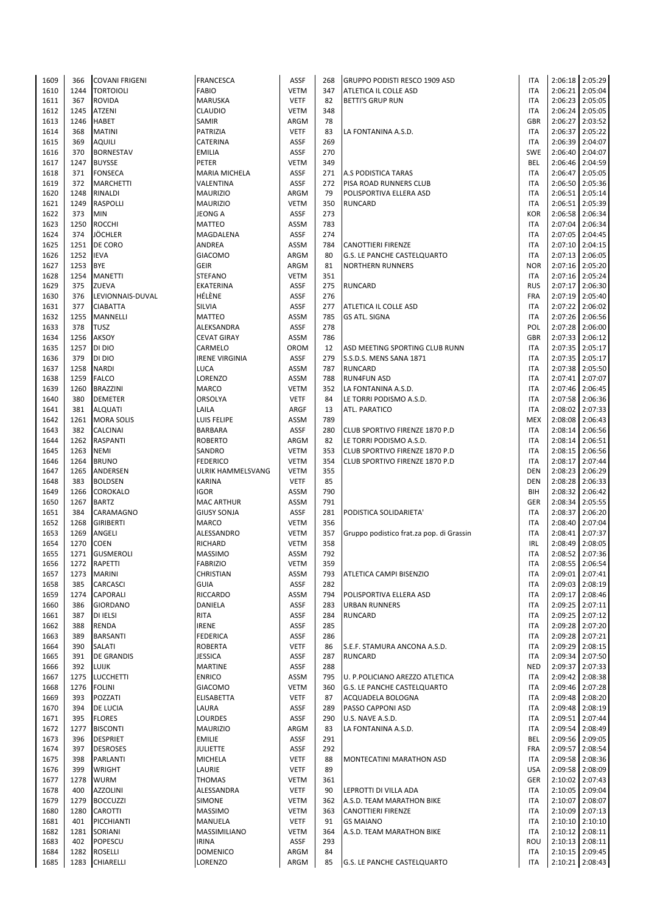| 1609 | 366 | COVANI FRIGENI | FRANCESCA | ASSF | 268 | GRUPPO PODISTI RESCO 1909 ASD | ITA | 2:06:18 | 2:05:29 |
|---|---|---|---|---|---|---|---|---|---|
| 1610 | 1244 | TORTOIOLI | FABIO | VETM | 347 | ATLETICA IL COLLE ASD | ITA | 2:06:21 | 2:05:04 |
| 1611 | 367 | ROVIDA | MARUSKA | VETF | 82 | BETTI'S GRUP RUN | ITA | 2:06:23 | 2:05:05 |
| 1612 | 1245 | ATZENI | CLAUDIO | VETM | 348 | | ITA | 2:06:24 | 2:05:05 |
| 1613 | 1246 | HABET | SAMIR | ARGM | 78 | | GBR | 2:06:27 | 2:03:52 |
| 1614 | 368 | MATINI | PATRIZIA | VETF | 83 | LA FONTANINA A.S.D. | ITA | 2:06:37 | 2:05:22 |
| 1615 | 369 | AQUILI | CATERINA | ASSF | 269 | | ITA | 2:06:39 | 2:04:07 |
| 1616 | 370 | BORNESTAV | EMILIA | ASSF | 270 | | SWE | 2:06:40 | 2:04:07 |
| 1617 | 1247 | BUYSSE | PETER | VETM | 349 | | BEL | 2:06:46 | 2:04:59 |
| 1618 | 371 | FONSECA | MARIA MICHELA | ASSF | 271 | A.S PODISTICA TARAS | ITA | 2:06:47 | 2:05:05 |
| 1619 | 372 | MARCHETTI | VALENTINA | ASSF | 272 | PISA ROAD RUNNERS CLUB | ITA | 2:06:50 | 2:05:36 |
| 1620 | 1248 | RINALDI | MAURIZIO | ARGM | 79 | POLISPORTIVA ELLERA ASD | ITA | 2:06:51 | 2:05:14 |
| 1621 | 1249 | RASPOLLI | MAURIZIO | VETM | 350 | RUNCARD | ITA | 2:06:51 | 2:05:39 |
| 1622 | 373 | MIN | JEONG A | ASSF | 273 | | KOR | 2:06:58 | 2:06:34 |
| 1623 | 1250 | ROCCHI | MATTEO | ASSM | 783 | | ITA | 2:07:04 | 2:06:34 |
| 1624 | 374 | JÖCHLER | MAGDALENA | ASSF | 274 | | ITA | 2:07:05 | 2:04:45 |
| 1625 | 1251 | DE CORO | ANDREA | ASSM | 784 | CANOTTIERI FIRENZE | ITA | 2:07:10 | 2:04:15 |
| 1626 | 1252 | IEVA | GIACOMO | ARGM | 80 | G.S. LE PANCHE CASTELQUARTO | ITA | 2:07:13 | 2:06:05 |
| 1627 | 1253 | BYE | GEIR | ARGM | 81 | NORTHERN RUNNERS | NOR | 2:07:16 | 2:05:20 |
| 1628 | 1254 | MANETTI | STEFANO | VETM | 351 | | ITA | 2:07:16 | 2:05:24 |
| 1629 | 375 | ZUEVA | EKATERINA | ASSF | 275 | RUNCARD | RUS | 2:07:17 | 2:06:30 |
| 1630 | 376 | LEVIONNAIS-DUVAL | HÉLÈNE | ASSF | 276 | | FRA | 2:07:19 | 2:05:40 |
| 1631 | 377 | CIABATTA | SILVIA | ASSF | 277 | ATLETICA IL COLLE ASD | ITA | 2:07:22 | 2:06:02 |
| 1632 | 1255 | MANNELLI | MATTEO | ASSM | 785 | GS ATL. SIGNA | ITA | 2:07:26 | 2:06:56 |
| 1633 | 378 | TUSZ | ALEKSANDRA | ASSF | 278 | | POL | 2:07:28 | 2:06:00 |
| 1634 | 1256 | AKSOY | CEVAT GIRAY | ASSM | 786 | | GBR | 2:07:33 | 2:06:12 |
| 1635 | 1257 | DI DIO | CARMELO | OROM | 12 | ASD MEETING SPORTING CLUB RUNN | ITA | 2:07:35 | 2:05:17 |
| 1636 | 379 | DI DIO | IRENE VIRGINIA | ASSF | 279 | S.S.D.S. MENS SANA 1871 | ITA | 2:07:35 | 2:05:17 |
| 1637 | 1258 | NARDI | LUCA | ASSM | 787 | RUNCARD | ITA | 2:07:38 | 2:05:50 |
| 1638 | 1259 | FALCO | LORENZO | ASSM | 788 | RUN4FUN ASD | ITA | 2:07:41 | 2:07:07 |
| 1639 | 1260 | BRAZZINI | MARCO | VETM | 352 | LA FONTANINA A.S.D. | ITA | 2:07:46 | 2:06:45 |
| 1640 | 380 | DEMETER | ORSOLYA | VETF | 84 | LE TORRI PODISMO A.S.D. | ITA | 2:07:58 | 2:06:36 |
| 1641 | 381 | ALQUATI | LAILA | ARGF | 13 | ATL. PARATICO | ITA | 2:08:02 | 2:07:33 |
| 1642 | 1261 | MORA SOLIS | LUIS FELIPE | ASSM | 789 | | MEX | 2:08:08 | 2:06:43 |
| 1643 | 382 | CALCINAI | BARBARA | ASSF | 280 | CLUB SPORTIVO FIRENZE 1870 P.D | ITA | 2:08:14 | 2:06:56 |
| 1644 | 1262 | RASPANTI | ROBERTO | ARGM | 82 | LE TORRI PODISMO A.S.D. | ITA | 2:08:14 | 2:06:51 |
| 1645 | 1263 | NEMI | SANDRO | VETM | 353 | CLUB SPORTIVO FIRENZE 1870 P.D | ITA | 2:08:15 | 2:06:56 |
| 1646 | 1264 | BRUNO | FEDERICO | VETM | 354 | CLUB SPORTIVO FIRENZE 1870 P.D | ITA | 2:08:17 | 2:07:44 |
| 1647 | 1265 | ANDERSEN | ULRIK HAMMELSVANG | VETM | 355 | | DEN | 2:08:23 | 2:06:29 |
| 1648 | 383 | BOLDSEN | KARINA | VETF | 85 | | DEN | 2:08:28 | 2:06:33 |
| 1649 | 1266 | COROKALO | IGOR | ASSM | 790 | | BIH | 2:08:32 | 2:06:42 |
| 1650 | 1267 | BARTZ | MAC ARTHUR | ASSM | 791 | | GER | 2:08:34 | 2:05:55 |
| 1651 | 384 | CARAMAGNO | GIUSY SONJA | ASSF | 281 | PODISTICA SOLIDARIETA' | ITA | 2:08:37 | 2:06:20 |
| 1652 | 1268 | GIRIBERTI | MARCO | VETM | 356 | | ITA | 2:08:40 | 2:07:04 |
| 1653 | 1269 | ANGELI | ALESSANDRO | VETM | 357 | Gruppo podistico frat.za pop. di Grassin | ITA | 2:08:41 | 2:07:37 |
| 1654 | 1270 | COEN | RICHARD | VETM | 358 | | IRL | 2:08:49 | 2:08:05 |
| 1655 | 1271 | GUSMEROLI | MASSIMO | ASSM | 792 | | ITA | 2:08:52 | 2:07:36 |
| 1656 | 1272 | RAPETTI | FABRIZIO | VETM | 359 | | ITA | 2:08:55 | 2:06:54 |
| 1657 | 1273 | MARINI | CHRISTIAN | ASSM | 793 | ATLETICA CAMPI BISENZIO | ITA | 2:09:01 | 2:07:41 |
| 1658 | 385 | CARCASCI | GUIA | ASSF | 282 | | ITA | 2:09:03 | 2:08:19 |
| 1659 | 1274 | CAPORALI | RICCARDO | ASSM | 794 | POLISPORTIVA ELLERA ASD | ITA | 2:09:17 | 2:08:46 |
| 1660 | 386 | GIORDANO | DANIELA | ASSF | 283 | URBAN RUNNERS | ITA | 2:09:25 | 2:07:11 |
| 1661 | 387 | DI IELSI | RITA | ASSF | 284 | RUNCARD | ITA | 2:09:25 | 2:07:12 |
| 1662 | 388 | RENDA | IRENE | ASSF | 285 | | ITA | 2:09:28 | 2:07:20 |
| 1663 | 389 | BARSANTI | FEDERICA | ASSF | 286 | | ITA | 2:09:28 | 2:07:21 |
| 1664 | 390 | SALATI | ROBERTA | VETF | 86 | S.E.F. STAMURA ANCONA A.S.D. | ITA | 2:09:29 | 2:08:15 |
| 1665 | 391 | DE GRANDIS | JESSICA | ASSF | 287 | RUNCARD | ITA | 2:09:34 | 2:07:50 |
| 1666 | 392 | LUIJK | MARTINE | ASSF | 288 | | NED | 2:09:37 | 2:07:33 |
| 1667 | 1275 | LUCCHETTI | ENRICO | ASSM | 795 | U. P.POLICIANO AREZZO ATLETICA | ITA | 2:09:42 | 2:08:38 |
| 1668 | 1276 | FOLINI | GIACOMO | VETM | 360 | G.S. LE PANCHE CASTELQUARTO | ITA | 2:09:46 | 2:07:28 |
| 1669 | 393 | POZZATI | ELISABETTA | VETF | 87 | ACQUADELA BOLOGNA | ITA | 2:09:48 | 2:08:20 |
| 1670 | 394 | DE LUCIA | LAURA | ASSF | 289 | PASSO CAPPONI ASD | ITA | 2:09:48 | 2:08:19 |
| 1671 | 395 | FLORES | LOURDES | ASSF | 290 | U.S. NAVE A.S.D. | ITA | 2:09:51 | 2:07:44 |
| 1672 | 1277 | BISCONTI | MAURIZIO | ARGM | 83 | LA FONTANINA A.S.D. | ITA | 2:09:54 | 2:08:49 |
| 1673 | 396 | DESPRIET | EMILIE | ASSF | 291 | | BEL | 2:09:56 | 2:09:05 |
| 1674 | 397 | DESROSES | JULIETTE | ASSF | 292 | | FRA | 2:09:57 | 2:08:54 |
| 1675 | 398 | PARLANTI | MICHELA | VETF | 88 | MONTECATINI MARATHON ASD | ITA | 2:09:58 | 2:08:36 |
| 1676 | 399 | WRIGHT | LAURIE | VETF | 89 | | USA | 2:09:58 | 2:08:09 |
| 1677 | 1278 | WURM | THOMAS | VETM | 361 | | GER | 2:10:02 | 2:07:43 |
| 1678 | 400 | AZZOLINI | ALESSANDRA | VETF | 90 | LEPROTTI DI VILLA ADA | ITA | 2:10:05 | 2:09:04 |
| 1679 | 1279 | BOCCUZZI | SIMONE | VETM | 362 | A.S.D. TEAM MARATHON BIKE | ITA | 2:10:07 | 2:08:07 |
| 1680 | 1280 | CAROTTI | MASSIMO | VETM | 363 | CANOTTIERI FIRENZE | ITA | 2:10:09 | 2:07:13 |
| 1681 | 401 | PICCHIANTI | MANUELA | VETF | 91 | GS MAIANO | ITA | 2:10:10 | 2:10:10 |
| 1682 | 1281 | SORIANI | MASSIMILIANO | VETM | 364 | A.S.D. TEAM MARATHON BIKE | ITA | 2:10:12 | 2:08:11 |
| 1683 | 402 | POPESCU | IRINA | ASSF | 293 | | ROU | 2:10:13 | 2:08:11 |
| 1684 | 1282 | ROSELLI | DOMENICO | ARGM | 84 | | ITA | 2:10:15 | 2:09:45 |
| 1685 | 1283 | CHIARELLI | LORENZO | ARGM | 85 | G.S. LE PANCHE CASTELQUARTO | ITA | 2:10:21 | 2:08:43 |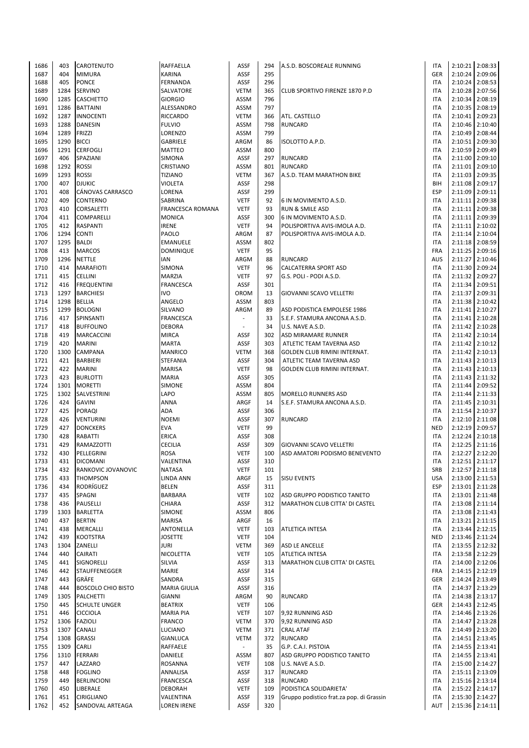| | | | | | | | | | |
|---|---|---|---|---|---|---|---|---|---|
| 1686 | 403 | CAROTENUTO | RAFFAELLA | ASSF | 294 | A.S.D. BOSCOREALE RUNNING | ITA | 2:10:21 | 2:08:33 |
| 1687 | 404 | MIMURA | KARINA | ASSF | 295 | | GER | 2:10:24 | 2:09:06 |
| 1688 | 405 | PONCE | FERNANDA | ASSF | 296 | | ITA | 2:10:24 | 2:08:53 |
| 1689 | 1284 | SERVINO | SALVATORE | VETM | 365 | CLUB SPORTIVO FIRENZE 1870 P.D | ITA | 2:10:28 | 2:07:56 |
| 1690 | 1285 | CASCHETTO | GIORGIO | ASSM | 796 | | ITA | 2:10:34 | 2:08:19 |
| 1691 | 1286 | BATTAINI | ALESSANDRO | ASSM | 797 | | ITA | 2:10:35 | 2:08:19 |
| 1692 | 1287 | INNOCENTI | RICCARDO | VETM | 366 | ATL. CASTELLO | ITA | 2:10:41 | 2:09:23 |
| 1693 | 1288 | DANESIN | FULVIO | ASSM | 798 | RUNCARD | ITA | 2:10:46 | 2:10:40 |
| 1694 | 1289 | FRIZZI | LORENZO | ASSM | 799 | | ITA | 2:10:49 | 2:08:44 |
| 1695 | 1290 | BICCI | GABRIELE | ARGM | 86 | ISOLOTTO A.P.D. | ITA | 2:10:51 | 2:09:30 |
| 1696 | 1291 | CERFOGLI | MATTEO | ASSM | 800 | | ITA | 2:10:59 | 2:09:49 |
| 1697 | 406 | SPAZIANI | SIMONA | ASSF | 297 | RUNCARD | ITA | 2:11:00 | 2:09:10 |
| 1698 | 1292 | ROSSI | CRISTIANO | ASSM | 801 | RUNCARD | ITA | 2:11:01 | 2:09:10 |
| 1699 | 1293 | ROSSI | TIZIANO | VETM | 367 | A.S.D. TEAM MARATHON BIKE | ITA | 2:11:03 | 2:09:35 |
| 1700 | 407 | DJUKIC | VIOLETA | ASSF | 298 | | BIH | 2:11:08 | 2:09:17 |
| 1701 | 408 | CÁNOVAS CARRASCO | LORENA | ASSF | 299 | | ESP | 2:11:09 | 2:09:11 |
| 1702 | 409 | CONTERNO | SABRINA | VETF | 92 | 6 IN MOVIMENTO A.S.D. | ITA | 2:11:11 | 2:09:38 |
| 1703 | 410 | CORSALETTI | FRANCESCA ROMANA | VETF | 93 | RUN & SMILE ASD | ITA | 2:11:11 | 2:09:38 |
| 1704 | 411 | COMPARELLI | MONICA | ASSF | 300 | 6 IN MOVIMENTO A.S.D. | ITA | 2:11:11 | 2:09:39 |
| 1705 | 412 | RASPANTI | IRENE | VETF | 94 | POLISPORTIVA AVIS-IMOLA A.D. | ITA | 2:11:11 | 2:10:02 |
| 1706 | 1294 | CONTI | PAOLO | ARGM | 87 | POLISPORTIVA AVIS-IMOLA A.D. | ITA | 2:11:14 | 2:10:04 |
| 1707 | 1295 | BALDI | EMANUELE | ASSM | 802 | | ITA | 2:11:18 | 2:08:59 |
| 1708 | 413 | MARCOS | DOMINIQUE | VETF | 95 | | FRA | 2:11:25 | 2:09:16 |
| 1709 | 1296 | NETTLE | IAN | ARGM | 88 | RUNCARD | AUS | 2:11:27 | 2:10:46 |
| 1710 | 414 | MARAFIOTI | SIMONA | VETF | 96 | CALCATERRA SPORT ASD | ITA | 2:11:30 | 2:09:24 |
| 1711 | 415 | CELLINI | MARZIA | VETF | 97 | G.S. POLI - PODI A.S.D. | ITA | 2:11:32 | 2:09:27 |
| 1712 | 416 | FREQUENTINI | FRANCESCA | ASSF | 301 | | ITA | 2:11:34 | 2:09:51 |
| 1713 | 1297 | BARCHIESI | IVO | OROM | 13 | GIOVANNI SCAVO VELLETRI | ITA | 2:11:37 | 2:09:31 |
| 1714 | 1298 | BELLIA | ANGELO | ASSM | 803 | | ITA | 2:11:38 | 2:10:42 |
| 1715 | 1299 | BOLOGNI | SILVANO | ARGM | 89 | ASD PODISTICA EMPOLESE 1986 | ITA | 2:11:41 | 2:10:27 |
| 1716 | 417 | SPINSANTI | FRANCESCA | - | 33 | S.E.F. STAMURA ANCONA A.S.D. | ITA | 2:11:41 | 2:10:28 |
| 1717 | 418 | BUFFOLINO | DEBORA | - | 34 | U.S. NAVE A.S.D. | ITA | 2:11:42 | 2:10:28 |
| 1718 | 419 | MARCACCINI | MIRCA | ASSF | 302 | ASD MIRAMARE RUNNER | ITA | 2:11:42 | 2:10:14 |
| 1719 | 420 | MARINI | MARTA | ASSF | 303 | ATLETIC TEAM TAVERNA ASD | ITA | 2:11:42 | 2:10:12 |
| 1720 | 1300 | CAMPANA | MANRICO | VETM | 368 | GOLDEN CLUB RIMINI INTERNAT. | ITA | 2:11:42 | 2:10:13 |
| 1721 | 421 | BARBIERI | STEFANIA | ASSF | 304 | ATLETIC TEAM TAVERNA ASD | ITA | 2:11:43 | 2:10:13 |
| 1722 | 422 | MARINI | MARISA | VETF | 98 | GOLDEN CLUB RIMINI INTERNAT. | ITA | 2:11:43 | 2:10:13 |
| 1723 | 423 | BURLOTTI | MARIA | ASSF | 305 | | ITA | 2:11:43 | 2:11:32 |
| 1724 | 1301 | MORETTI | SIMONE | ASSM | 804 | | ITA | 2:11:44 | 2:09:52 |
| 1725 | 1302 | SALVESTRINI | LAPO | ASSM | 805 | MORELLO RUNNERS ASD | ITA | 2:11:44 | 2:11:33 |
| 1726 | 424 | GAVINI | ANNA | ARGF | 14 | S.E.F. STAMURA ANCONA A.S.D. | ITA | 2:11:45 | 2:10:31 |
| 1727 | 425 | PORAQI | ADA | ASSF | 306 | | ITA | 2:11:54 | 2:10:37 |
| 1728 | 426 | VENTURINI | NOEMI | ASSF | 307 | RUNCARD | ITA | 2:12:10 | 2:11:08 |
| 1729 | 427 | DONCKERS | EVA | VETF | 99 | | NED | 2:12:19 | 2:09:57 |
| 1730 | 428 | RABATTI | ERICA | ASSF | 308 | | ITA | 2:12:24 | 2:10:18 |
| 1731 | 429 | RAMAZZOTTI | CECILIA | ASSF | 309 | GIOVANNI SCAVO VELLETRI | ITA | 2:12:25 | 2:11:16 |
| 1732 | 430 | PELLEGRINI | ROSA | VETF | 100 | ASD AMATORI PODISMO BENEVENTO | ITA | 2:12:27 | 2:12:20 |
| 1733 | 431 | DICOMANI | VALENTINA | ASSF | 310 | | ITA | 2:12:51 | 2:11:17 |
| 1734 | 432 | RANKOVIC JOVANOVIC | NATASA | VETF | 101 | | SRB | 2:12:57 | 2:11:18 |
| 1735 | 433 | THOMPSON | LINDA ANN | ARGF | 15 | SISU EVENTS | USA | 2:13:00 | 2:11:53 |
| 1736 | 434 | RODRÍGUEZ | BELEN | ASSF | 311 | | ESP | 2:13:01 | 2:11:28 |
| 1737 | 435 | SPAGNI | BARBARA | VETF | 102 | ASD GRUPPO PODISTICO TANETO | ITA | 2:13:01 | 2:11:48 |
| 1738 | 436 | PAUSELLI | CHIARA | ASSF | 312 | MARATHON CLUB CITTA' DI CASTEL | ITA | 2:13:08 | 2:11:14 |
| 1739 | 1303 | BARLETTA | SIMONE | ASSM | 806 | | ITA | 2:13:08 | 2:11:43 |
| 1740 | 437 | BERTIN | MARISA | ARGF | 16 | | ITA | 2:13:21 | 2:11:15 |
| 1741 | 438 | MERCALLI | ANTONELLA | VETF | 103 | ATLETICA INTESA | ITA | 2:13:44 | 2:12:15 |
| 1742 | 439 | KOOTSTRA | JOSETTE | VETF | 104 | | NED | 2:13:46 | 2:11:24 |
| 1743 | 1304 | ZANELLI | JURI | VETM | 369 | ASD LE ANCELLE | ITA | 2:13:55 | 2:12:32 |
| 1744 | 440 | CAIRATI | NICOLETTA | VETF | 105 | ATLETICA INTESA | ITA | 2:13:58 | 2:12:29 |
| 1745 | 441 | SIGNORELLI | SILVIA | ASSF | 313 | MARATHON CLUB CITTA' DI CASTEL | ITA | 2:14:00 | 2:12:06 |
| 1746 | 442 | STAUFFENEGGER | MARIE | ASSF | 314 | | FRA | 2:14:15 | 2:12:19 |
| 1747 | 443 | GRÄFE | SANDRA | ASSF | 315 | | GER | 2:14:24 | 2:13:49 |
| 1748 | 444 | BOSCOLO CHIO BISTO | MARIA GIULIA | ASSF | 316 | | ITA | 2:14:37 | 2:13:29 |
| 1749 | 1305 | PALCHETTI | GIANNI | ARGM | 90 | RUNCARD | ITA | 2:14:38 | 2:13:17 |
| 1750 | 445 | SCHULTE UNGER | BEATRIX | VETF | 106 | | GER | 2:14:43 | 2:12:45 |
| 1751 | 446 | CICCIOLA | MARIA PIA | VETF | 107 | 9,92 RUNNING ASD | ITA | 2:14:46 | 2:13:26 |
| 1752 | 1306 | FAZIOLI | FRANCO | VETM | 370 | 9,92 RUNNING ASD | ITA | 2:14:47 | 2:13:28 |
| 1753 | 1307 | CANALI | LUCIANO | VETM | 371 | CRAL ATAF | ITA | 2:14:49 | 2:13:20 |
| 1754 | 1308 | GRASSI | GIANLUCA | VETM | 372 | RUNCARD | ITA | 2:14:51 | 2:13:45 |
| 1755 | 1309 | CARLI | RAFFAELE | - | 35 | G.P. C.A.I. PISTOIA | ITA | 2:14:55 | 2:13:41 |
| 1756 | 1310 | FERRARI | DANIELE | ASSM | 807 | ASD GRUPPO PODISTICO TANETO | ITA | 2:14:55 | 2:13:41 |
| 1757 | 447 | LAZZARO | ROSANNA | VETF | 108 | U.S. NAVE A.S.D. | ITA | 2:15:00 | 2:14:27 |
| 1758 | 448 | FOGLINO | ANNALISA | ASSF | 317 | RUNCARD | ITA | 2:15:11 | 2:13:09 |
| 1759 | 449 | BERLINCIONI | FRANCESCA | ASSF | 318 | RUNCARD | ITA | 2:15:16 | 2:13:14 |
| 1760 | 450 | LIBERALE | DEBORAH | VETF | 109 | PODISTICA SOLIDARIETA' | ITA | 2:15:22 | 2:14:17 |
| 1761 | 451 | CIRIGLIANO | VALENTINA | ASSF | 319 | Gruppo podistico frat.za pop. di Grassin | ITA | 2:15:30 | 2:14:27 |
| 1762 | 452 | SANDOVAL ARTEAGA | LOREN IRENE | ASSF | 320 | | AUT | 2:15:36 | 2:14:11 |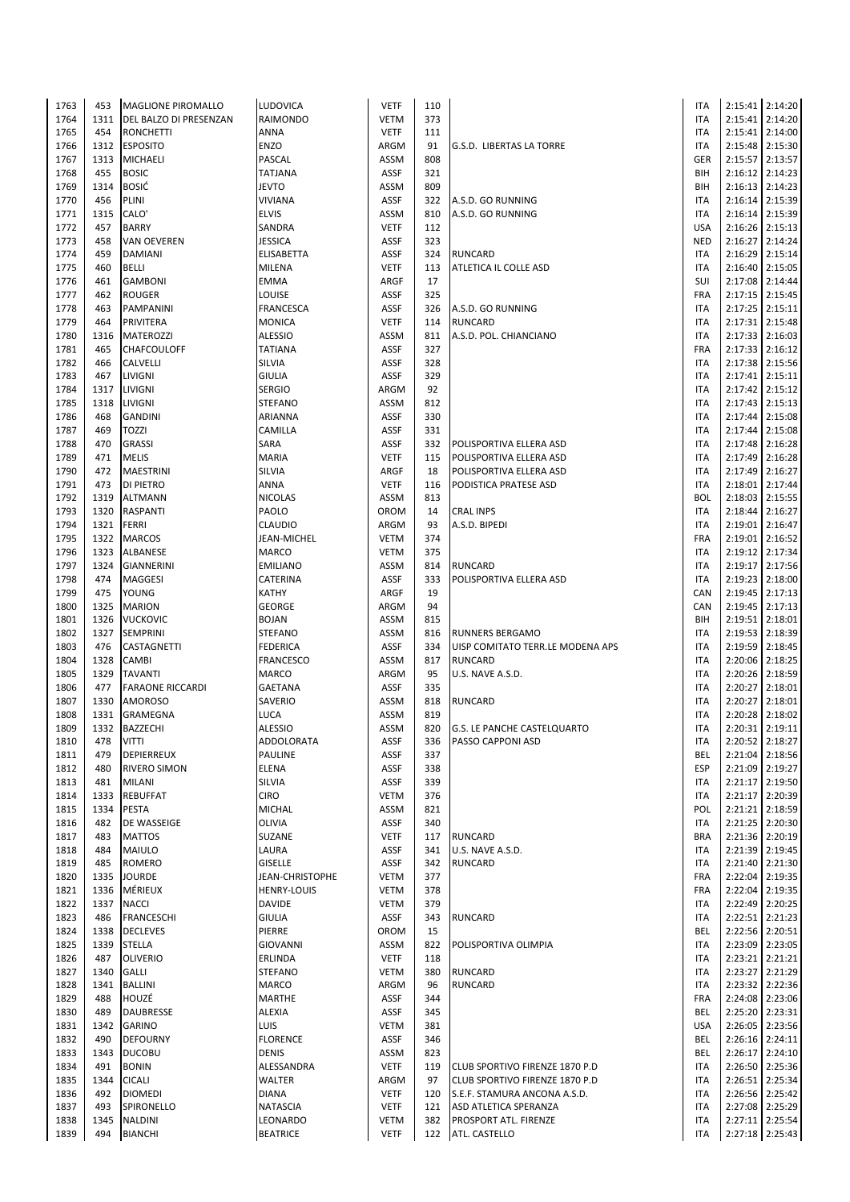| | | | | | | | | | | |
|---|---|---|---|---|---|---|---|---|---|---|
| 1763 | 453 | MAGLIONE PIROMALLO | LUDOVICA | VETF | 110 | | ITA | 2:15:41 | 2:14:20 |
| 1764 | 1311 | DEL BALZO DI PRESENZAN | RAIMONDO | VETM | 373 | | ITA | 2:15:41 | 2:14:20 |
| 1765 | 454 | RONCHETTI | ANNA | VETF | 111 | | ITA | 2:15:41 | 2:14:00 |
| 1766 | 1312 | ESPOSITO | ENZO | ARGM | 91 | G.S.D. LIBERTAS LA TORRE | ITA | 2:15:48 | 2:15:30 |
| 1767 | 1313 | MICHAELI | PASCAL | ASSM | 808 | | GER | 2:15:57 | 2:13:57 |
| 1768 | 455 | BOSIC | TATJANA | ASSF | 321 | | BIH | 2:16:12 | 2:14:23 |
| 1769 | 1314 | BOSIĆ | JEVTO | ASSM | 809 | | BIH | 2:16:13 | 2:14:23 |
| 1770 | 456 | PLINI | VIVIANA | ASSF | 322 | A.S.D. GO RUNNING | ITA | 2:16:14 | 2:15:39 |
| 1771 | 1315 | CALO' | ELVIS | ASSM | 810 | A.S.D. GO RUNNING | ITA | 2:16:14 | 2:15:39 |
| 1772 | 457 | BARRY | SANDRA | VETF | 112 | | USA | 2:16:26 | 2:15:13 |
| 1773 | 458 | VAN OEVEREN | JESSICA | ASSF | 323 | | NED | 2:16:27 | 2:14:24 |
| 1774 | 459 | DAMIANI | ELISABETTA | ASSF | 324 | RUNCARD | ITA | 2:16:29 | 2:15:14 |
| 1775 | 460 | BELLI | MILENA | VETF | 113 | ATLETICA IL COLLE ASD | ITA | 2:16:40 | 2:15:05 |
| 1776 | 461 | GAMBONI | EMMA | ARGF | 17 | | SUI | 2:17:08 | 2:14:44 |
| 1777 | 462 | ROUGER | LOUISE | ASSF | 325 | | FRA | 2:17:15 | 2:15:45 |
| 1778 | 463 | PAMPANINI | FRANCESCA | ASSF | 326 | A.S.D. GO RUNNING | ITA | 2:17:25 | 2:15:11 |
| 1779 | 464 | PRIVITERA | MONICA | VETF | 114 | RUNCARD | ITA | 2:17:31 | 2:15:48 |
| 1780 | 1316 | MATEROZZI | ALESSIO | ASSM | 811 | A.S.D. POL. CHIANCIANO | ITA | 2:17:33 | 2:16:03 |
| 1781 | 465 | CHAFCOULOFF | TATIANA | ASSF | 327 | | FRA | 2:17:33 | 2:16:12 |
| 1782 | 466 | CALVELLI | SILVIA | ASSF | 328 | | ITA | 2:17:38 | 2:15:56 |
| 1783 | 467 | LIVIGNI | GIULIA | ASSF | 329 | | ITA | 2:17:41 | 2:15:11 |
| 1784 | 1317 | LIVIGNI | SERGIO | ARGM | 92 | | ITA | 2:17:42 | 2:15:12 |
| 1785 | 1318 | LIVIGNI | STEFANO | ASSM | 812 | | ITA | 2:17:43 | 2:15:13 |
| 1786 | 468 | GANDINI | ARIANNA | ASSF | 330 | | ITA | 2:17:44 | 2:15:08 |
| 1787 | 469 | TOZZI | CAMILLA | ASSF | 331 | | ITA | 2:17:44 | 2:15:08 |
| 1788 | 470 | GRASSI | SARA | ASSF | 332 | POLISPORTIVA ELLERA ASD | ITA | 2:17:48 | 2:16:28 |
| 1789 | 471 | MELIS | MARIA | VETF | 115 | POLISPORTIVA ELLERA ASD | ITA | 2:17:49 | 2:16:28 |
| 1790 | 472 | MAESTRINI | SILVIA | ARGF | 18 | POLISPORTIVA ELLERA ASD | ITA | 2:17:49 | 2:16:27 |
| 1791 | 473 | DI PIETRO | ANNA | VETF | 116 | PODISTICA PRATESE ASD | ITA | 2:18:01 | 2:17:44 |
| 1792 | 1319 | ALTMANN | NICOLAS | ASSM | 813 | | BOL | 2:18:03 | 2:15:55 |
| 1793 | 1320 | RASPANTI | PAOLO | OROM | 14 | CRAL INPS | ITA | 2:18:44 | 2:16:27 |
| 1794 | 1321 | FERRI | CLAUDIO | ARGM | 93 | A.S.D. BIPEDI | ITA | 2:19:01 | 2:16:47 |
| 1795 | 1322 | MARCOS | JEAN-MICHEL | VETM | 374 | | FRA | 2:19:01 | 2:16:52 |
| 1796 | 1323 | ALBANESE | MARCO | VETM | 375 | | ITA | 2:19:12 | 2:17:34 |
| 1797 | 1324 | GIANNERINI | EMILIANO | ASSM | 814 | RUNCARD | ITA | 2:19:17 | 2:17:56 |
| 1798 | 474 | MAGGESI | CATERINA | ASSF | 333 | POLISPORTIVA ELLERA ASD | ITA | 2:19:23 | 2:18:00 |
| 1799 | 475 | YOUNG | KATHY | ARGF | 19 | | CAN | 2:19:45 | 2:17:13 |
| 1800 | 1325 | MARION | GEORGE | ARGM | 94 | | CAN | 2:19:45 | 2:17:13 |
| 1801 | 1326 | VUCKOVIC | BOJAN | ASSM | 815 | | BIH | 2:19:51 | 2:18:01 |
| 1802 | 1327 | SEMPRINI | STEFANO | ASSM | 816 | RUNNERS BERGAMO | ITA | 2:19:53 | 2:18:39 |
| 1803 | 476 | CASTAGNETTI | FEDERICA | ASSF | 334 | UISP COMITATO TERR.LE MODENA APS | ITA | 2:19:59 | 2:18:45 |
| 1804 | 1328 | CAMBI | FRANCESCO | ASSM | 817 | RUNCARD | ITA | 2:20:06 | 2:18:25 |
| 1805 | 1329 | TAVANTI | MARCO | ARGM | 95 | U.S. NAVE A.S.D. | ITA | 2:20:26 | 2:18:59 |
| 1806 | 477 | FARAONE RICCARDI | GAETANA | ASSF | 335 | | ITA | 2:20:27 | 2:18:01 |
| 1807 | 1330 | AMOROSO | SAVERIO | ASSM | 818 | RUNCARD | ITA | 2:20:27 | 2:18:01 |
| 1808 | 1331 | GRAMEGNA | LUCA | ASSM | 819 | | ITA | 2:20:28 | 2:18:02 |
| 1809 | 1332 | BAZZECHI | ALESSIO | ASSM | 820 | G.S. LE PANCHE CASTELQUARTO | ITA | 2:20:31 | 2:19:11 |
| 1810 | 478 | VITTI | ADDOLORATA | ASSF | 336 | PASSO CAPPONI ASD | ITA | 2:20:52 | 2:18:27 |
| 1811 | 479 | DEPIERREUX | PAULINE | ASSF | 337 | | BEL | 2:21:04 | 2:18:56 |
| 1812 | 480 | RIVERO SIMON | ELENA | ASSF | 338 | | ESP | 2:21:09 | 2:19:27 |
| 1813 | 481 | MILANI | SILVIA | ASSF | 339 | | ITA | 2:21:17 | 2:19:50 |
| 1814 | 1333 | REBUFFAT | CIRO | VETM | 376 | | ITA | 2:21:17 | 2:20:39 |
| 1815 | 1334 | PESTA | MICHAL | ASSM | 821 | | POL | 2:21:21 | 2:18:59 |
| 1816 | 482 | DE WASSEIGE | OLIVIA | ASSF | 340 | | ITA | 2:21:25 | 2:20:30 |
| 1817 | 483 | MATTOS | SUZANE | VETF | 117 | RUNCARD | BRA | 2:21:36 | 2:20:19 |
| 1818 | 484 | MAIULO | LAURA | ASSF | 341 | U.S. NAVE A.S.D. | ITA | 2:21:39 | 2:19:45 |
| 1819 | 485 | ROMERO | GISELLE | ASSF | 342 | RUNCARD | ITA | 2:21:40 | 2:21:30 |
| 1820 | 1335 | JOURDE | JEAN-CHRISTOPHE | VETM | 377 | | FRA | 2:22:04 | 2:19:35 |
| 1821 | 1336 | MÉRIEUX | HENRY-LOUIS | VETM | 378 | | FRA | 2:22:04 | 2:19:35 |
| 1822 | 1337 | NACCI | DAVIDE | VETM | 379 | | ITA | 2:22:49 | 2:20:25 |
| 1823 | 486 | FRANCESCHI | GIULIA | ASSF | 343 | RUNCARD | ITA | 2:22:51 | 2:21:23 |
| 1824 | 1338 | DECLEVES | PIERRE | OROM | 15 | | BEL | 2:22:56 | 2:20:51 |
| 1825 | 1339 | STELLA | GIOVANNI | ASSM | 822 | POLISPORTIVA OLIMPIA | ITA | 2:23:09 | 2:23:05 |
| 1826 | 487 | OLIVERIO | ERLINDA | VETF | 118 | | ITA | 2:23:21 | 2:21:21 |
| 1827 | 1340 | GALLI | STEFANO | VETM | 380 | RUNCARD | ITA | 2:23:27 | 2:21:29 |
| 1828 | 1341 | BALLINI | MARCO | ARGM | 96 | RUNCARD | ITA | 2:23:32 | 2:22:36 |
| 1829 | 488 | HOUZÉ | MARTHE | ASSF | 344 | | FRA | 2:24:08 | 2:23:06 |
| 1830 | 489 | DAUBRESSE | ALEXIA | ASSF | 345 | | BEL | 2:25:20 | 2:23:31 |
| 1831 | 1342 | GARINO | LUIS | VETM | 381 | | USA | 2:26:05 | 2:23:56 |
| 1832 | 490 | DEFOURNY | FLORENCE | ASSF | 346 | | BEL | 2:26:16 | 2:24:11 |
| 1833 | 1343 | DUCOBU | DENIS | ASSM | 823 | | BEL | 2:26:17 | 2:24:10 |
| 1834 | 491 | BONIN | ALESSANDRA | VETF | 119 | CLUB SPORTIVO FIRENZE 1870 P.D | ITA | 2:26:50 | 2:25:36 |
| 1835 | 1344 | CICALI | WALTER | ARGM | 97 | CLUB SPORTIVO FIRENZE 1870 P.D | ITA | 2:26:51 | 2:25:34 |
| 1836 | 492 | DIOMEDI | DIANA | VETF | 120 | S.E.F. STAMURA ANCONA A.S.D. | ITA | 2:26:56 | 2:25:42 |
| 1837 | 493 | SPIRONELLO | NATASCIA | VETF | 121 | ASD ATLETICA SPERANZA | ITA | 2:27:08 | 2:25:29 |
| 1838 | 1345 | NALDINI | LEONARDO | VETM | 382 | PROSPORT ATL. FIRENZE | ITA | 2:27:11 | 2:25:54 |
| 1839 | 494 | BIANCHI | BEATRICE | VETF | 122 | ATL. CASTELLO | ITA | 2:27:18 | 2:25:43 |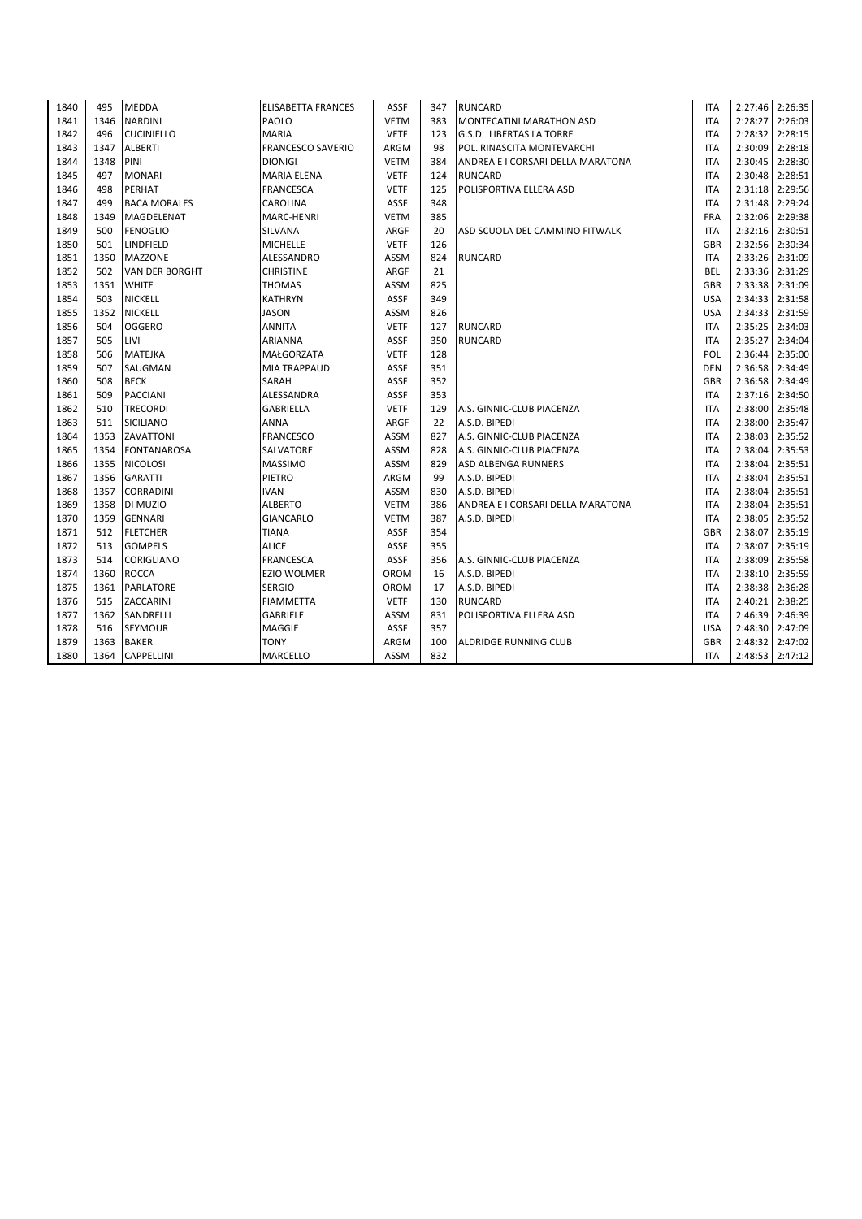| | | | | | | | | | |
|---|---|---|---|---|---|---|---|---|---|
| 1840 | 495 | MEDDA | ELISABETTA FRANCES | ASSF | 347 | RUNCARD | ITA | 2:27:46 | 2:26:35 |
| 1841 | 1346 | NARDINI | PAOLO | VETM | 383 | MONTECATINI MARATHON ASD | ITA | 2:28:27 | 2:26:03 |
| 1842 | 496 | CUCINIELLO | MARIA | VETF | 123 | G.S.D. LIBERTAS LA TORRE | ITA | 2:28:32 | 2:28:15 |
| 1843 | 1347 | ALBERTI | FRANCESCO SAVERIO | ARGM | 98 | POL. RINASCITA MONTEVARCHI | ITA | 2:30:09 | 2:28:18 |
| 1844 | 1348 | PINI | DIONIGI | VETM | 384 | ANDREA E I CORSARI DELLA MARATONA | ITA | 2:30:45 | 2:28:30 |
| 1845 | 497 | MONARI | MARIA ELENA | VETF | 124 | RUNCARD | ITA | 2:30:48 | 2:28:51 |
| 1846 | 498 | PERHAT | FRANCESCA | VETF | 125 | POLISPORTIVA ELLERA ASD | ITA | 2:31:18 | 2:29:56 |
| 1847 | 499 | BACA MORALES | CAROLINA | ASSF | 348 | | ITA | 2:31:48 | 2:29:24 |
| 1848 | 1349 | MAGDELENAT | MARC-HENRI | VETM | 385 | | FRA | 2:32:06 | 2:29:38 |
| 1849 | 500 | FENOGLIO | SILVANA | ARGF | 20 | ASD SCUOLA DEL CAMMINO FITWALK | ITA | 2:32:16 | 2:30:51 |
| 1850 | 501 | LINDFIELD | MICHELLE | VETF | 126 | | GBR | 2:32:56 | 2:30:34 |
| 1851 | 1350 | MAZZONE | ALESSANDRO | ASSM | 824 | RUNCARD | ITA | 2:33:26 | 2:31:09 |
| 1852 | 502 | VAN DER BORGHT | CHRISTINE | ARGF | 21 | | BEL | 2:33:36 | 2:31:29 |
| 1853 | 1351 | WHITE | THOMAS | ASSM | 825 | | GBR | 2:33:38 | 2:31:09 |
| 1854 | 503 | NICKELL | KATHRYN | ASSF | 349 | | USA | 2:34:33 | 2:31:58 |
| 1855 | 1352 | NICKELL | JASON | ASSM | 826 | | USA | 2:34:33 | 2:31:59 |
| 1856 | 504 | OGGERO | ANNITA | VETF | 127 | RUNCARD | ITA | 2:35:25 | 2:34:03 |
| 1857 | 505 | LIVI | ARIANNA | ASSF | 350 | RUNCARD | ITA | 2:35:27 | 2:34:04 |
| 1858 | 506 | MATEJKA | MAŁGORZATA | VETF | 128 | | POL | 2:36:44 | 2:35:00 |
| 1859 | 507 | SAUGMAN | MIA TRAPPAUD | ASSF | 351 | | DEN | 2:36:58 | 2:34:49 |
| 1860 | 508 | BECK | SARAH | ASSF | 352 | | GBR | 2:36:58 | 2:34:49 |
| 1861 | 509 | PACCIANI | ALESSANDRA | ASSF | 353 | | ITA | 2:37:16 | 2:34:50 |
| 1862 | 510 | TRECORDI | GABRIELLA | VETF | 129 | A.S. GINNIC-CLUB PIACENZA | ITA | 2:38:00 | 2:35:48 |
| 1863 | 511 | SICILIANO | ANNA | ARGF | 22 | A.S.D. BIPEDI | ITA | 2:38:00 | 2:35:47 |
| 1864 | 1353 | ZAVATTONI | FRANCESCO | ASSM | 827 | A.S. GINNIC-CLUB PIACENZA | ITA | 2:38:03 | 2:35:52 |
| 1865 | 1354 | FONTANAROSA | SALVATORE | ASSM | 828 | A.S. GINNIC-CLUB PIACENZA | ITA | 2:38:04 | 2:35:53 |
| 1866 | 1355 | NICOLOSI | MASSIMO | ASSM | 829 | ASD ALBENGA RUNNERS | ITA | 2:38:04 | 2:35:51 |
| 1867 | 1356 | GARATTI | PIETRO | ARGM | 99 | A.S.D. BIPEDI | ITA | 2:38:04 | 2:35:51 |
| 1868 | 1357 | CORRADINI | IVAN | ASSM | 830 | A.S.D. BIPEDI | ITA | 2:38:04 | 2:35:51 |
| 1869 | 1358 | DI MUZIO | ALBERTO | VETM | 386 | ANDREA E I CORSARI DELLA MARATONA | ITA | 2:38:04 | 2:35:51 |
| 1870 | 1359 | GENNARI | GIANCARLO | VETM | 387 | A.S.D. BIPEDI | ITA | 2:38:05 | 2:35:52 |
| 1871 | 512 | FLETCHER | TIANA | ASSF | 354 | | GBR | 2:38:07 | 2:35:19 |
| 1872 | 513 | GOMPELS | ALICE | ASSF | 355 | | ITA | 2:38:07 | 2:35:19 |
| 1873 | 514 | CORIGLIANO | FRANCESCA | ASSF | 356 | A.S. GINNIC-CLUB PIACENZA | ITA | 2:38:09 | 2:35:58 |
| 1874 | 1360 | ROCCA | EZIO WOLMER | OROM | 16 | A.S.D. BIPEDI | ITA | 2:38:10 | 2:35:59 |
| 1875 | 1361 | PARLATORE | SERGIO | OROM | 17 | A.S.D. BIPEDI | ITA | 2:38:38 | 2:36:28 |
| 1876 | 515 | ZACCARINI | FIAMMETTA | VETF | 130 | RUNCARD | ITA | 2:40:21 | 2:38:25 |
| 1877 | 1362 | SANDRELLI | GABRIELE | ASSM | 831 | POLISPORTIVA ELLERA ASD | ITA | 2:46:39 | 2:46:39 |
| 1878 | 516 | SEYMOUR | MAGGIE | ASSF | 357 | | USA | 2:48:30 | 2:47:09 |
| 1879 | 1363 | BAKER | TONY | ARGM | 100 | ALDRIDGE RUNNING CLUB | GBR | 2:48:32 | 2:47:02 |
| 1880 | 1364 | CAPPELLINI | MARCELLO | ASSM | 832 | | ITA | 2:48:53 | 2:47:12 |